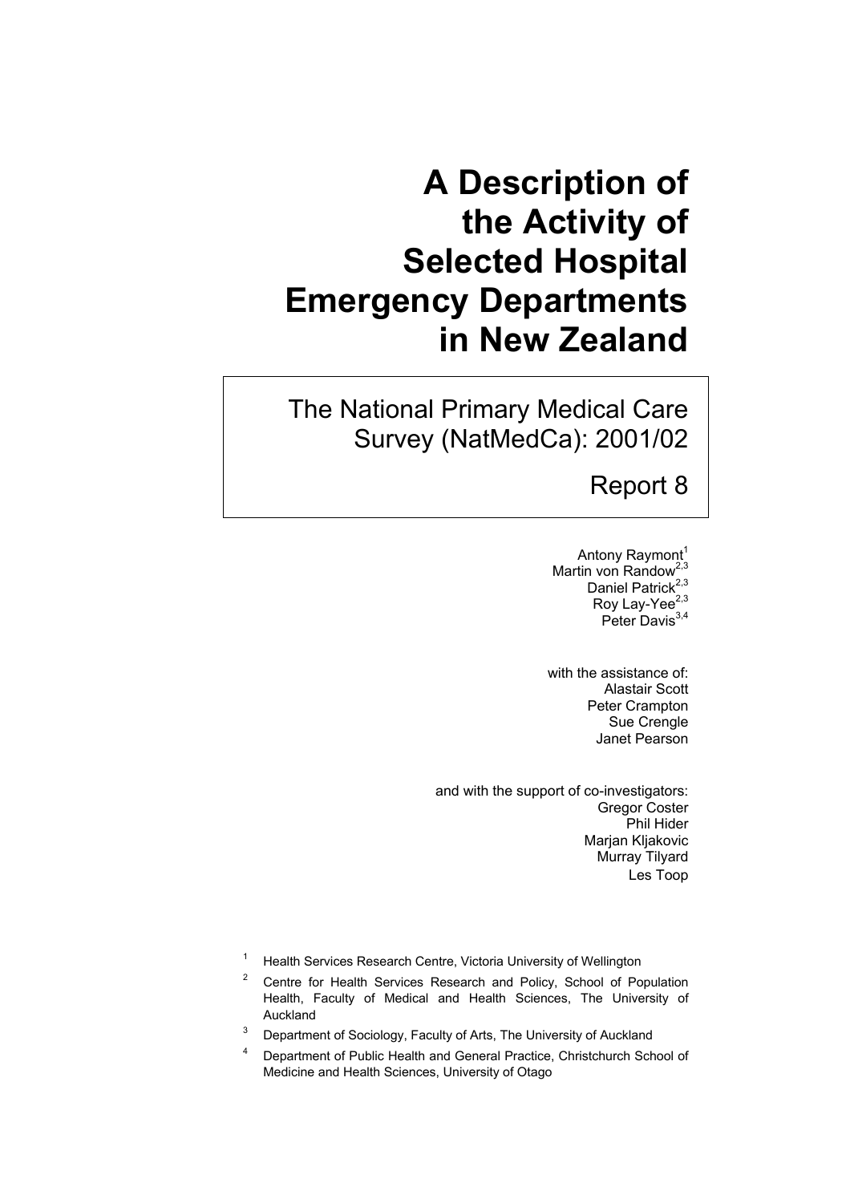# A Description of the Activity of Selected Hospital Emergency Departments in New Zealand

## The National Primary Medical Care Survey (NatMedCa): 2001/02

## Report 8

Antony Raymont[1]
Martin von Randow[2,3]
Daniel Patrick[2,3]
Roy Lay-Yee[2,3]
Peter Davis[3,4]

with the assistance of:
Alastair Scott
Peter Crampton
Sue Crengle
Janet Pearson

and with the support of co-investigators:
Gregor Coster
Phil Hider
Marjan Kljakovic
Murray Tilyard
Les Toop

[1] Health Services Research Centre, Victoria University of Wellington

[2] Centre for Health Services Research and Policy, School of Population Health, Faculty of Medical and Health Sciences, The University of Auckland

[3] Department of Sociology, Faculty of Arts, The University of Auckland

[4] Department of Public Health and General Practice, Christchurch School of Medicine and Health Sciences, University of Otago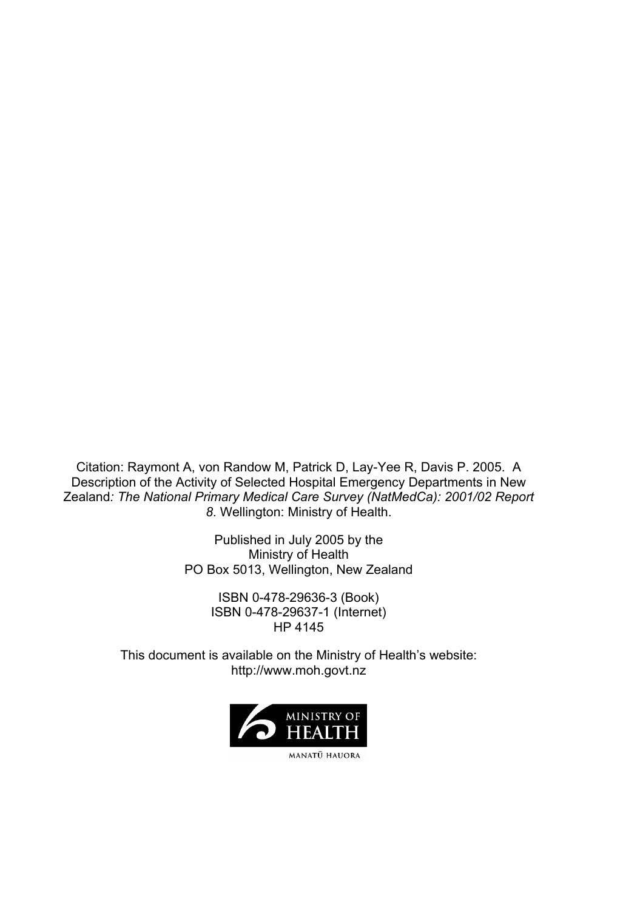Citation: Raymont A, von Randow M, Patrick D, Lay-Yee R, Davis P. 2005. A Description of the Activity of Selected Hospital Emergency Departments in New Zealand*: The National Primary Medical Care Survey (NatMedCa): 2001/02 Report 8*. Wellington: Ministry of Health.

Published in July 2005 by the
Ministry of Health
PO Box 5013, Wellington, New Zealand

ISBN 0-478-29636-3 (Book)
ISBN 0-478-29637-1 (Internet)
HP 4145

This document is available on the Ministry of Health's website:
http://www.moh.govt.nz

MINISTRY OF HEALTH
MANATŪ HAUORA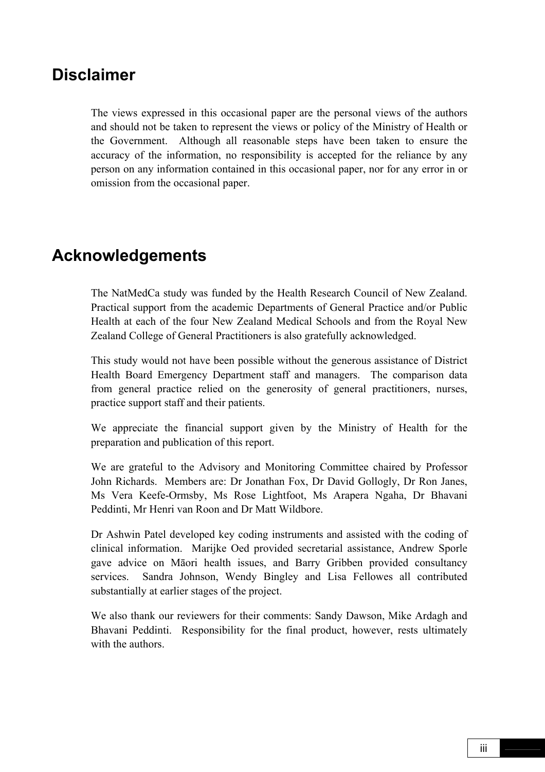# Disclaimer

The views expressed in this occasional paper are the personal views of the authors and should not be taken to represent the views or policy of the Ministry of Health or the Government. Although all reasonable steps have been taken to ensure the accuracy of the information, no responsibility is accepted for the reliance by any person on any information contained in this occasional paper, nor for any error in or omission from the occasional paper.

# Acknowledgements

The NatMedCa study was funded by the Health Research Council of New Zealand. Practical support from the academic Departments of General Practice and/or Public Health at each of the four New Zealand Medical Schools and from the Royal New Zealand College of General Practitioners is also gratefully acknowledged.

This study would not have been possible without the generous assistance of District Health Board Emergency Department staff and managers. The comparison data from general practice relied on the generosity of general practitioners, nurses, practice support staff and their patients.

We appreciate the financial support given by the Ministry of Health for the preparation and publication of this report.

We are grateful to the Advisory and Monitoring Committee chaired by Professor John Richards. Members are: Dr Jonathan Fox, Dr David Gollogly, Dr Ron Janes, Ms Vera Keefe-Ormsby, Ms Rose Lightfoot, Ms Arapera Ngaha, Dr Bhavani Peddinti, Mr Henri van Roon and Dr Matt Wildbore.

Dr Ashwin Patel developed key coding instruments and assisted with the coding of clinical information. Marijke Oed provided secretarial assistance, Andrew Sporle gave advice on Māori health issues, and Barry Gribben provided consultancy services. Sandra Johnson, Wendy Bingley and Lisa Fellowes all contributed substantially at earlier stages of the project.

We also thank our reviewers for their comments: Sandy Dawson, Mike Ardagh and Bhavani Peddinti. Responsibility for the final product, however, rests ultimately with the authors.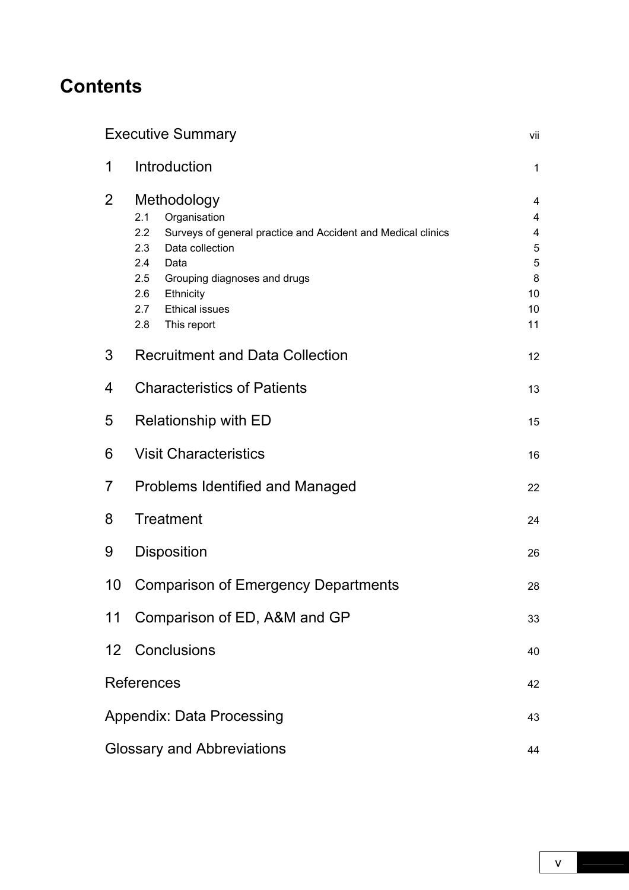# Contents

| | | |
|---|---|---|
| Executive Summary | | vii |
| 1 | Introduction | 1 |
| 2 | Methodology | 4 |
| | 2.1 Organisation | 4 |
| | 2.2 Surveys of general practice and Accident and Medical clinics | 4 |
| | 2.3 Data collection | 5 |
| | 2.4 Data | 5 |
| | 2.5 Grouping diagnoses and drugs | 8 |
| | 2.6 Ethnicity | 10 |
| | 2.7 Ethical issues | 10 |
| | 2.8 This report | 11 |
| 3 | Recruitment and Data Collection | 12 |
| 4 | Characteristics of Patients | 13 |
| 5 | Relationship with ED | 15 |
| 6 | Visit Characteristics | 16 |
| 7 | Problems Identified and Managed | 22 |
| 8 | Treatment | 24 |
| 9 | Disposition | 26 |
| 10 | Comparison of Emergency Departments | 28 |
| 11 | Comparison of ED, A&M and GP | 33 |
| 12 | Conclusions | 40 |
| References | | 42 |
| Appendix: Data Processing | | 43 |
| Glossary and Abbreviations | | 44 |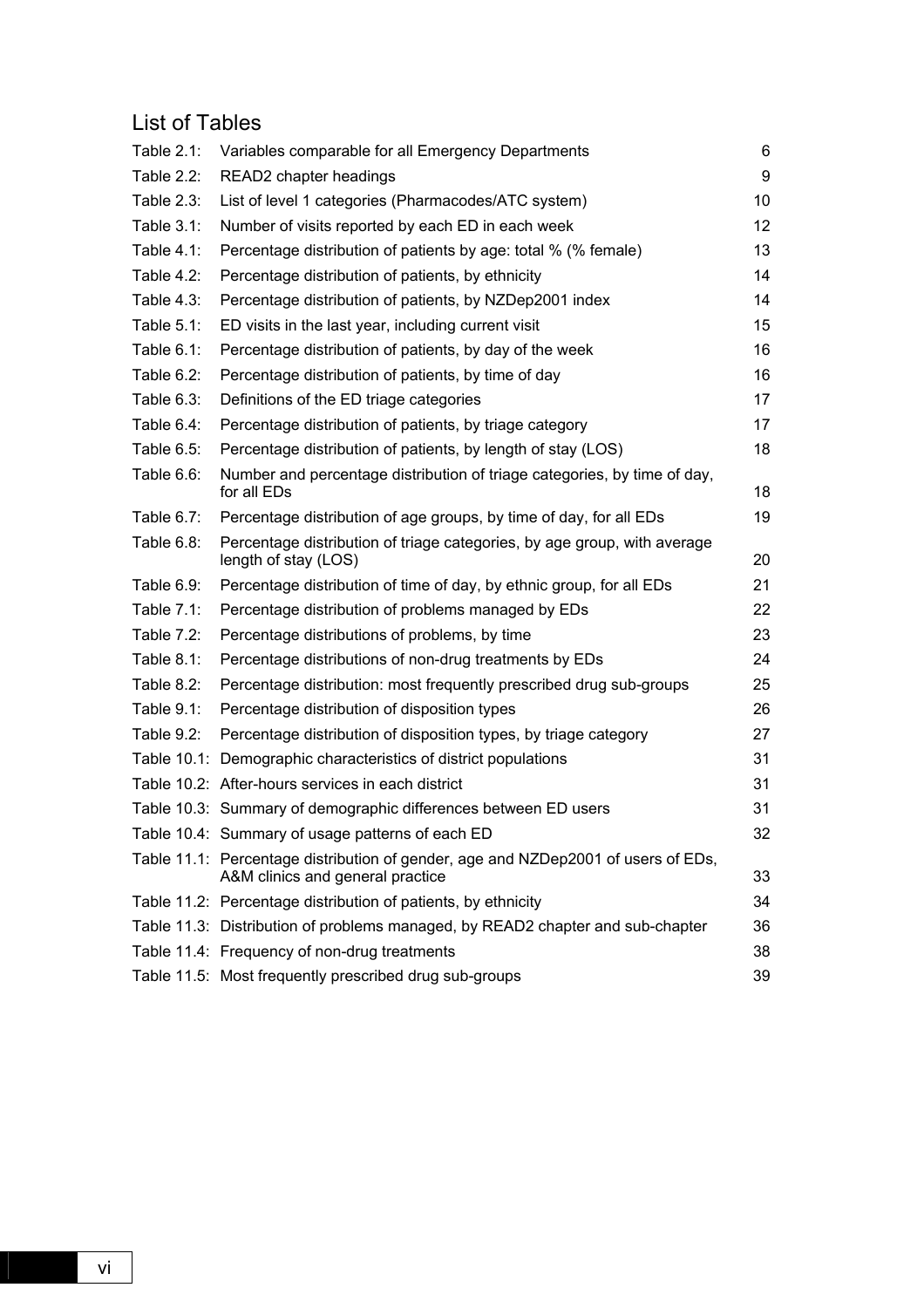## List of Tables

| | | |
|---|---|---|
| Table 2.1: | Variables comparable for all Emergency Departments | 6 |
| Table 2.2: | READ2 chapter headings | 9 |
| Table 2.3: | List of level 1 categories (Pharmacodes/ATC system) | 10 |
| Table 3.1: | Number of visits reported by each ED in each week | 12 |
| Table 4.1: | Percentage distribution of patients by age: total % (% female) | 13 |
| Table 4.2: | Percentage distribution of patients, by ethnicity | 14 |
| Table 4.3: | Percentage distribution of patients, by NZDep2001 index | 14 |
| Table 5.1: | ED visits in the last year, including current visit | 15 |
| Table 6.1: | Percentage distribution of patients, by day of the week | 16 |
| Table 6.2: | Percentage distribution of patients, by time of day | 16 |
| Table 6.3: | Definitions of the ED triage categories | 17 |
| Table 6.4: | Percentage distribution of patients, by triage category | 17 |
| Table 6.5: | Percentage distribution of patients, by length of stay (LOS) | 18 |
| Table 6.6: | Number and percentage distribution of triage categories, by time of day, for all EDs | 18 |
| Table 6.7: | Percentage distribution of age groups, by time of day, for all EDs | 19 |
| Table 6.8: | Percentage distribution of triage categories, by age group, with average length of stay (LOS) | 20 |
| Table 6.9: | Percentage distribution of time of day, by ethnic group, for all EDs | 21 |
| Table 7.1: | Percentage distribution of problems managed by EDs | 22 |
| Table 7.2: | Percentage distributions of problems, by time | 23 |
| Table 8.1: | Percentage distributions of non-drug treatments by EDs | 24 |
| Table 8.2: | Percentage distribution: most frequently prescribed drug sub-groups | 25 |
| Table 9.1: | Percentage distribution of disposition types | 26 |
| Table 9.2: | Percentage distribution of disposition types, by triage category | 27 |
| Table 10.1: | Demographic characteristics of district populations | 31 |
| Table 10.2: | After-hours services in each district | 31 |
| Table 10.3: | Summary of demographic differences between ED users | 31 |
| Table 10.4: | Summary of usage patterns of each ED | 32 |
| Table 11.1: | Percentage distribution of gender, age and NZDep2001 of users of EDs, A&M clinics and general practice | 33 |
| Table 11.2: | Percentage distribution of patients, by ethnicity | 34 |
| Table 11.3: | Distribution of problems managed, by READ2 chapter and sub-chapter | 36 |
| Table 11.4: | Frequency of non-drug treatments | 38 |
| Table 11.5: | Most frequently prescribed drug sub-groups | 39 |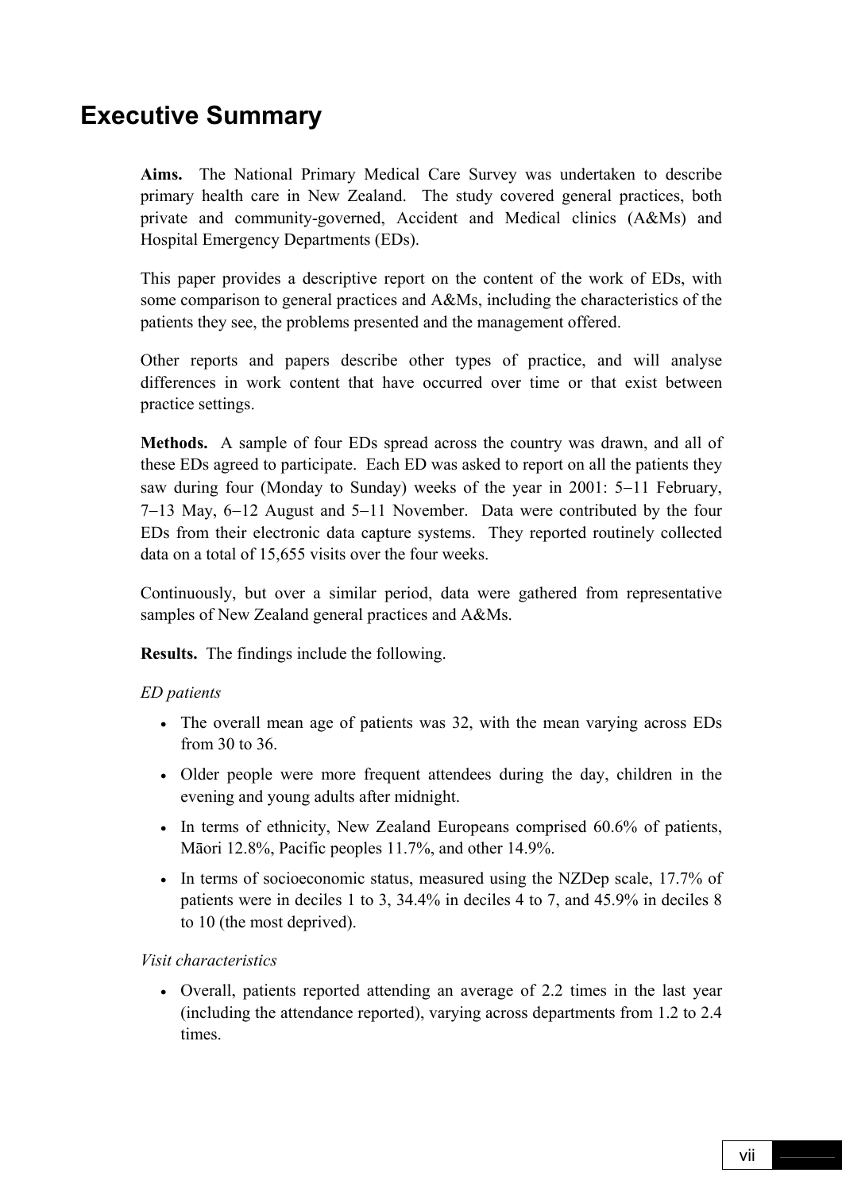# Executive Summary

**Aims.** The National Primary Medical Care Survey was undertaken to describe primary health care in New Zealand. The study covered general practices, both private and community-governed, Accident and Medical clinics (A&Ms) and Hospital Emergency Departments (EDs).

This paper provides a descriptive report on the content of the work of EDs, with some comparison to general practices and A&Ms, including the characteristics of the patients they see, the problems presented and the management offered.

Other reports and papers describe other types of practice, and will analyse differences in work content that have occurred over time or that exist between practice settings.

**Methods.** A sample of four EDs spread across the country was drawn, and all of these EDs agreed to participate. Each ED was asked to report on all the patients they saw during four (Monday to Sunday) weeks of the year in 2001: 5–11 February, 7–13 May, 6–12 August and 5–11 November. Data were contributed by the four EDs from their electronic data capture systems. They reported routinely collected data on a total of 15,655 visits over the four weeks.

Continuously, but over a similar period, data were gathered from representative samples of New Zealand general practices and A&Ms.

**Results.** The findings include the following.

*ED patients*

- The overall mean age of patients was 32, with the mean varying across EDs from 30 to 36.
- Older people were more frequent attendees during the day, children in the evening and young adults after midnight.
- In terms of ethnicity, New Zealand Europeans comprised 60.6% of patients, Māori 12.8%, Pacific peoples 11.7%, and other 14.9%.
- In terms of socioeconomic status, measured using the NZDep scale, 17.7% of patients were in deciles 1 to 3, 34.4% in deciles 4 to 7, and 45.9% in deciles 8 to 10 (the most deprived).

*Visit characteristics*

- Overall, patients reported attending an average of 2.2 times in the last year (including the attendance reported), varying across departments from 1.2 to 2.4 times.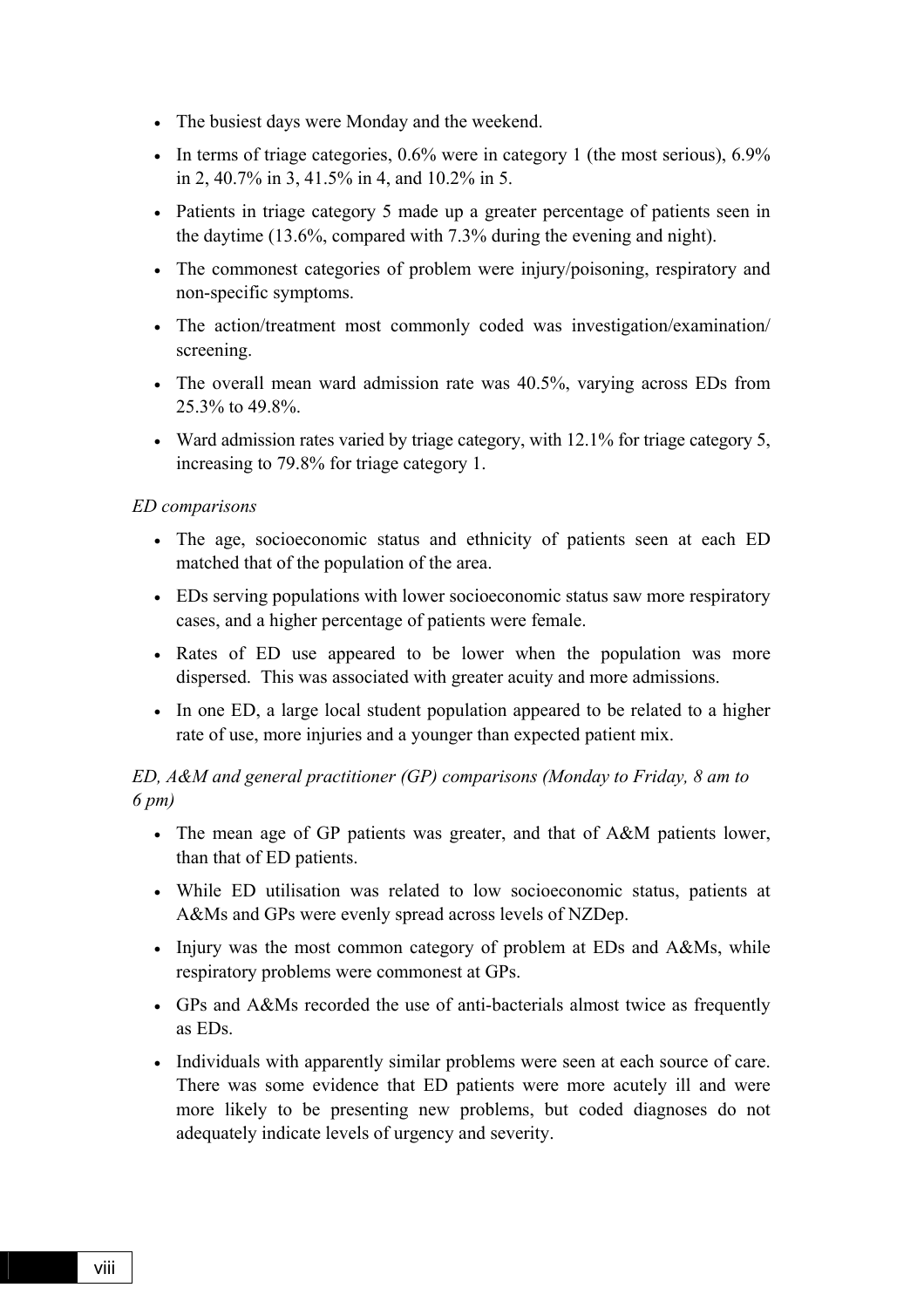- The busiest days were Monday and the weekend.
- In terms of triage categories, 0.6% were in category 1 (the most serious), 6.9% in 2, 40.7% in 3, 41.5% in 4, and 10.2% in 5.
- Patients in triage category 5 made up a greater percentage of patients seen in the daytime (13.6%, compared with 7.3% during the evening and night).
- The commonest categories of problem were injury/poisoning, respiratory and non-specific symptoms.
- The action/treatment most commonly coded was investigation/examination/ screening.
- The overall mean ward admission rate was 40.5%, varying across EDs from 25.3% to 49.8%.
- Ward admission rates varied by triage category, with 12.1% for triage category 5, increasing to 79.8% for triage category 1.

*ED comparisons*

- The age, socioeconomic status and ethnicity of patients seen at each ED matched that of the population of the area.
- EDs serving populations with lower socioeconomic status saw more respiratory cases, and a higher percentage of patients were female.
- Rates of ED use appeared to be lower when the population was more dispersed. This was associated with greater acuity and more admissions.
- In one ED, a large local student population appeared to be related to a higher rate of use, more injuries and a younger than expected patient mix.

*ED, A&M and general practitioner (GP) comparisons (Monday to Friday, 8 am to 6 pm)*

- The mean age of GP patients was greater, and that of A&M patients lower, than that of ED patients.
- While ED utilisation was related to low socioeconomic status, patients at A&Ms and GPs were evenly spread across levels of NZDep.
- Injury was the most common category of problem at EDs and A&Ms, while respiratory problems were commonest at GPs.
- GPs and A&Ms recorded the use of anti-bacterials almost twice as frequently as EDs.
- Individuals with apparently similar problems were seen at each source of care. There was some evidence that ED patients were more acutely ill and were more likely to be presenting new problems, but coded diagnoses do not adequately indicate levels of urgency and severity.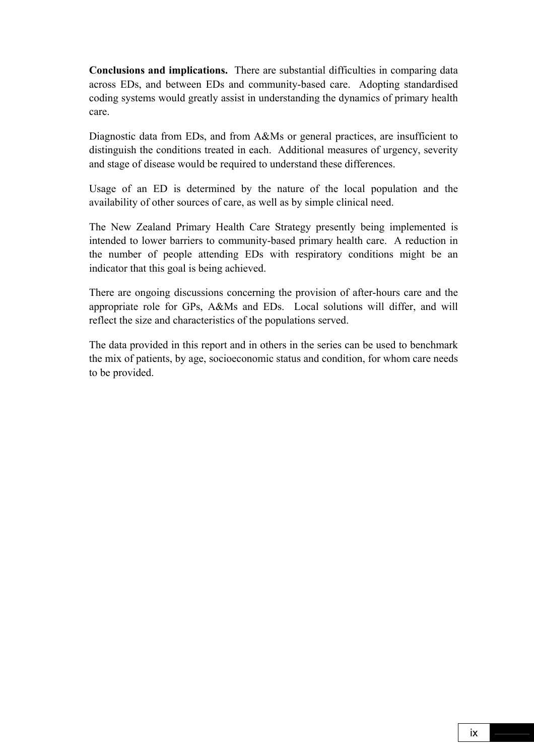**Conclusions and implications.** There are substantial difficulties in comparing data across EDs, and between EDs and community-based care. Adopting standardised coding systems would greatly assist in understanding the dynamics of primary health care.

Diagnostic data from EDs, and from A&Ms or general practices, are insufficient to distinguish the conditions treated in each. Additional measures of urgency, severity and stage of disease would be required to understand these differences.

Usage of an ED is determined by the nature of the local population and the availability of other sources of care, as well as by simple clinical need.

The New Zealand Primary Health Care Strategy presently being implemented is intended to lower barriers to community-based primary health care. A reduction in the number of people attending EDs with respiratory conditions might be an indicator that this goal is being achieved.

There are ongoing discussions concerning the provision of after-hours care and the appropriate role for GPs, A&Ms and EDs. Local solutions will differ, and will reflect the size and characteristics of the populations served.

The data provided in this report and in others in the series can be used to benchmark the mix of patients, by age, socioeconomic status and condition, for whom care needs to be provided.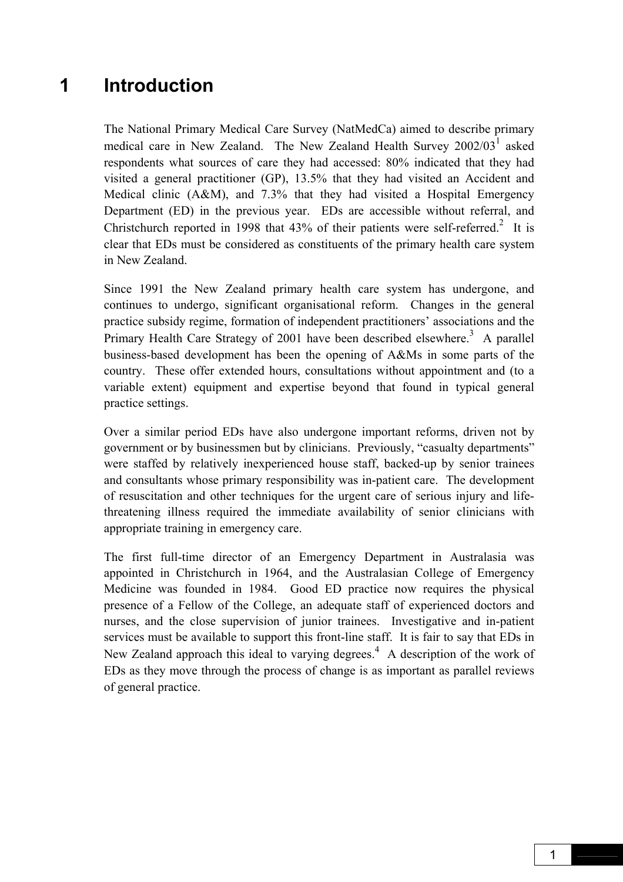# 1 Introduction

The National Primary Medical Care Survey (NatMedCa) aimed to describe primary medical care in New Zealand. The New Zealand Health Survey 2002/03[1] asked respondents what sources of care they had accessed: 80% indicated that they had visited a general practitioner (GP), 13.5% that they had visited an Accident and Medical clinic (A&M), and 7.3% that they had visited a Hospital Emergency Department (ED) in the previous year. EDs are accessible without referral, and Christchurch reported in 1998 that 43% of their patients were self-referred.[2] It is clear that EDs must be considered as constituents of the primary health care system in New Zealand.

Since 1991 the New Zealand primary health care system has undergone, and continues to undergo, significant organisational reform. Changes in the general practice subsidy regime, formation of independent practitioners' associations and the Primary Health Care Strategy of 2001 have been described elsewhere.[3] A parallel business-based development has been the opening of A&Ms in some parts of the country. These offer extended hours, consultations without appointment and (to a variable extent) equipment and expertise beyond that found in typical general practice settings.

Over a similar period EDs have also undergone important reforms, driven not by government or by businessmen but by clinicians. Previously, "casualty departments" were staffed by relatively inexperienced house staff, backed-up by senior trainees and consultants whose primary responsibility was in-patient care. The development of resuscitation and other techniques for the urgent care of serious injury and life-threatening illness required the immediate availability of senior clinicians with appropriate training in emergency care.

The first full-time director of an Emergency Department in Australasia was appointed in Christchurch in 1964, and the Australasian College of Emergency Medicine was founded in 1984. Good ED practice now requires the physical presence of a Fellow of the College, an adequate staff of experienced doctors and nurses, and the close supervision of junior trainees. Investigative and in-patient services must be available to support this front-line staff. It is fair to say that EDs in New Zealand approach this ideal to varying degrees.[4] A description of the work of EDs as they move through the process of change is as important as parallel reviews of general practice.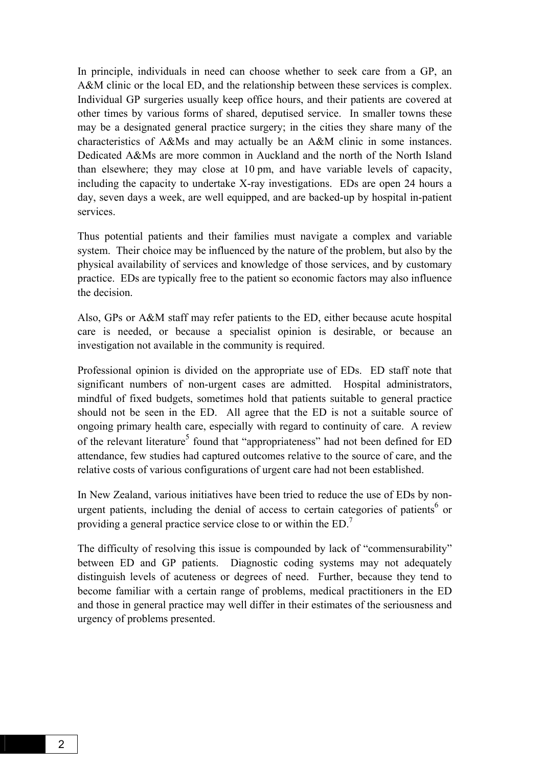In principle, individuals in need can choose whether to seek care from a GP, an A&M clinic or the local ED, and the relationship between these services is complex. Individual GP surgeries usually keep office hours, and their patients are covered at other times by various forms of shared, deputised service. In smaller towns these may be a designated general practice surgery; in the cities they share many of the characteristics of A&Ms and may actually be an A&M clinic in some instances. Dedicated A&Ms are more common in Auckland and the north of the North Island than elsewhere; they may close at 10 pm, and have variable levels of capacity, including the capacity to undertake X-ray investigations. EDs are open 24 hours a day, seven days a week, are well equipped, and are backed-up by hospital in-patient services.

Thus potential patients and their families must navigate a complex and variable system. Their choice may be influenced by the nature of the problem, but also by the physical availability of services and knowledge of those services, and by customary practice. EDs are typically free to the patient so economic factors may also influence the decision.

Also, GPs or A&M staff may refer patients to the ED, either because acute hospital care is needed, or because a specialist opinion is desirable, or because an investigation not available in the community is required.

Professional opinion is divided on the appropriate use of EDs. ED staff note that significant numbers of non-urgent cases are admitted. Hospital administrators, mindful of fixed budgets, sometimes hold that patients suitable to general practice should not be seen in the ED. All agree that the ED is not a suitable source of ongoing primary health care, especially with regard to continuity of care. A review of the relevant literature[5] found that "appropriateness" had not been defined for ED attendance, few studies had captured outcomes relative to the source of care, and the relative costs of various configurations of urgent care had not been established.

In New Zealand, various initiatives have been tried to reduce the use of EDs by non-urgent patients, including the denial of access to certain categories of patients[6] or providing a general practice service close to or within the ED.[7]

The difficulty of resolving this issue is compounded by lack of "commensurability" between ED and GP patients. Diagnostic coding systems may not adequately distinguish levels of acuteness or degrees of need. Further, because they tend to become familiar with a certain range of problems, medical practitioners in the ED and those in general practice may well differ in their estimates of the seriousness and urgency of problems presented.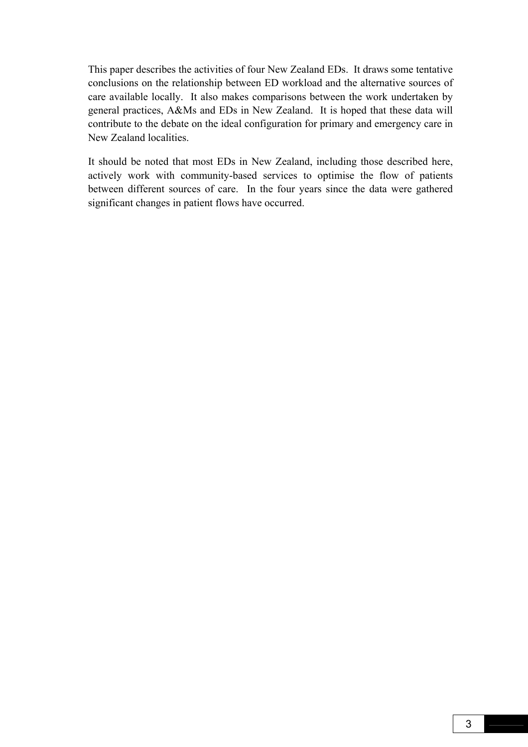This paper describes the activities of four New Zealand EDs. It draws some tentative conclusions on the relationship between ED workload and the alternative sources of care available locally. It also makes comparisons between the work undertaken by general practices, A&Ms and EDs in New Zealand. It is hoped that these data will contribute to the debate on the ideal configuration for primary and emergency care in New Zealand localities.

It should be noted that most EDs in New Zealand, including those described here, actively work with community-based services to optimise the flow of patients between different sources of care. In the four years since the data were gathered significant changes in patient flows have occurred.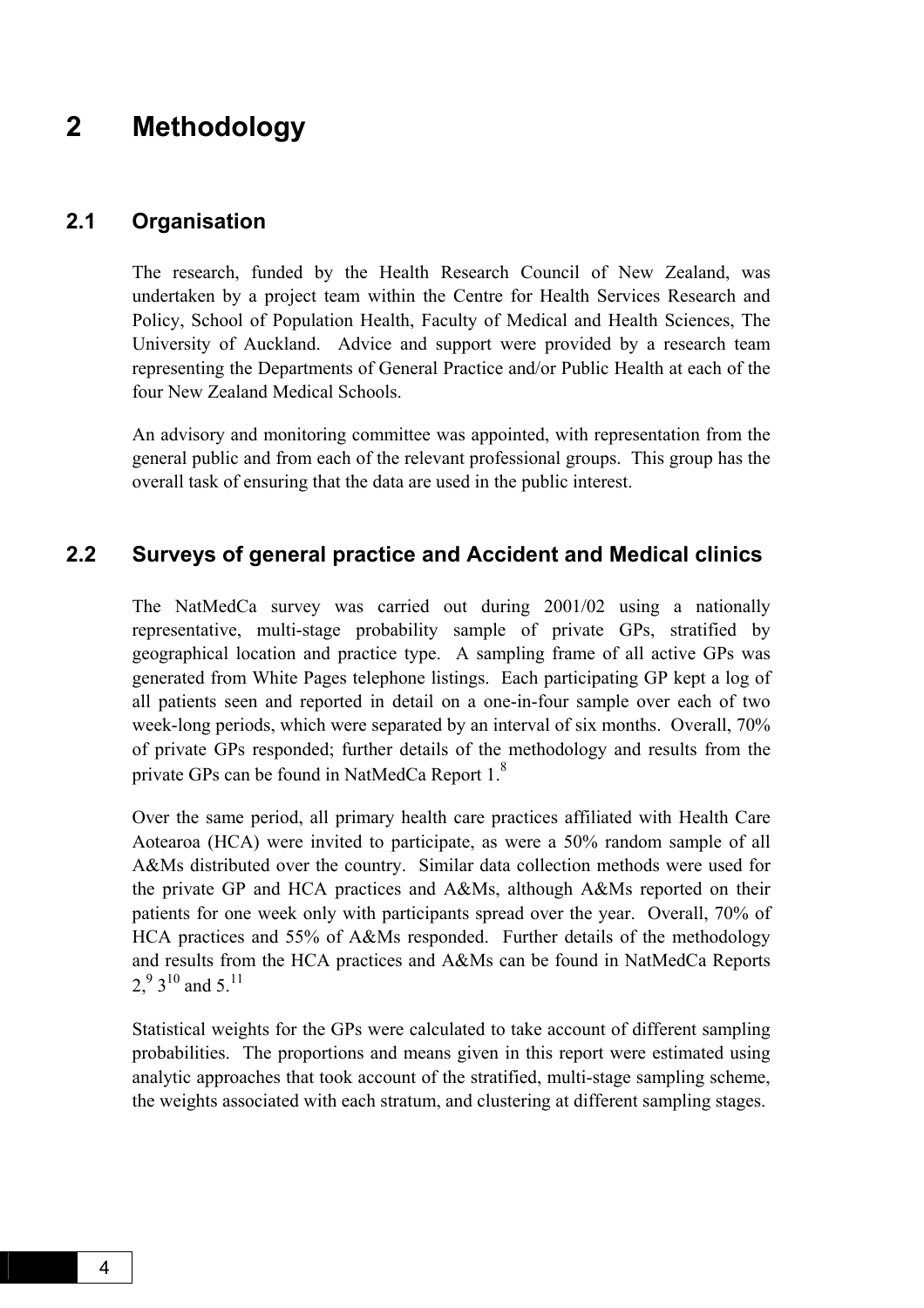# 2 Methodology

## 2.1 Organisation

The research, funded by the Health Research Council of New Zealand, was undertaken by a project team within the Centre for Health Services Research and Policy, School of Population Health, Faculty of Medical and Health Sciences, The University of Auckland. Advice and support were provided by a research team representing the Departments of General Practice and/or Public Health at each of the four New Zealand Medical Schools.

An advisory and monitoring committee was appointed, with representation from the general public and from each of the relevant professional groups. This group has the overall task of ensuring that the data are used in the public interest.

## 2.2 Surveys of general practice and Accident and Medical clinics

The NatMedCa survey was carried out during 2001/02 using a nationally representative, multi-stage probability sample of private GPs, stratified by geographical location and practice type. A sampling frame of all active GPs was generated from White Pages telephone listings. Each participating GP kept a log of all patients seen and reported in detail on a one-in-four sample over each of two week-long periods, which were separated by an interval of six months. Overall, 70% of private GPs responded; further details of the methodology and results from the private GPs can be found in NatMedCa Report 1.[8]

Over the same period, all primary health care practices affiliated with Health Care Aotearoa (HCA) were invited to participate, as were a 50% random sample of all A&Ms distributed over the country. Similar data collection methods were used for the private GP and HCA practices and A&Ms, although A&Ms reported on their patients for one week only with participants spread over the year. Overall, 70% of HCA practices and 55% of A&Ms responded. Further details of the methodology and results from the HCA practices and A&Ms can be found in NatMedCa Reports 2,[9] 3[10] and 5.[11]

Statistical weights for the GPs were calculated to take account of different sampling probabilities. The proportions and means given in this report were estimated using analytic approaches that took account of the stratified, multi-stage sampling scheme, the weights associated with each stratum, and clustering at different sampling stages.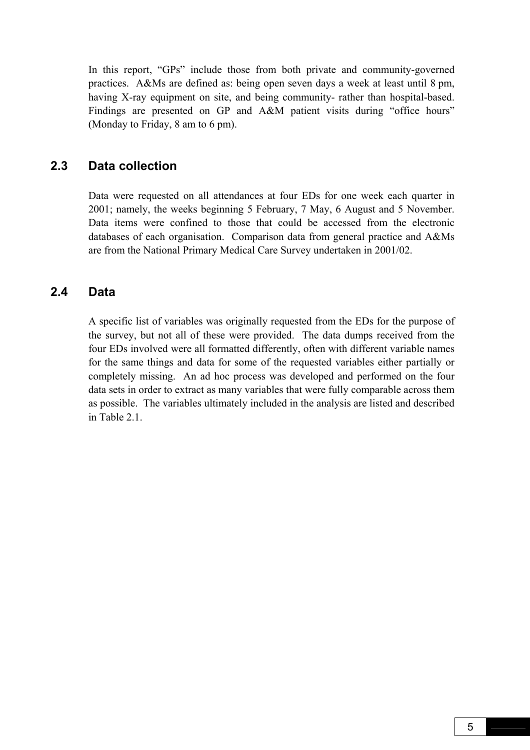In this report, "GPs" include those from both private and community-governed practices. A&Ms are defined as: being open seven days a week at least until 8 pm, having X-ray equipment on site, and being community- rather than hospital-based. Findings are presented on GP and A&M patient visits during "office hours" (Monday to Friday, 8 am to 6 pm).

## 2.3 Data collection

Data were requested on all attendances at four EDs for one week each quarter in 2001; namely, the weeks beginning 5 February, 7 May, 6 August and 5 November. Data items were confined to those that could be accessed from the electronic databases of each organisation. Comparison data from general practice and A&Ms are from the National Primary Medical Care Survey undertaken in 2001/02.

## 2.4 Data

A specific list of variables was originally requested from the EDs for the purpose of the survey, but not all of these were provided. The data dumps received from the four EDs involved were all formatted differently, often with different variable names for the same things and data for some of the requested variables either partially or completely missing. An ad hoc process was developed and performed on the four data sets in order to extract as many variables that were fully comparable across them as possible. The variables ultimately included in the analysis are listed and described in Table 2.1.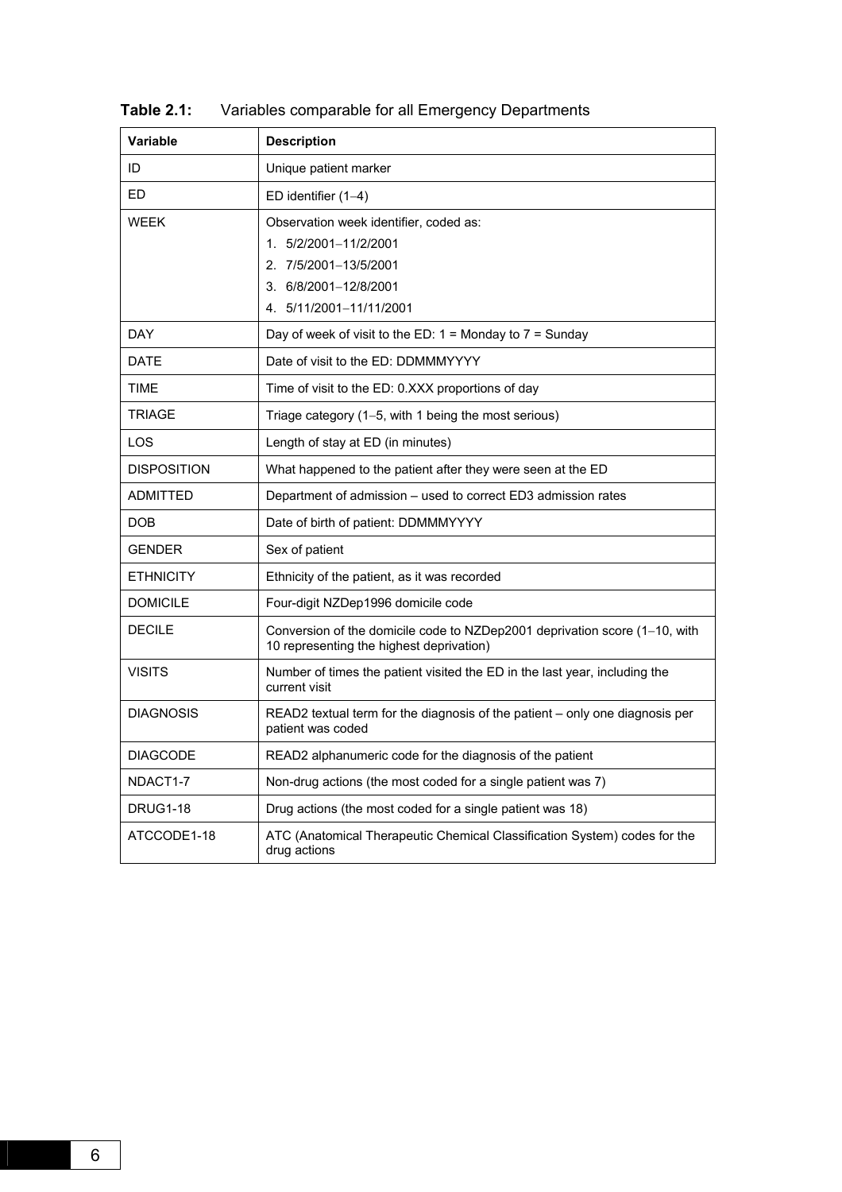**Table 2.1:** Variables comparable for all Emergency Departments

| Variable | Description |
| --- | --- |
| ID | Unique patient marker |
| ED | ED identifier (1–4) |
| WEEK | Observation week identifier, coded as:<br>1. 5/2/2001–11/2/2001<br>2. 7/5/2001–13/5/2001<br>3. 6/8/2001–12/8/2001<br>4. 5/11/2001–11/11/2001 |
| DAY | Day of week of visit to the ED: 1 = Monday to 7 = Sunday |
| DATE | Date of visit to the ED: DDMMMYYYY |
| TIME | Time of visit to the ED: 0.XXX proportions of day |
| TRIAGE | Triage category (1–5, with 1 being the most serious) |
| LOS | Length of stay at ED (in minutes) |
| DISPOSITION | What happened to the patient after they were seen at the ED |
| ADMITTED | Department of admission – used to correct ED3 admission rates |
| DOB | Date of birth of patient: DDMMMYYYY |
| GENDER | Sex of patient |
| ETHNICITY | Ethnicity of the patient, as it was recorded |
| DOMICILE | Four-digit NZDep1996 domicile code |
| DECILE | Conversion of the domicile code to NZDep2001 deprivation score (1–10, with 10 representing the highest deprivation) |
| VISITS | Number of times the patient visited the ED in the last year, including the current visit |
| DIAGNOSIS | READ2 textual term for the diagnosis of the patient – only one diagnosis per patient was coded |
| DIAGCODE | READ2 alphanumeric code for the diagnosis of the patient |
| NDACT1-7 | Non-drug actions (the most coded for a single patient was 7) |
| DRUG1-18 | Drug actions (the most coded for a single patient was 18) |
| ATCCODE1-18 | ATC (Anatomical Therapeutic Chemical Classification System) codes for the drug actions |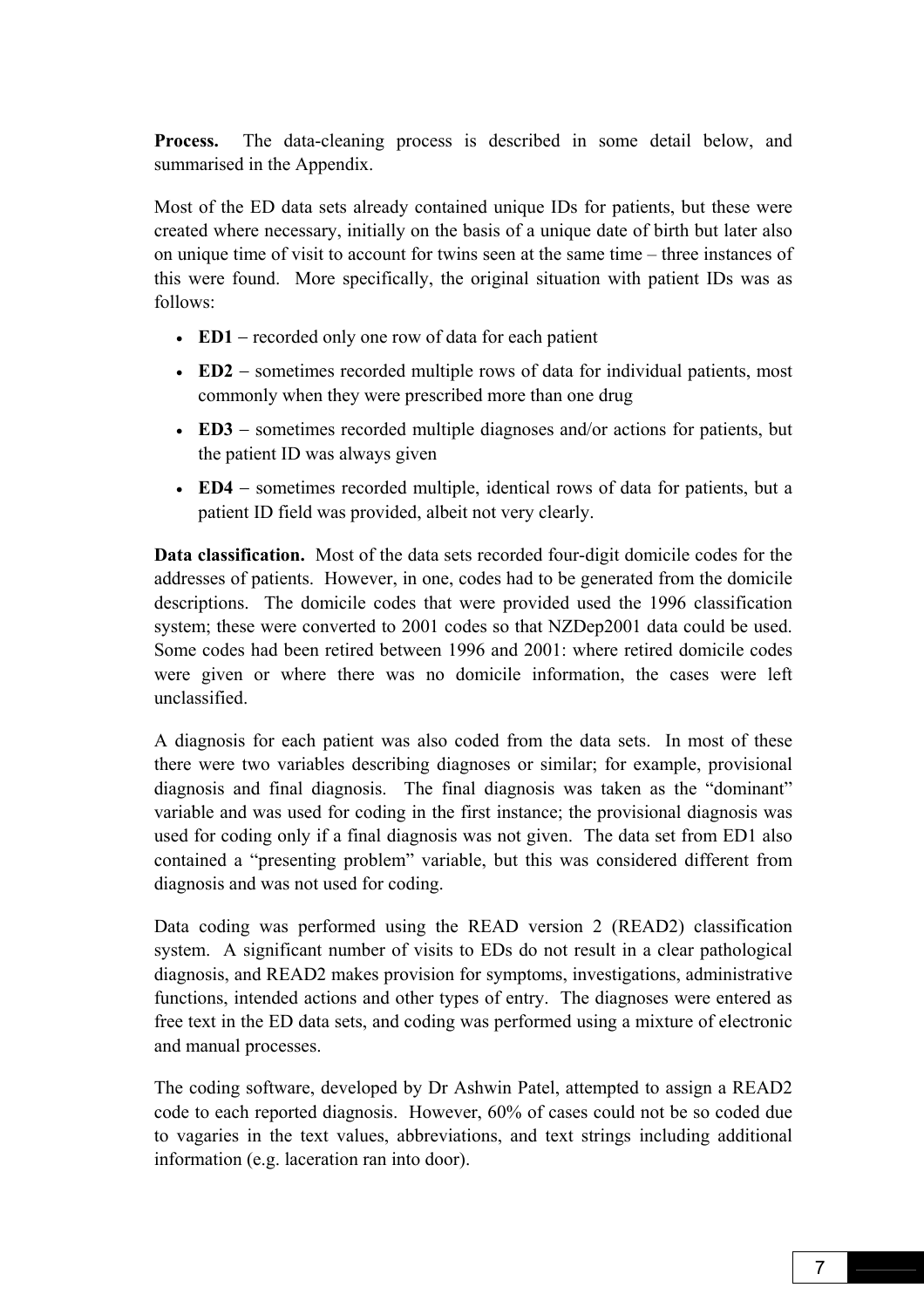**Process.** The data-cleaning process is described in some detail below, and summarised in the Appendix.

Most of the ED data sets already contained unique IDs for patients, but these were created where necessary, initially on the basis of a unique date of birth but later also on unique time of visit to account for twins seen at the same time – three instances of this were found. More specifically, the original situation with patient IDs was as follows:

- **ED1** – recorded only one row of data for each patient
- **ED2** – sometimes recorded multiple rows of data for individual patients, most commonly when they were prescribed more than one drug
- **ED3** – sometimes recorded multiple diagnoses and/or actions for patients, but the patient ID was always given
- **ED4** – sometimes recorded multiple, identical rows of data for patients, but a patient ID field was provided, albeit not very clearly.

**Data classification.** Most of the data sets recorded four-digit domicile codes for the addresses of patients. However, in one, codes had to be generated from the domicile descriptions. The domicile codes that were provided used the 1996 classification system; these were converted to 2001 codes so that NZDep2001 data could be used. Some codes had been retired between 1996 and 2001: where retired domicile codes were given or where there was no domicile information, the cases were left unclassified.

A diagnosis for each patient was also coded from the data sets. In most of these there were two variables describing diagnoses or similar; for example, provisional diagnosis and final diagnosis. The final diagnosis was taken as the "dominant" variable and was used for coding in the first instance; the provisional diagnosis was used for coding only if a final diagnosis was not given. The data set from ED1 also contained a "presenting problem" variable, but this was considered different from diagnosis and was not used for coding.

Data coding was performed using the READ version 2 (READ2) classification system. A significant number of visits to EDs do not result in a clear pathological diagnosis, and READ2 makes provision for symptoms, investigations, administrative functions, intended actions and other types of entry. The diagnoses were entered as free text in the ED data sets, and coding was performed using a mixture of electronic and manual processes.

The coding software, developed by Dr Ashwin Patel, attempted to assign a READ2 code to each reported diagnosis. However, 60% of cases could not be so coded due to vagaries in the text values, abbreviations, and text strings including additional information (e.g. laceration ran into door).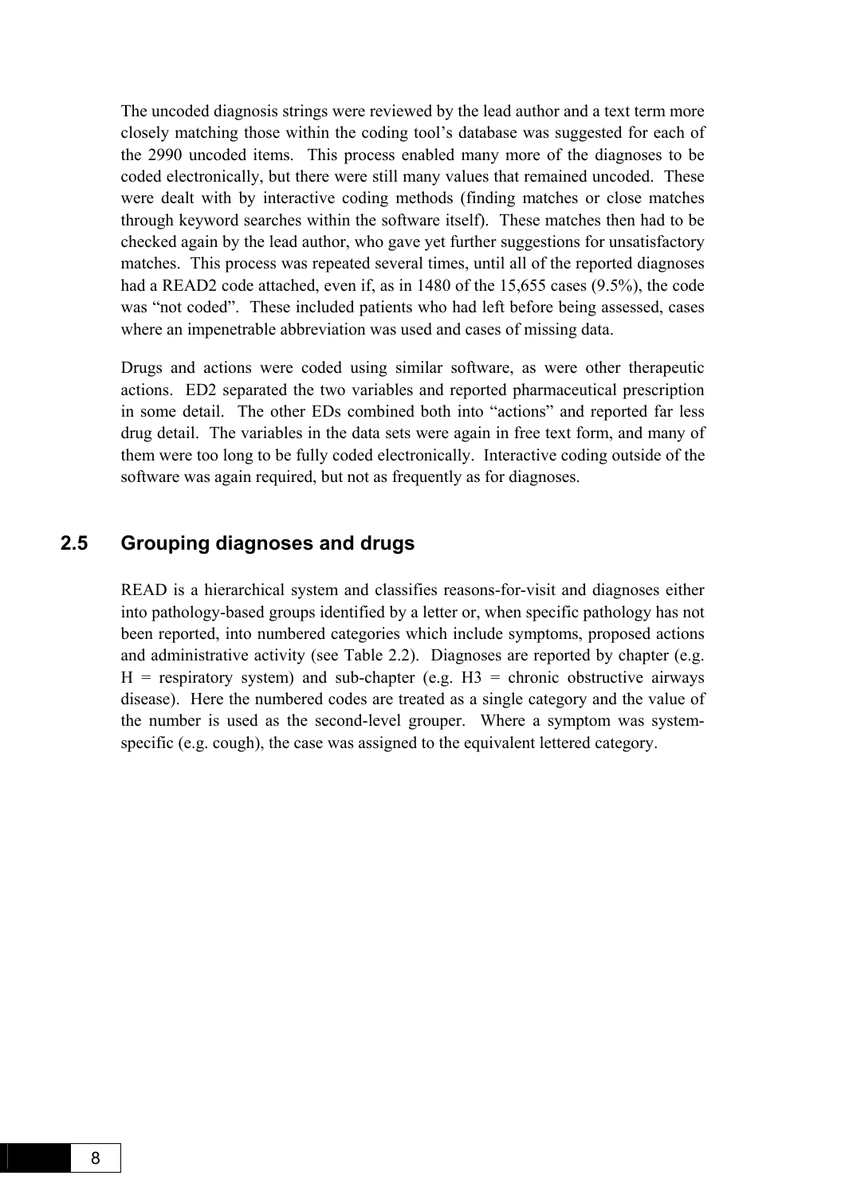The uncoded diagnosis strings were reviewed by the lead author and a text term more closely matching those within the coding tool's database was suggested for each of the 2990 uncoded items. This process enabled many more of the diagnoses to be coded electronically, but there were still many values that remained uncoded. These were dealt with by interactive coding methods (finding matches or close matches through keyword searches within the software itself). These matches then had to be checked again by the lead author, who gave yet further suggestions for unsatisfactory matches. This process was repeated several times, until all of the reported diagnoses had a READ2 code attached, even if, as in 1480 of the 15,655 cases (9.5%), the code was "not coded". These included patients who had left before being assessed, cases where an impenetrable abbreviation was used and cases of missing data.

Drugs and actions were coded using similar software, as were other therapeutic actions. ED2 separated the two variables and reported pharmaceutical prescription in some detail. The other EDs combined both into "actions" and reported far less drug detail. The variables in the data sets were again in free text form, and many of them were too long to be fully coded electronically. Interactive coding outside of the software was again required, but not as frequently as for diagnoses.

## 2.5 Grouping diagnoses and drugs

READ is a hierarchical system and classifies reasons-for-visit and diagnoses either into pathology-based groups identified by a letter or, when specific pathology has not been reported, into numbered categories which include symptoms, proposed actions and administrative activity (see Table 2.2). Diagnoses are reported by chapter (e.g. H = respiratory system) and sub-chapter (e.g. H3 = chronic obstructive airways disease). Here the numbered codes are treated as a single category and the value of the number is used as the second-level grouper. Where a symptom was system-specific (e.g. cough), the case was assigned to the equivalent lettered category.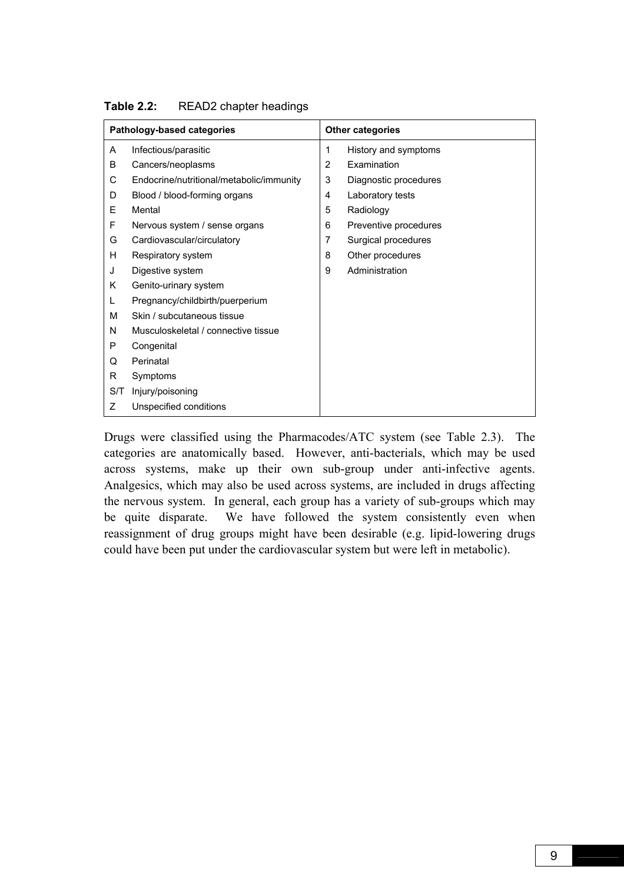**Table 2.2:** READ2 chapter headings

| Pathology-based categories | | Other categories | |
|---|---|---|---|
| A | Infectious/parasitic | 1 | History and symptoms |
| B | Cancers/neoplasms | 2 | Examination |
| C | Endocrine/nutritional/metabolic/immunity | 3 | Diagnostic procedures |
| D | Blood / blood-forming organs | 4 | Laboratory tests |
| E | Mental | 5 | Radiology |
| F | Nervous system / sense organs | 6 | Preventive procedures |
| G | Cardiovascular/circulatory | 7 | Surgical procedures |
| H | Respiratory system | 8 | Other procedures |
| J | Digestive system | 9 | Administration |
| K | Genito-urinary system | | |
| L | Pregnancy/childbirth/puerperium | | |
| M | Skin / subcutaneous tissue | | |
| N | Musculoskeletal / connective tissue | | |
| P | Congenital | | |
| Q | Perinatal | | |
| R | Symptoms | | |
| S/T | Injury/poisoning | | |
| Z | Unspecified conditions | | |

Drugs were classified using the Pharmacodes/ATC system (see Table 2.3). The categories are anatomically based. However, anti-bacterials, which may be used across systems, make up their own sub-group under anti-infective agents. Analgesics, which may also be used across systems, are included in drugs affecting the nervous system. In general, each group has a variety of sub-groups which may be quite disparate. We have followed the system consistently even when reassignment of drug groups might have been desirable (e.g. lipid-lowering drugs could have been put under the cardiovascular system but were left in metabolic).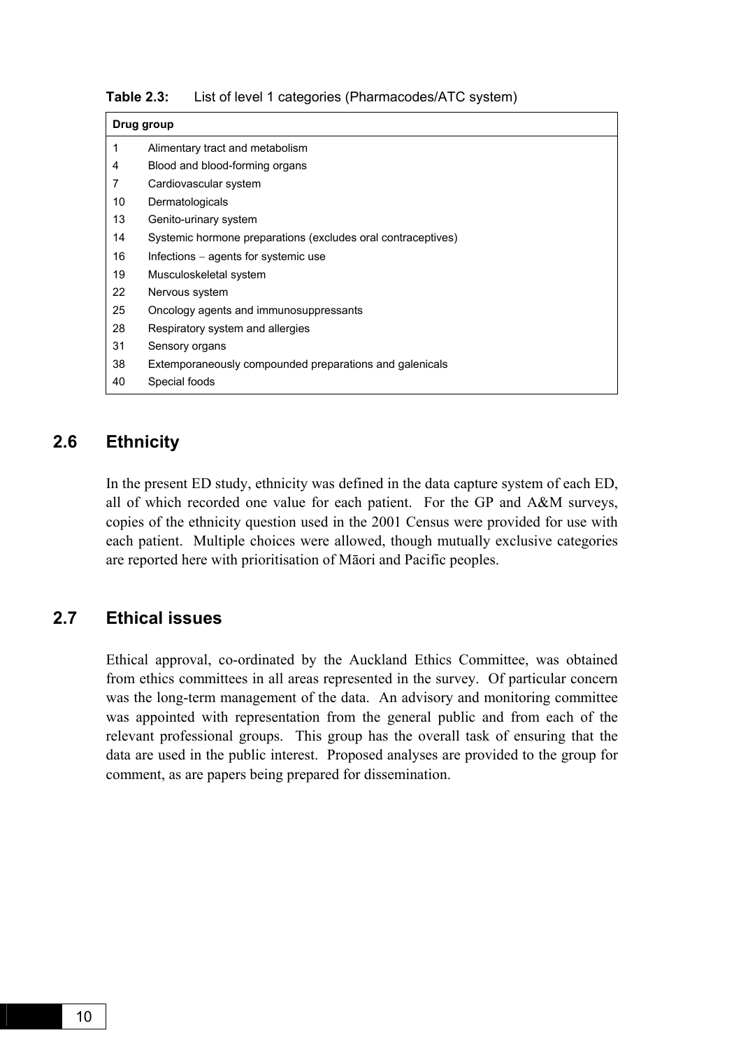**Table 2.3:** List of level 1 categories (Pharmacodes/ATC system)

| Drug group | |
|---|---|
| 1 | Alimentary tract and metabolism |
| 4 | Blood and blood-forming organs |
| 7 | Cardiovascular system |
| 10 | Dermatologicals |
| 13 | Genito-urinary system |
| 14 | Systemic hormone preparations (excludes oral contraceptives) |
| 16 | Infections – agents for systemic use |
| 19 | Musculoskeletal system |
| 22 | Nervous system |
| 25 | Oncology agents and immunosuppressants |
| 28 | Respiratory system and allergies |
| 31 | Sensory organs |
| 38 | Extemporaneously compounded preparations and galenicals |
| 40 | Special foods |

## 2.6 Ethnicity

In the present ED study, ethnicity was defined in the data capture system of each ED, all of which recorded one value for each patient. For the GP and A&M surveys, copies of the ethnicity question used in the 2001 Census were provided for use with each patient. Multiple choices were allowed, though mutually exclusive categories are reported here with prioritisation of Māori and Pacific peoples.

## 2.7 Ethical issues

Ethical approval, co-ordinated by the Auckland Ethics Committee, was obtained from ethics committees in all areas represented in the survey. Of particular concern was the long-term management of the data. An advisory and monitoring committee was appointed with representation from the general public and from each of the relevant professional groups. This group has the overall task of ensuring that the data are used in the public interest. Proposed analyses are provided to the group for comment, as are papers being prepared for dissemination.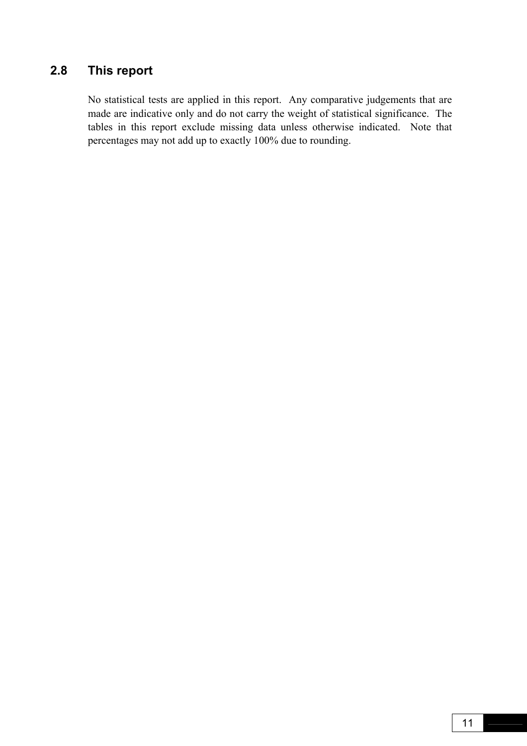## 2.8 This report

No statistical tests are applied in this report. Any comparative judgements that are made are indicative only and do not carry the weight of statistical significance. The tables in this report exclude missing data unless otherwise indicated. Note that percentages may not add up to exactly 100% due to rounding.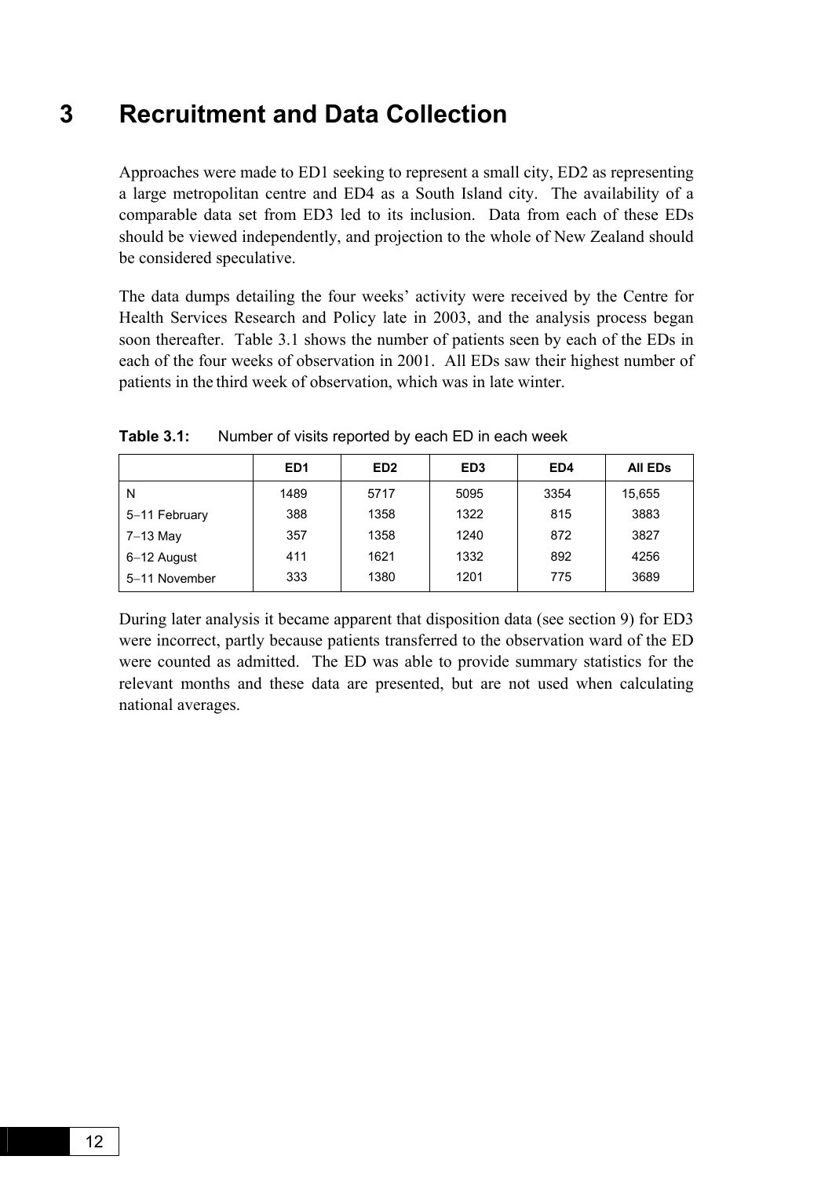# 3 Recruitment and Data Collection

Approaches were made to ED1 seeking to represent a small city, ED2 as representing a large metropolitan centre and ED4 as a South Island city. The availability of a comparable data set from ED3 led to its inclusion. Data from each of these EDs should be viewed independently, and projection to the whole of New Zealand should be considered speculative.

The data dumps detailing the four weeks' activity were received by the Centre for Health Services Research and Policy late in 2003, and the analysis process began soon thereafter. Table 3.1 shows the number of patients seen by each of the EDs in each of the four weeks of observation in 2001. All EDs saw their highest number of patients in the third week of observation, which was in late winter.

**Table 3.1:** Number of visits reported by each ED in each week

| | ED1 | ED2 | ED3 | ED4 | All EDs |
|---|---|---|---|---|---|
| N | 1489 | 5717 | 5095 | 3354 | 15,655 |
| 5–11 February | 388 | 1358 | 1322 | 815 | 3883 |
| 7–13 May | 357 | 1358 | 1240 | 872 | 3827 |
| 6–12 August | 411 | 1621 | 1332 | 892 | 4256 |
| 5–11 November | 333 | 1380 | 1201 | 775 | 3689 |

During later analysis it became apparent that disposition data (see section 9) for ED3 were incorrect, partly because patients transferred to the observation ward of the ED were counted as admitted. The ED was able to provide summary statistics for the relevant months and these data are presented, but are not used when calculating national averages.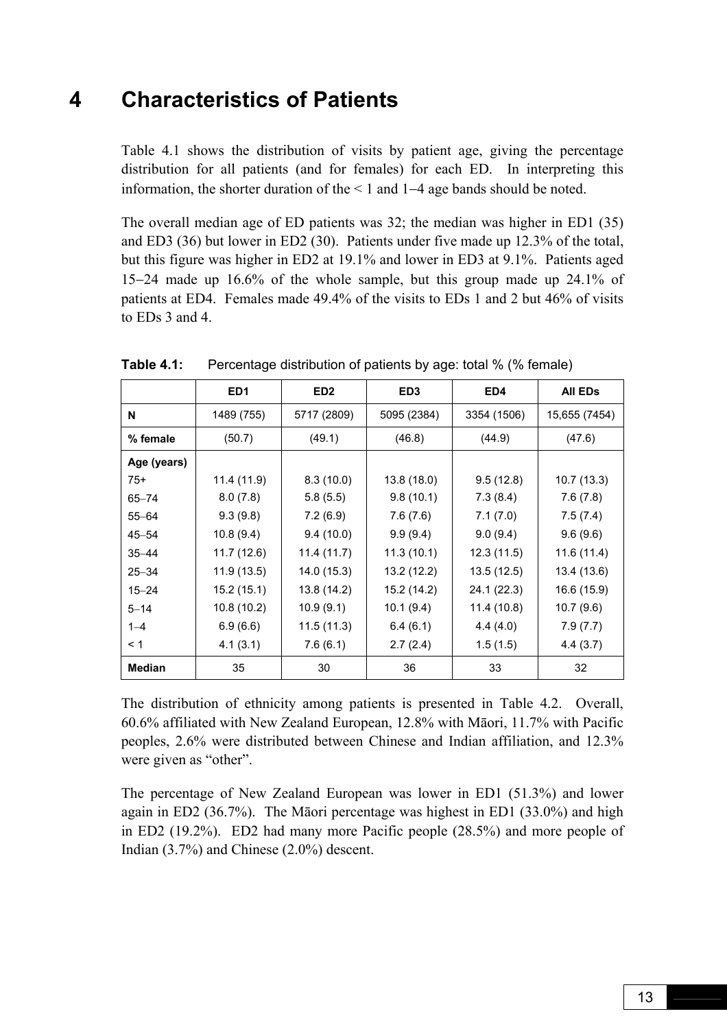# 4 Characteristics of Patients

Table 4.1 shows the distribution of visits by patient age, giving the percentage distribution for all patients (and for females) for each ED. In interpreting this information, the shorter duration of the < 1 and 1–4 age bands should be noted.

The overall median age of ED patients was 32; the median was higher in ED1 (35) and ED3 (36) but lower in ED2 (30). Patients under five made up 12.3% of the total, but this figure was higher in ED2 at 19.1% and lower in ED3 at 9.1%. Patients aged 15–24 made up 16.6% of the whole sample, but this group made up 24.1% of patients at ED4. Females made 49.4% of the visits to EDs 1 and 2 but 46% of visits to EDs 3 and 4.

**Table 4.1:** Percentage distribution of patients by age: total % (% female)

| | ED1 | ED2 | ED3 | ED4 | All EDs |
|---|---|---|---|---|---|
| **N** | 1489 (755) | 5717 (2809) | 5095 (2384) | 3354 (1506) | 15,655 (7454) |
| **% female** | (50.7) | (49.1) | (46.8) | (44.9) | (47.6) |
| **Age (years)** | | | | | |
| 75+ | 11.4 (11.9) | 8.3 (10.0) | 13.8 (18.0) | 9.5 (12.8) | 10.7 (13.3) |
| 65–74 | 8.0 (7.8) | 5.8 (5.5) | 9.8 (10.1) | 7.3 (8.4) | 7.6 (7.8) |
| 55–64 | 9.3 (9.8) | 7.2 (6.9) | 7.6 (7.6) | 7.1 (7.0) | 7.5 (7.4) |
| 45–54 | 10.8 (9.4) | 9.4 (10.0) | 9.9 (9.4) | 9.0 (9.4) | 9.6 (9.6) |
| 35–44 | 11.7 (12.6) | 11.4 (11.7) | 11.3 (10.1) | 12.3 (11.5) | 11.6 (11.4) |
| 25–34 | 11.9 (13.5) | 14.0 (15.3) | 13.2 (12.2) | 13.5 (12.5) | 13.4 (13.6) |
| 15–24 | 15.2 (15.1) | 13.8 (14.2) | 15.2 (14.2) | 24.1 (22.3) | 16.6 (15.9) |
| 5–14 | 10.8 (10.2) | 10.9 (9.1) | 10.1 (9.4) | 11.4 (10.8) | 10.7 (9.6) |
| 1–4 | 6.9 (6.6) | 11.5 (11.3) | 6.4 (6.1) | 4.4 (4.0) | 7.9 (7.7) |
| < 1 | 4.1 (3.1) | 7.6 (6.1) | 2.7 (2.4) | 1.5 (1.5) | 4.4 (3.7) |
| **Median** | 35 | 30 | 36 | 33 | 32 |

The distribution of ethnicity among patients is presented in Table 4.2. Overall, 60.6% affiliated with New Zealand European, 12.8% with Māori, 11.7% with Pacific peoples, 2.6% were distributed between Chinese and Indian affiliation, and 12.3% were given as "other".

The percentage of New Zealand European was lower in ED1 (51.3%) and lower again in ED2 (36.7%). The Māori percentage was highest in ED1 (33.0%) and high in ED2 (19.2%). ED2 had many more Pacific people (28.5%) and more people of Indian (3.7%) and Chinese (2.0%) descent.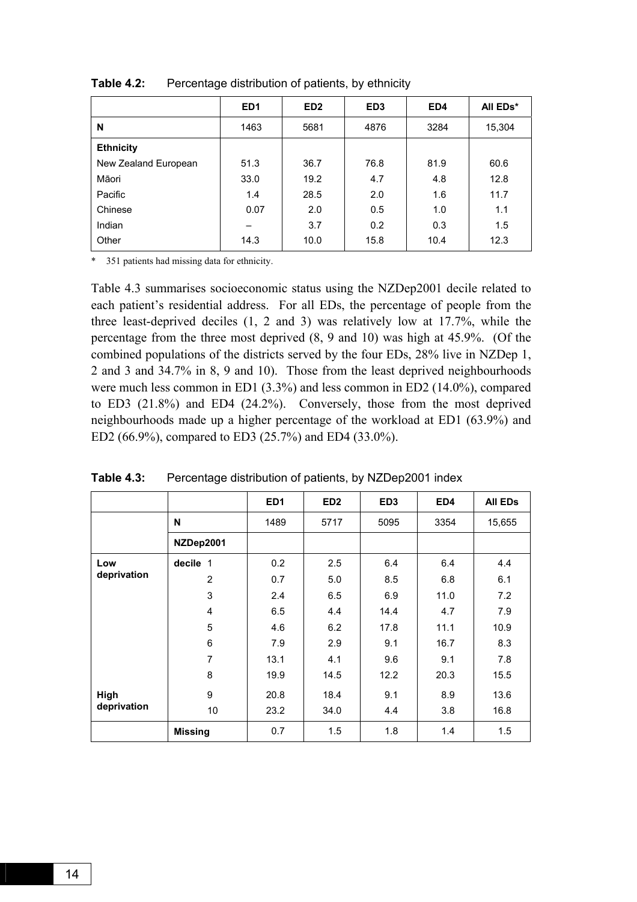**Table 4.2:** Percentage distribution of patients, by ethnicity

| | ED1 | ED2 | ED3 | ED4 | All EDs* |
|---|---|---|---|---|---|
| **N** | 1463 | 5681 | 4876 | 3284 | 15,304 |
| **Ethnicity** | | | | | |
| New Zealand European | 51.3 | 36.7 | 76.8 | 81.9 | 60.6 |
| Māori | 33.0 | 19.2 | 4.7 | 4.8 | 12.8 |
| Pacific | 1.4 | 28.5 | 2.0 | 1.6 | 11.7 |
| Chinese | 0.07 | 2.0 | 0.5 | 1.0 | 1.1 |
| Indian | – | 3.7 | 0.2 | 0.3 | 1.5 |
| Other | 14.3 | 10.0 | 15.8 | 10.4 | 12.3 |

\* 351 patients had missing data for ethnicity.

Table 4.3 summarises socioeconomic status using the NZDep2001 decile related to each patient's residential address. For all EDs, the percentage of people from the three least-deprived deciles (1, 2 and 3) was relatively low at 17.7%, while the percentage from the three most deprived (8, 9 and 10) was high at 45.9%. (Of the combined populations of the districts served by the four EDs, 28% live in NZDep 1, 2 and 3 and 34.7% in 8, 9 and 10). Those from the least deprived neighbourhoods were much less common in ED1 (3.3%) and less common in ED2 (14.0%), compared to ED3 (21.8%) and ED4 (24.2%). Conversely, those from the most deprived neighbourhoods made up a higher percentage of the workload at ED1 (63.9%) and ED2 (66.9%), compared to ED3 (25.7%) and ED4 (33.0%).

**Table 4.3:** Percentage distribution of patients, by NZDep2001 index

| | | ED1 | ED2 | ED3 | ED4 | All EDs |
|---|---|---|---|---|---|---|
| | **N** | 1489 | 5717 | 5095 | 3354 | 15,655 |
| | **NZDep2001** | | | | | |
| **Low deprivation** | **decile** 1 | 0.2 | 2.5 | 6.4 | 6.4 | 4.4 |
| | 2 | 0.7 | 5.0 | 8.5 | 6.8 | 6.1 |
| | 3 | 2.4 | 6.5 | 6.9 | 11.0 | 7.2 |
| | 4 | 6.5 | 4.4 | 14.4 | 4.7 | 7.9 |
| | 5 | 4.6 | 6.2 | 17.8 | 11.1 | 10.9 |
| | 6 | 7.9 | 2.9 | 9.1 | 16.7 | 8.3 |
| | 7 | 13.1 | 4.1 | 9.6 | 9.1 | 7.8 |
| | 8 | 19.9 | 14.5 | 12.2 | 20.3 | 15.5 |
| **High deprivation** | 9 | 20.8 | 18.4 | 9.1 | 8.9 | 13.6 |
| | 10 | 23.2 | 34.0 | 4.4 | 3.8 | 16.8 |
| | **Missing** | 0.7 | 1.5 | 1.8 | 1.4 | 1.5 |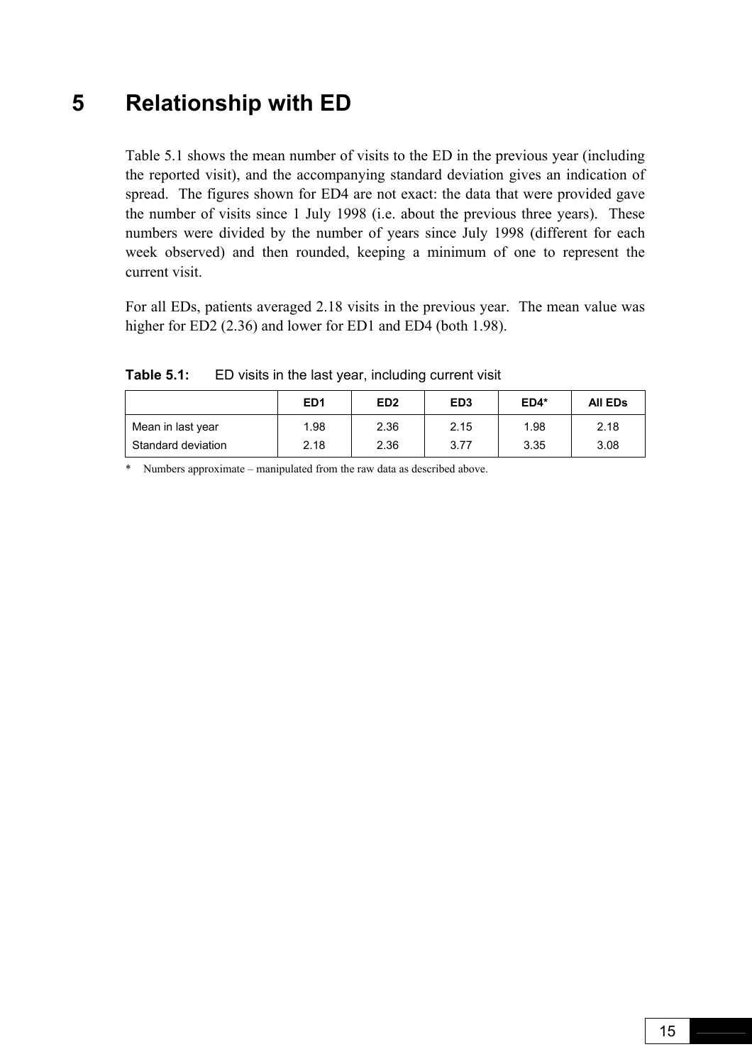# 5 Relationship with ED

Table 5.1 shows the mean number of visits to the ED in the previous year (including the reported visit), and the accompanying standard deviation gives an indication of spread. The figures shown for ED4 are not exact: the data that were provided gave the number of visits since 1 July 1998 (i.e. about the previous three years). These numbers were divided by the number of years since July 1998 (different for each week observed) and then rounded, keeping a minimum of one to represent the current visit.

For all EDs, patients averaged 2.18 visits in the previous year. The mean value was higher for ED2 (2.36) and lower for ED1 and ED4 (both 1.98).

**Table 5.1:** ED visits in the last year, including current visit

| | ED1 | ED2 | ED3 | ED4* | All EDs |
|---|---|---|---|---|---|
| Mean in last year | 1.98 | 2.36 | 2.15 | 1.98 | 2.18 |
| Standard deviation | 2.18 | 2.36 | 3.77 | 3.35 | 3.08 |

\* Numbers approximate – manipulated from the raw data as described above.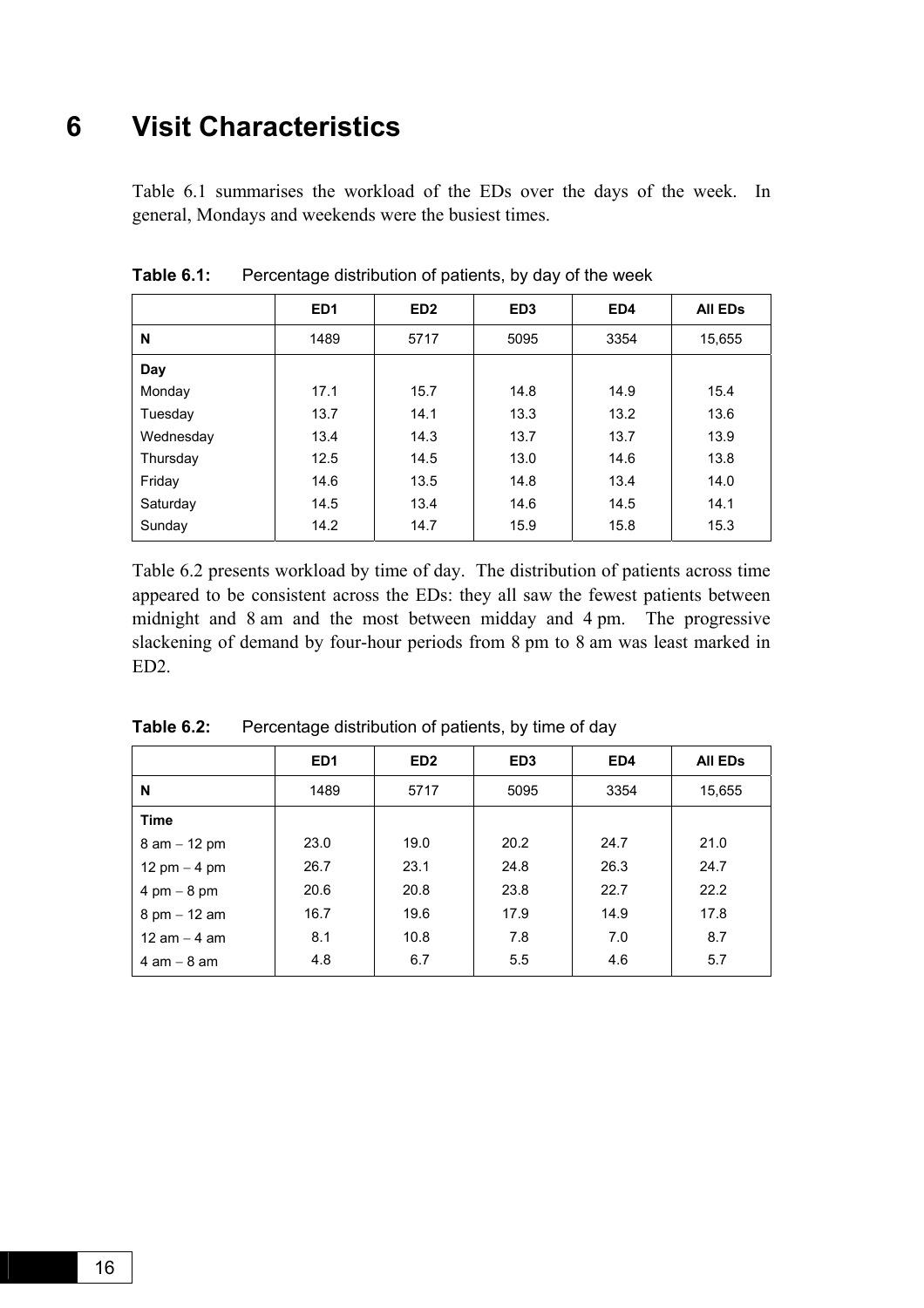# 6 Visit Characteristics

Table 6.1 summarises the workload of the EDs over the days of the week. In general, Mondays and weekends were the busiest times.

**Table 6.1:** Percentage distribution of patients, by day of the week

| | ED1 | ED2 | ED3 | ED4 | All EDs |
|---|---|---|---|---|---|
| **N** | 1489 | 5717 | 5095 | 3354 | 15,655 |
| **Day** | | | | | |
| Monday | 17.1 | 15.7 | 14.8 | 14.9 | 15.4 |
| Tuesday | 13.7 | 14.1 | 13.3 | 13.2 | 13.6 |
| Wednesday | 13.4 | 14.3 | 13.7 | 13.7 | 13.9 |
| Thursday | 12.5 | 14.5 | 13.0 | 14.6 | 13.8 |
| Friday | 14.6 | 13.5 | 14.8 | 13.4 | 14.0 |
| Saturday | 14.5 | 13.4 | 14.6 | 14.5 | 14.1 |
| Sunday | 14.2 | 14.7 | 15.9 | 15.8 | 15.3 |

Table 6.2 presents workload by time of day. The distribution of patients across time appeared to be consistent across the EDs: they all saw the fewest patients between midnight and 8 am and the most between midday and 4 pm. The progressive slackening of demand by four-hour periods from 8 pm to 8 am was least marked in ED2.

**Table 6.2:** Percentage distribution of patients, by time of day

| | ED1 | ED2 | ED3 | ED4 | All EDs |
|---|---|---|---|---|---|
| **N** | 1489 | 5717 | 5095 | 3354 | 15,655 |
| **Time** | | | | | |
| 8 am – 12 pm | 23.0 | 19.0 | 20.2 | 24.7 | 21.0 |
| 12 pm – 4 pm | 26.7 | 23.1 | 24.8 | 26.3 | 24.7 |
| 4 pm – 8 pm | 20.6 | 20.8 | 23.8 | 22.7 | 22.2 |
| 8 pm – 12 am | 16.7 | 19.6 | 17.9 | 14.9 | 17.8 |
| 12 am – 4 am | 8.1 | 10.8 | 7.8 | 7.0 | 8.7 |
| 4 am – 8 am | 4.8 | 6.7 | 5.5 | 4.6 | 5.7 |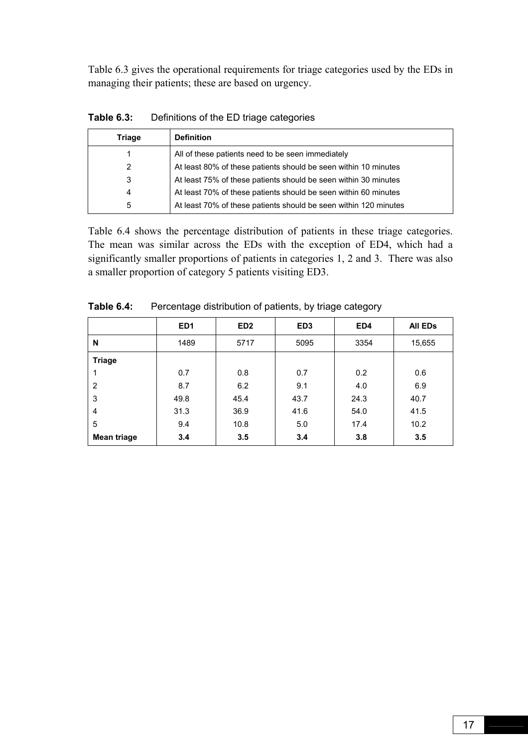Table 6.3 gives the operational requirements for triage categories used by the EDs in managing their patients; these are based on urgency.

**Table 6.3:** Definitions of the ED triage categories

| Triage | Definition |
|---|---|
| 1 | All of these patients need to be seen immediately |
| 2 | At least 80% of these patients should be seen within 10 minutes |
| 3 | At least 75% of these patients should be seen within 30 minutes |
| 4 | At least 70% of these patients should be seen within 60 minutes |
| 5 | At least 70% of these patients should be seen within 120 minutes |

Table 6.4 shows the percentage distribution of patients in these triage categories. The mean was similar across the EDs with the exception of ED4, which had a significantly smaller proportions of patients in categories 1, 2 and 3. There was also a smaller proportion of category 5 patients visiting ED3.

**Table 6.4:** Percentage distribution of patients, by triage category

| | ED1 | ED2 | ED3 | ED4 | All EDs |
|---|---|---|---|---|---|
| **N** | 1489 | 5717 | 5095 | 3354 | 15,655 |
| **Triage** | | | | | |
| 1 | 0.7 | 0.8 | 0.7 | 0.2 | 0.6 |
| 2 | 8.7 | 6.2 | 9.1 | 4.0 | 6.9 |
| 3 | 49.8 | 45.4 | 43.7 | 24.3 | 40.7 |
| 4 | 31.3 | 36.9 | 41.6 | 54.0 | 41.5 |
| 5 | 9.4 | 10.8 | 5.0 | 17.4 | 10.2 |
| **Mean triage** | **3.4** | **3.5** | **3.4** | **3.8** | **3.5** |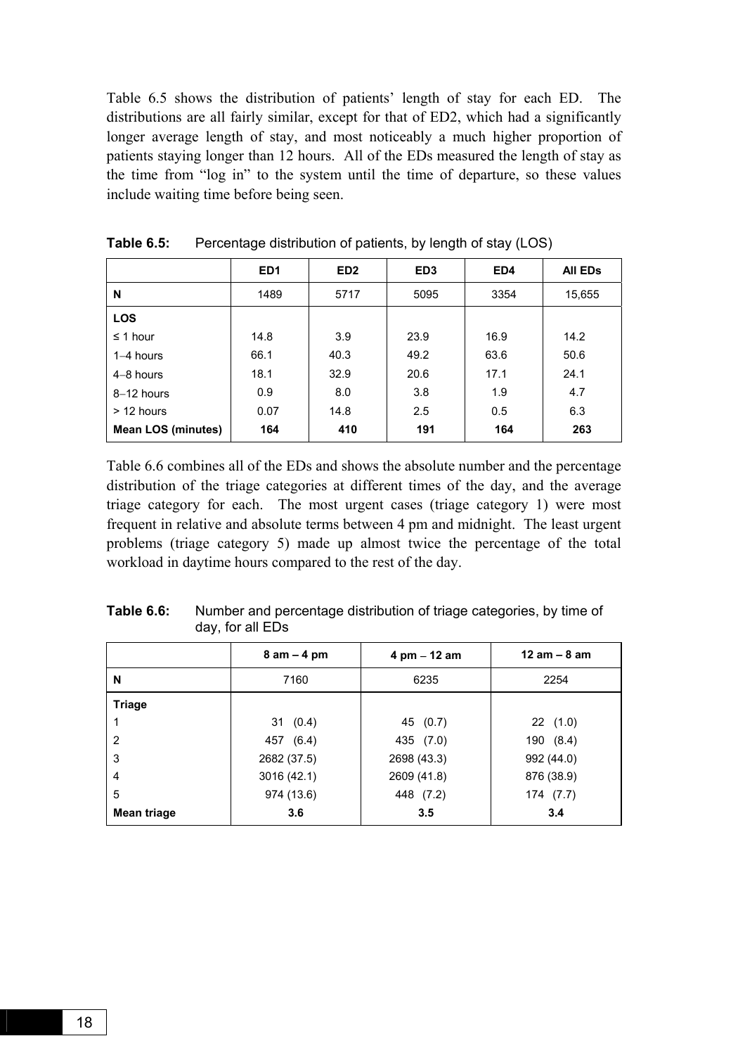Table 6.5 shows the distribution of patients' length of stay for each ED. The distributions are all fairly similar, except for that of ED2, which had a significantly longer average length of stay, and most noticeably a much higher proportion of patients staying longer than 12 hours. All of the EDs measured the length of stay as the time from "log in" to the system until the time of departure, so these values include waiting time before being seen.

**Table 6.5:** Percentage distribution of patients, by length of stay (LOS)

| | ED1 | ED2 | ED3 | ED4 | All EDs |
|---|---|---|---|---|---|
| **N** | 1489 | 5717 | 5095 | 3354 | 15,655 |
| **LOS** | | | | | |
| ≤ 1 hour | 14.8 | 3.9 | 23.9 | 16.9 | 14.2 |
| 1–4 hours | 66.1 | 40.3 | 49.2 | 63.6 | 50.6 |
| 4–8 hours | 18.1 | 32.9 | 20.6 | 17.1 | 24.1 |
| 8–12 hours | 0.9 | 8.0 | 3.8 | 1.9 | 4.7 |
| > 12 hours | 0.07 | 14.8 | 2.5 | 0.5 | 6.3 |
| **Mean LOS (minutes)** | **164** | **410** | **191** | **164** | **263** |

Table 6.6 combines all of the EDs and shows the absolute number and the percentage distribution of the triage categories at different times of the day, and the average triage category for each. The most urgent cases (triage category 1) were most frequent in relative and absolute terms between 4 pm and midnight. The least urgent problems (triage category 5) made up almost twice the percentage of the total workload in daytime hours compared to the rest of the day.

**Table 6.6:** Number and percentage distribution of triage categories, by time of day, for all EDs

| | 8 am – 4 pm | 4 pm – 12 am | 12 am – 8 am |
|---|---|---|---|
| **N** | 7160 | 6235 | 2254 |
| **Triage** | | | |
| 1 | 31 (0.4) | 45 (0.7) | 22 (1.0) |
| 2 | 457 (6.4) | 435 (7.0) | 190 (8.4) |
| 3 | 2682 (37.5) | 2698 (43.3) | 992 (44.0) |
| 4 | 3016 (42.1) | 2609 (41.8) | 876 (38.9) |
| 5 | 974 (13.6) | 448 (7.2) | 174 (7.7) |
| **Mean triage** | **3.6** | **3.5** | **3.4** |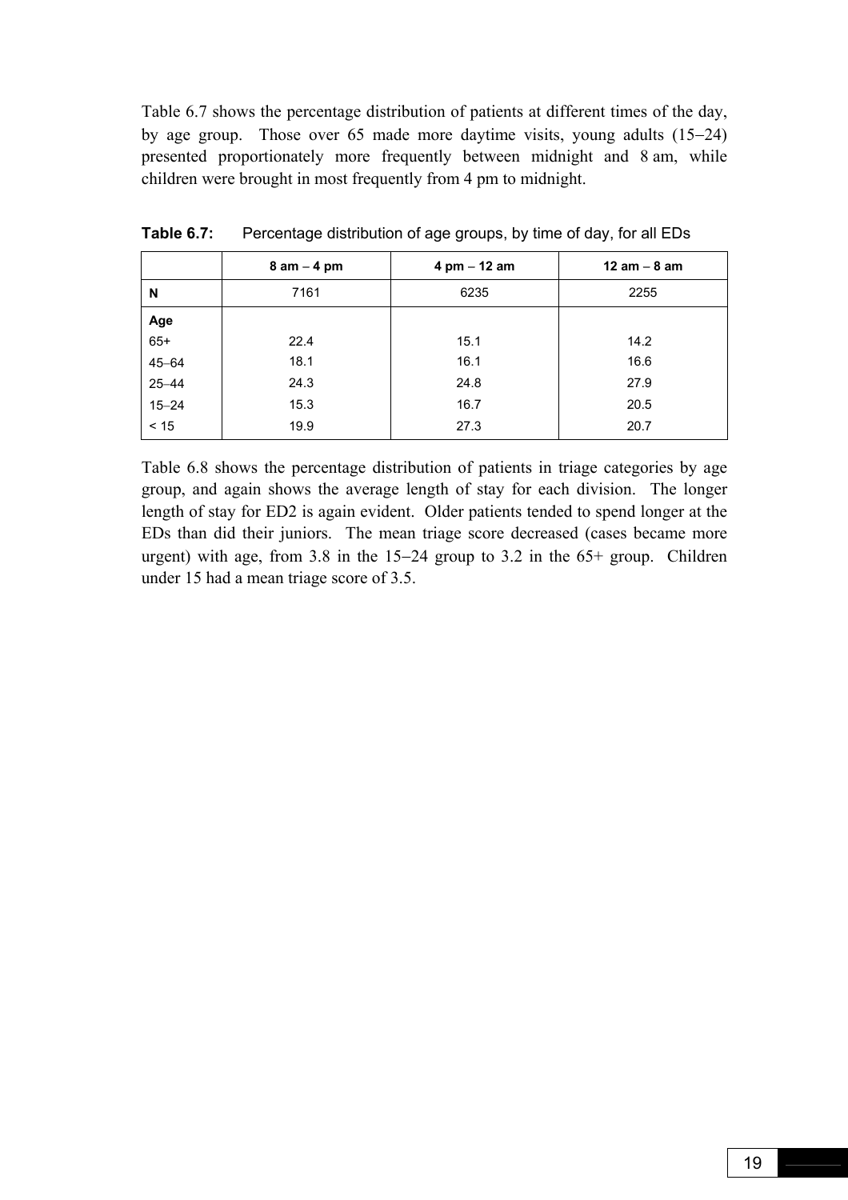Table 6.7 shows the percentage distribution of patients at different times of the day, by age group. Those over 65 made more daytime visits, young adults (15–24) presented proportionately more frequently between midnight and 8 am, while children were brought in most frequently from 4 pm to midnight.

**Table 6.7:** Percentage distribution of age groups, by time of day, for all EDs

| | 8 am – 4 pm | 4 pm – 12 am | 12 am – 8 am |
|---|---|---|---|
| **N** | 7161 | 6235 | 2255 |
| **Age** | | | |
| 65+ | 22.4 | 15.1 | 14.2 |
| 45–64 | 18.1 | 16.1 | 16.6 |
| 25–44 | 24.3 | 24.8 | 27.9 |
| 15–24 | 15.3 | 16.7 | 20.5 |
| < 15 | 19.9 | 27.3 | 20.7 |

Table 6.8 shows the percentage distribution of patients in triage categories by age group, and again shows the average length of stay for each division. The longer length of stay for ED2 is again evident. Older patients tended to spend longer at the EDs than did their juniors. The mean triage score decreased (cases became more urgent) with age, from 3.8 in the 15–24 group to 3.2 in the 65+ group. Children under 15 had a mean triage score of 3.5.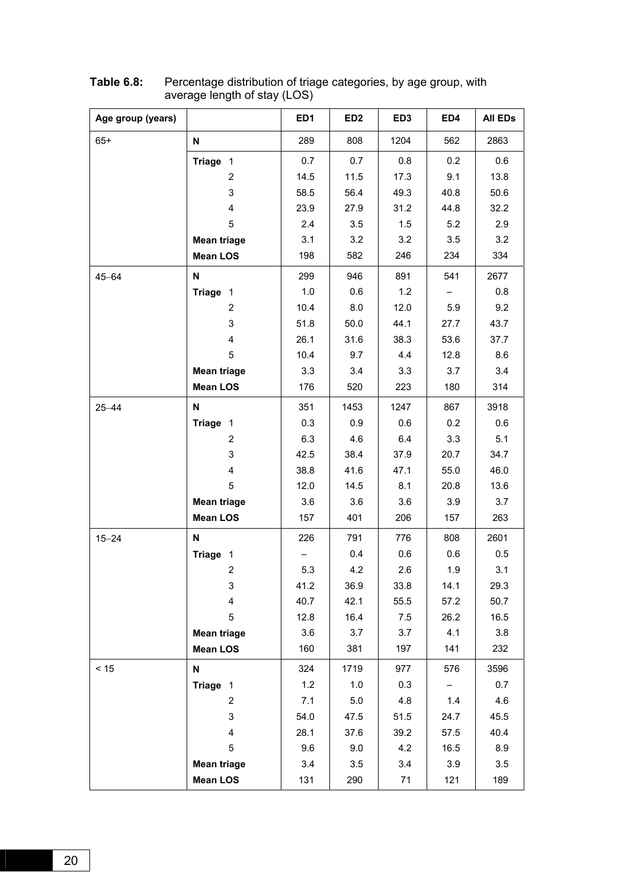**Table 6.8:** Percentage distribution of triage categories, by age group, with average length of stay (LOS)

| Age group (years) | | ED1 | ED2 | ED3 | ED4 | All EDs |
|---|---|---|---|---|---|---|
| 65+ | **N** | 289 | 808 | 1204 | 562 | 2863 |
| | **Triage** 1 | 0.7 | 0.7 | 0.8 | 0.2 | 0.6 |
| | 2 | 14.5 | 11.5 | 17.3 | 9.1 | 13.8 |
| | 3 | 58.5 | 56.4 | 49.3 | 40.8 | 50.6 |
| | 4 | 23.9 | 27.9 | 31.2 | 44.8 | 32.2 |
| | 5 | 2.4 | 3.5 | 1.5 | 5.2 | 2.9 |
| | **Mean triage** | 3.1 | 3.2 | 3.2 | 3.5 | 3.2 |
| | **Mean LOS** | 198 | 582 | 246 | 234 | 334 |
| 45–64 | **N** | 299 | 946 | 891 | 541 | 2677 |
| | **Triage** 1 | 1.0 | 0.6 | 1.2 | – | 0.8 |
| | 2 | 10.4 | 8.0 | 12.0 | 5.9 | 9.2 |
| | 3 | 51.8 | 50.0 | 44.1 | 27.7 | 43.7 |
| | 4 | 26.1 | 31.6 | 38.3 | 53.6 | 37.7 |
| | 5 | 10.4 | 9.7 | 4.4 | 12.8 | 8.6 |
| | **Mean triage** | 3.3 | 3.4 | 3.3 | 3.7 | 3.4 |
| | **Mean LOS** | 176 | 520 | 223 | 180 | 314 |
| 25–44 | **N** | 351 | 1453 | 1247 | 867 | 3918 |
| | **Triage** 1 | 0.3 | 0.9 | 0.6 | 0.2 | 0.6 |
| | 2 | 6.3 | 4.6 | 6.4 | 3.3 | 5.1 |
| | 3 | 42.5 | 38.4 | 37.9 | 20.7 | 34.7 |
| | 4 | 38.8 | 41.6 | 47.1 | 55.0 | 46.0 |
| | 5 | 12.0 | 14.5 | 8.1 | 20.8 | 13.6 |
| | **Mean triage** | 3.6 | 3.6 | 3.6 | 3.9 | 3.7 |
| | **Mean LOS** | 157 | 401 | 206 | 157 | 263 |
| 15–24 | **N** | 226 | 791 | 776 | 808 | 2601 |
| | **Triage** 1 | – | 0.4 | 0.6 | 0.6 | 0.5 |
| | 2 | 5.3 | 4.2 | 2.6 | 1.9 | 3.1 |
| | 3 | 41.2 | 36.9 | 33.8 | 14.1 | 29.3 |
| | 4 | 40.7 | 42.1 | 55.5 | 57.2 | 50.7 |
| | 5 | 12.8 | 16.4 | 7.5 | 26.2 | 16.5 |
| | **Mean triage** | 3.6 | 3.7 | 3.7 | 4.1 | 3.8 |
| | **Mean LOS** | 160 | 381 | 197 | 141 | 232 |
| < 15 | **N** | 324 | 1719 | 977 | 576 | 3596 |
| | **Triage** 1 | 1.2 | 1.0 | 0.3 | – | 0.7 |
| | 2 | 7.1 | 5.0 | 4.8 | 1.4 | 4.6 |
| | 3 | 54.0 | 47.5 | 51.5 | 24.7 | 45.5 |
| | 4 | 28.1 | 37.6 | 39.2 | 57.5 | 40.4 |
| | 5 | 9.6 | 9.0 | 4.2 | 16.5 | 8.9 |
| | **Mean triage** | 3.4 | 3.5 | 3.4 | 3.9 | 3.5 |
| | **Mean LOS** | 131 | 290 | 71 | 121 | 189 |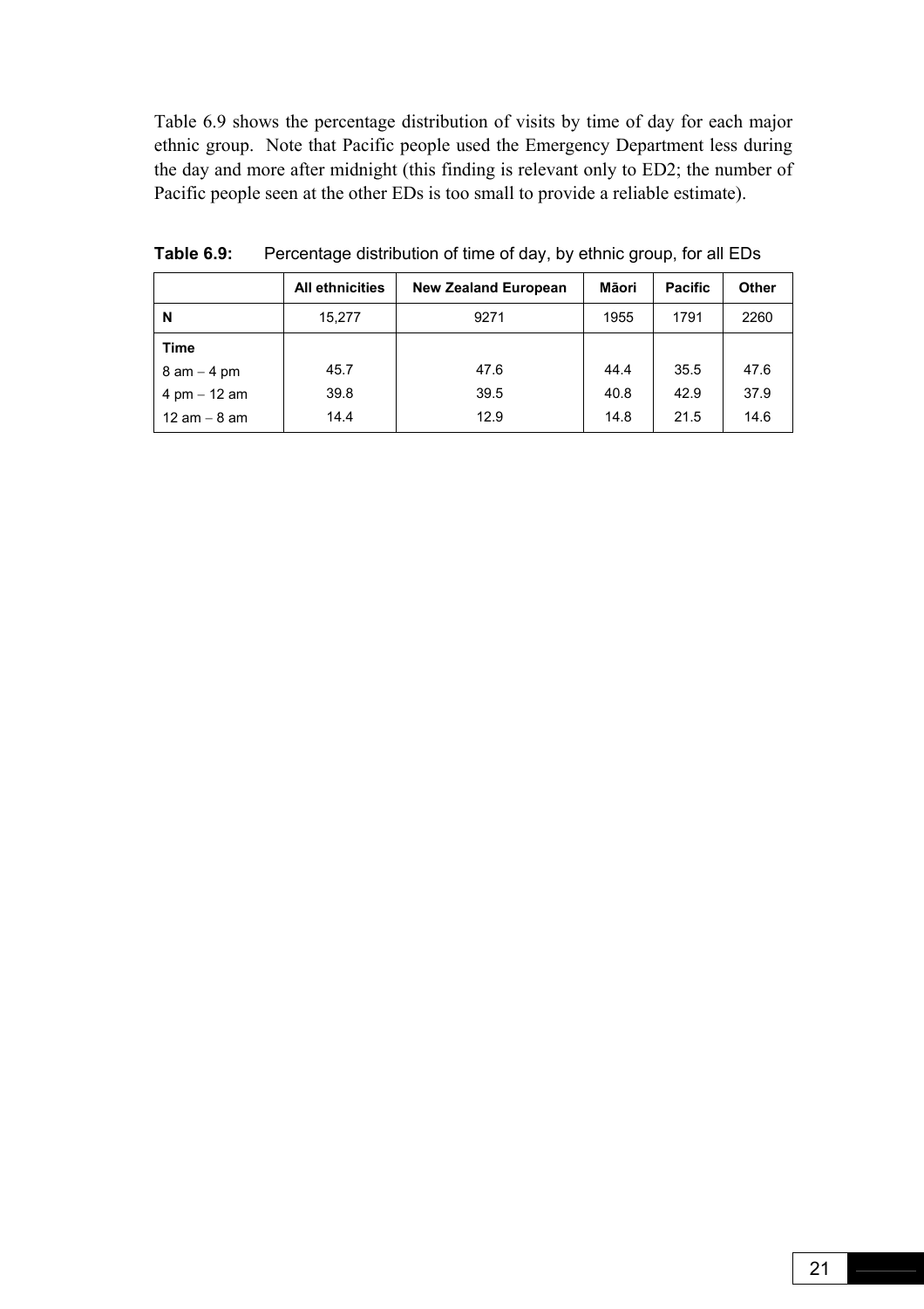Table 6.9 shows the percentage distribution of visits by time of day for each major ethnic group. Note that Pacific people used the Emergency Department less during the day and more after midnight (this finding is relevant only to ED2; the number of Pacific people seen at the other EDs is too small to provide a reliable estimate).

**Table 6.9:** Percentage distribution of time of day, by ethnic group, for all EDs

| | All ethnicities | New Zealand European | Māori | Pacific | Other |
|---|---|---|---|---|---|
| **N** | 15,277 | 9271 | 1955 | 1791 | 2260 |
| **Time** | | | | | |
| 8 am – 4 pm | 45.7 | 47.6 | 44.4 | 35.5 | 47.6 |
| 4 pm – 12 am | 39.8 | 39.5 | 40.8 | 42.9 | 37.9 |
| 12 am – 8 am | 14.4 | 12.9 | 14.8 | 21.5 | 14.6 |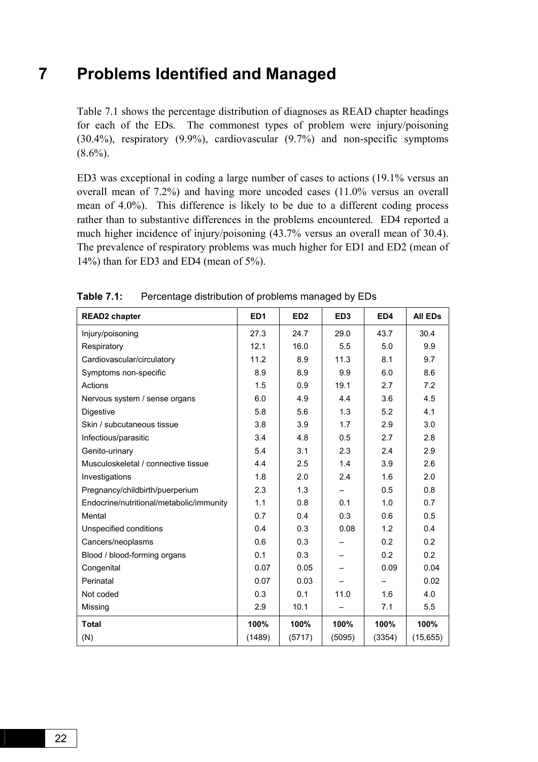# 7 Problems Identified and Managed

Table 7.1 shows the percentage distribution of diagnoses as READ chapter headings for each of the EDs. The commonest types of problem were injury/poisoning (30.4%), respiratory (9.9%), cardiovascular (9.7%) and non-specific symptoms (8.6%).

ED3 was exceptional in coding a large number of cases to actions (19.1% versus an overall mean of 7.2%) and having more uncoded cases (11.0% versus an overall mean of 4.0%). This difference is likely to be due to a different coding process rather than to substantive differences in the problems encountered. ED4 reported a much higher incidence of injury/poisoning (43.7% versus an overall mean of 30.4). The prevalence of respiratory problems was much higher for ED1 and ED2 (mean of 14%) than for ED3 and ED4 (mean of 5%).

**Table 7.1:** Percentage distribution of problems managed by EDs

| READ2 chapter | ED1 | ED2 | ED3 | ED4 | All EDs |
|---|---|---|---|---|---|
| Injury/poisoning | 27.3 | 24.7 | 29.0 | 43.7 | 30.4 |
| Respiratory | 12.1 | 16.0 | 5.5 | 5.0 | 9.9 |
| Cardiovascular/circulatory | 11.2 | 8.9 | 11.3 | 8.1 | 9.7 |
| Symptoms non-specific | 8.9 | 8.9 | 9.9 | 6.0 | 8.6 |
| Actions | 1.5 | 0.9 | 19.1 | 2.7 | 7.2 |
| Nervous system / sense organs | 6.0 | 4.9 | 4.4 | 3.6 | 4.5 |
| Digestive | 5.8 | 5.6 | 1.3 | 5.2 | 4.1 |
| Skin / subcutaneous tissue | 3.8 | 3.9 | 1.7 | 2.9 | 3.0 |
| Infectious/parasitic | 3.4 | 4.8 | 0.5 | 2.7 | 2.8 |
| Genito-urinary | 5.4 | 3.1 | 2.3 | 2.4 | 2.9 |
| Musculoskeletal / connective tissue | 4.4 | 2.5 | 1.4 | 3.9 | 2.6 |
| Investigations | 1.8 | 2.0 | 2.4 | 1.6 | 2.0 |
| Pregnancy/childbirth/puerperium | 2.3 | 1.3 | – | 0.5 | 0.8 |
| Endocrine/nutritional/metabolic/immunity | 1.1 | 0.8 | 0.1 | 1.0 | 0.7 |
| Mental | 0.7 | 0.4 | 0.3 | 0.6 | 0.5 |
| Unspecified conditions | 0.4 | 0.3 | 0.08 | 1.2 | 0.4 |
| Cancers/neoplasms | 0.6 | 0.3 | – | 0.2 | 0.2 |
| Blood / blood-forming organs | 0.1 | 0.3 | – | 0.2 | 0.2 |
| Congenital | 0.07 | 0.05 | – | 0.09 | 0.04 |
| Perinatal | 0.07 | 0.03 | – | – | 0.02 |
| Not coded | 0.3 | 0.1 | 11.0 | 1.6 | 4.0 |
| Missing | 2.9 | 10.1 | – | 7.1 | 5.5 |
| **Total** | **100%** | **100%** | **100%** | **100%** | **100%** |
| (N) | (1489) | (5717) | (5095) | (3354) | (15,655) |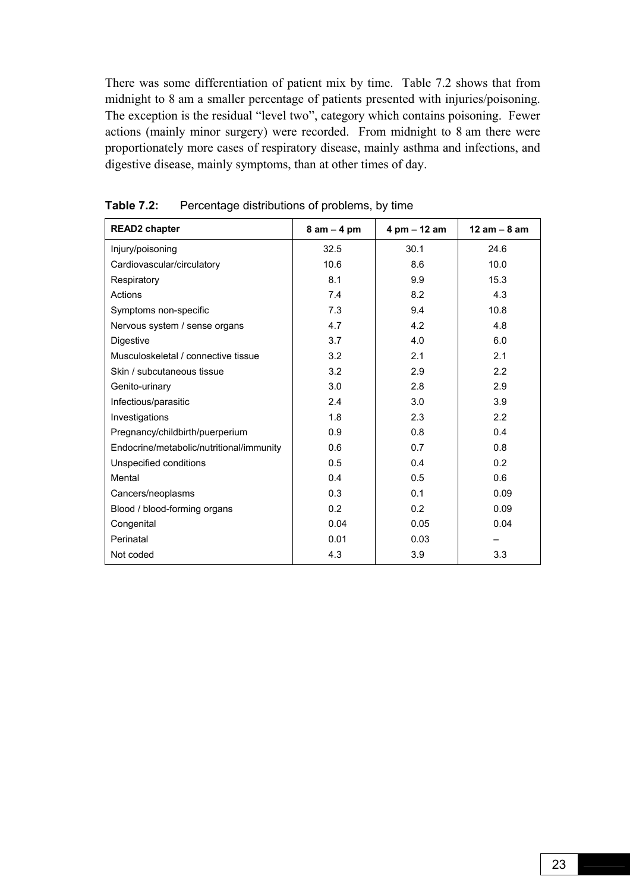There was some differentiation of patient mix by time. Table 7.2 shows that from midnight to 8 am a smaller percentage of patients presented with injuries/poisoning. The exception is the residual "level two", category which contains poisoning. Fewer actions (mainly minor surgery) were recorded. From midnight to 8 am there were proportionately more cases of respiratory disease, mainly asthma and infections, and digestive disease, mainly symptoms, than at other times of day.

**Table 7.2:** Percentage distributions of problems, by time

| READ2 chapter | 8 am – 4 pm | 4 pm – 12 am | 12 am – 8 am |
|---|---|---|---|
| Injury/poisoning | 32.5 | 30.1 | 24.6 |
| Cardiovascular/circulatory | 10.6 | 8.6 | 10.0 |
| Respiratory | 8.1 | 9.9 | 15.3 |
| Actions | 7.4 | 8.2 | 4.3 |
| Symptoms non-specific | 7.3 | 9.4 | 10.8 |
| Nervous system / sense organs | 4.7 | 4.2 | 4.8 |
| Digestive | 3.7 | 4.0 | 6.0 |
| Musculoskeletal / connective tissue | 3.2 | 2.1 | 2.1 |
| Skin / subcutaneous tissue | 3.2 | 2.9 | 2.2 |
| Genito-urinary | 3.0 | 2.8 | 2.9 |
| Infectious/parasitic | 2.4 | 3.0 | 3.9 |
| Investigations | 1.8 | 2.3 | 2.2 |
| Pregnancy/childbirth/puerperium | 0.9 | 0.8 | 0.4 |
| Endocrine/metabolic/nutritional/immunity | 0.6 | 0.7 | 0.8 |
| Unspecified conditions | 0.5 | 0.4 | 0.2 |
| Mental | 0.4 | 0.5 | 0.6 |
| Cancers/neoplasms | 0.3 | 0.1 | 0.09 |
| Blood / blood-forming organs | 0.2 | 0.2 | 0.09 |
| Congenital | 0.04 | 0.05 | 0.04 |
| Perinatal | 0.01 | 0.03 | – |
| Not coded | 4.3 | 3.9 | 3.3 |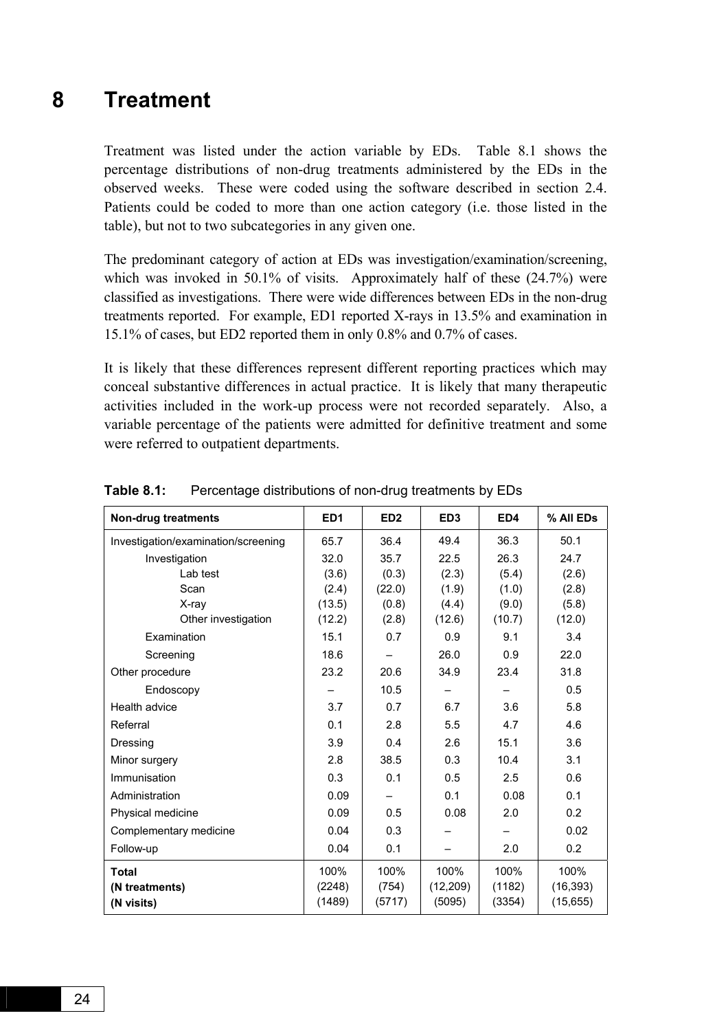# 8 Treatment

Treatment was listed under the action variable by EDs. Table 8.1 shows the percentage distributions of non-drug treatments administered by the EDs in the observed weeks. These were coded using the software described in section 2.4. Patients could be coded to more than one action category (i.e. those listed in the table), but not to two subcategories in any given one.

The predominant category of action at EDs was investigation/examination/screening, which was invoked in 50.1% of visits. Approximately half of these (24.7%) were classified as investigations. There were wide differences between EDs in the non-drug treatments reported. For example, ED1 reported X-rays in 13.5% and examination in 15.1% of cases, but ED2 reported them in only 0.8% and 0.7% of cases.

It is likely that these differences represent different reporting practices which may conceal substantive differences in actual practice. It is likely that many therapeutic activities included in the work-up process were not recorded separately. Also, a variable percentage of the patients were admitted for definitive treatment and some were referred to outpatient departments.

**Table 8.1:** Percentage distributions of non-drug treatments by EDs

| Non-drug treatments | ED1 | ED2 | ED3 | ED4 | % All EDs |
|---|---|---|---|---|---|
| Investigation/examination/screening | 65.7 | 36.4 | 49.4 | 36.3 | 50.1 |
| Investigation | 32.0 | 35.7 | 22.5 | 26.3 | 24.7 |
| Lab test | (3.6) | (0.3) | (2.3) | (5.4) | (2.6) |
| Scan | (2.4) | (22.0) | (1.9) | (1.0) | (2.8) |
| X-ray | (13.5) | (0.8) | (4.4) | (9.0) | (5.8) |
| Other investigation | (12.2) | (2.8) | (12.6) | (10.7) | (12.0) |
| Examination | 15.1 | 0.7 | 0.9 | 9.1 | 3.4 |
| Screening | 18.6 | – | 26.0 | 0.9 | 22.0 |
| Other procedure | 23.2 | 20.6 | 34.9 | 23.4 | 31.8 |
| Endoscopy | – | 10.5 | – | – | 0.5 |
| Health advice | 3.7 | 0.7 | 6.7 | 3.6 | 5.8 |
| Referral | 0.1 | 2.8 | 5.5 | 4.7 | 4.6 |
| Dressing | 3.9 | 0.4 | 2.6 | 15.1 | 3.6 |
| Minor surgery | 2.8 | 38.5 | 0.3 | 10.4 | 3.1 |
| Immunisation | 0.3 | 0.1 | 0.5 | 2.5 | 0.6 |
| Administration | 0.09 | – | 0.1 | 0.08 | 0.1 |
| Physical medicine | 0.09 | 0.5 | 0.08 | 2.0 | 0.2 |
| Complementary medicine | 0.04 | 0.3 | – | – | 0.02 |
| Follow-up | 0.04 | 0.1 | – | 2.0 | 0.2 |
| **Total** | 100% | 100% | 100% | 100% | 100% |
| **(N treatments)** | (2248) | (754) | (12,209) | (1182) | (16,393) |
| **(N visits)** | (1489) | (5717) | (5095) | (3354) | (15,655) |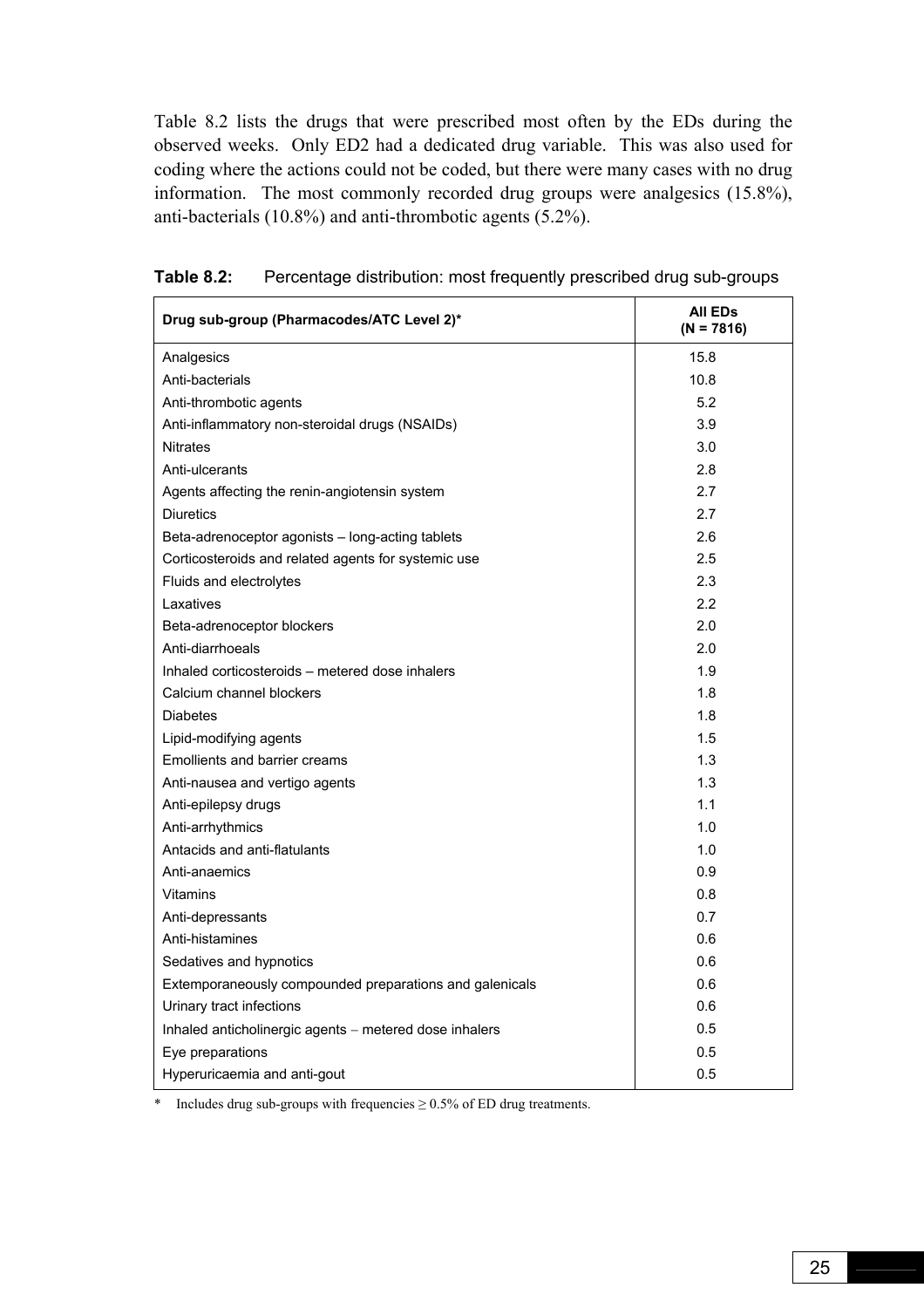Table 8.2 lists the drugs that were prescribed most often by the EDs during the observed weeks. Only ED2 had a dedicated drug variable. This was also used for coding where the actions could not be coded, but there were many cases with no drug information. The most commonly recorded drug groups were analgesics (15.8%), anti-bacterials (10.8%) and anti-thrombotic agents (5.2%).

**Table 8.2:** Percentage distribution: most frequently prescribed drug sub-groups

| Drug sub-group (Pharmacodes/ATC Level 2)* | All EDs (N = 7816) |
|---|---|
| Analgesics | 15.8 |
| Anti-bacterials | 10.8 |
| Anti-thrombotic agents | 5.2 |
| Anti-inflammatory non-steroidal drugs (NSAIDs) | 3.9 |
| Nitrates | 3.0 |
| Anti-ulcerants | 2.8 |
| Agents affecting the renin-angiotensin system | 2.7 |
| Diuretics | 2.7 |
| Beta-adrenoceptor agonists – long-acting tablets | 2.6 |
| Corticosteroids and related agents for systemic use | 2.5 |
| Fluids and electrolytes | 2.3 |
| Laxatives | 2.2 |
| Beta-adrenoceptor blockers | 2.0 |
| Anti-diarrhoeals | 2.0 |
| Inhaled corticosteroids – metered dose inhalers | 1.9 |
| Calcium channel blockers | 1.8 |
| Diabetes | 1.8 |
| Lipid-modifying agents | 1.5 |
| Emollients and barrier creams | 1.3 |
| Anti-nausea and vertigo agents | 1.3 |
| Anti-epilepsy drugs | 1.1 |
| Anti-arrhythmics | 1.0 |
| Antacids and anti-flatulants | 1.0 |
| Anti-anaemics | 0.9 |
| Vitamins | 0.8 |
| Anti-depressants | 0.7 |
| Anti-histamines | 0.6 |
| Sedatives and hypnotics | 0.6 |
| Extemporaneously compounded preparations and galenicals | 0.6 |
| Urinary tract infections | 0.6 |
| Inhaled anticholinergic agents – metered dose inhalers | 0.5 |
| Eye preparations | 0.5 |
| Hyperuricaemia and anti-gout | 0.5 |

\* Includes drug sub-groups with frequencies ≥ 0.5% of ED drug treatments.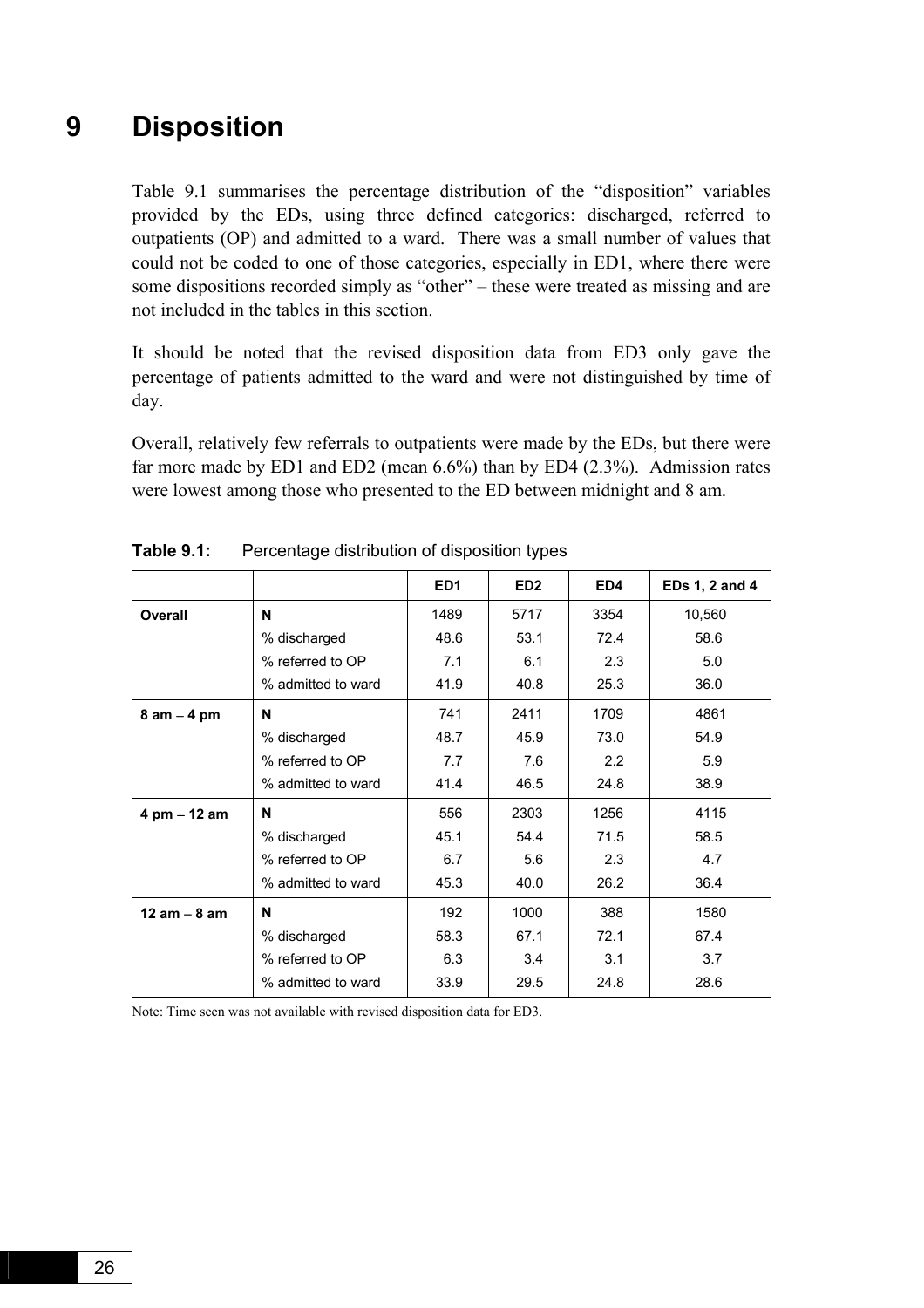# 9 Disposition

Table 9.1 summarises the percentage distribution of the "disposition" variables provided by the EDs, using three defined categories: discharged, referred to outpatients (OP) and admitted to a ward. There was a small number of values that could not be coded to one of those categories, especially in ED1, where there were some dispositions recorded simply as "other" – these were treated as missing and are not included in the tables in this section.

It should be noted that the revised disposition data from ED3 only gave the percentage of patients admitted to the ward and were not distinguished by time of day.

Overall, relatively few referrals to outpatients were made by the EDs, but there were far more made by ED1 and ED2 (mean 6.6%) than by ED4 (2.3%). Admission rates were lowest among those who presented to the ED between midnight and 8 am.

**Table 9.1:** Percentage distribution of disposition types

| | | ED1 | ED2 | ED4 | EDs 1, 2 and 4 |
|---|---|---|---|---|---|
| **Overall** | **N** | 1489 | 5717 | 3354 | 10,560 |
| | % discharged | 48.6 | 53.1 | 72.4 | 58.6 |
| | % referred to OP | 7.1 | 6.1 | 2.3 | 5.0 |
| | % admitted to ward | 41.9 | 40.8 | 25.3 | 36.0 |
| **8 am – 4 pm** | **N** | 741 | 2411 | 1709 | 4861 |
| | % discharged | 48.7 | 45.9 | 73.0 | 54.9 |
| | % referred to OP | 7.7 | 7.6 | 2.2 | 5.9 |
| | % admitted to ward | 41.4 | 46.5 | 24.8 | 38.9 |
| **4 pm – 12 am** | **N** | 556 | 2303 | 1256 | 4115 |
| | % discharged | 45.1 | 54.4 | 71.5 | 58.5 |
| | % referred to OP | 6.7 | 5.6 | 2.3 | 4.7 |
| | % admitted to ward | 45.3 | 40.0 | 26.2 | 36.4 |
| **12 am – 8 am** | **N** | 192 | 1000 | 388 | 1580 |
| | % discharged | 58.3 | 67.1 | 72.1 | 67.4 |
| | % referred to OP | 6.3 | 3.4 | 3.1 | 3.7 |
| | % admitted to ward | 33.9 | 29.5 | 24.8 | 28.6 |

Note: Time seen was not available with revised disposition data for ED3.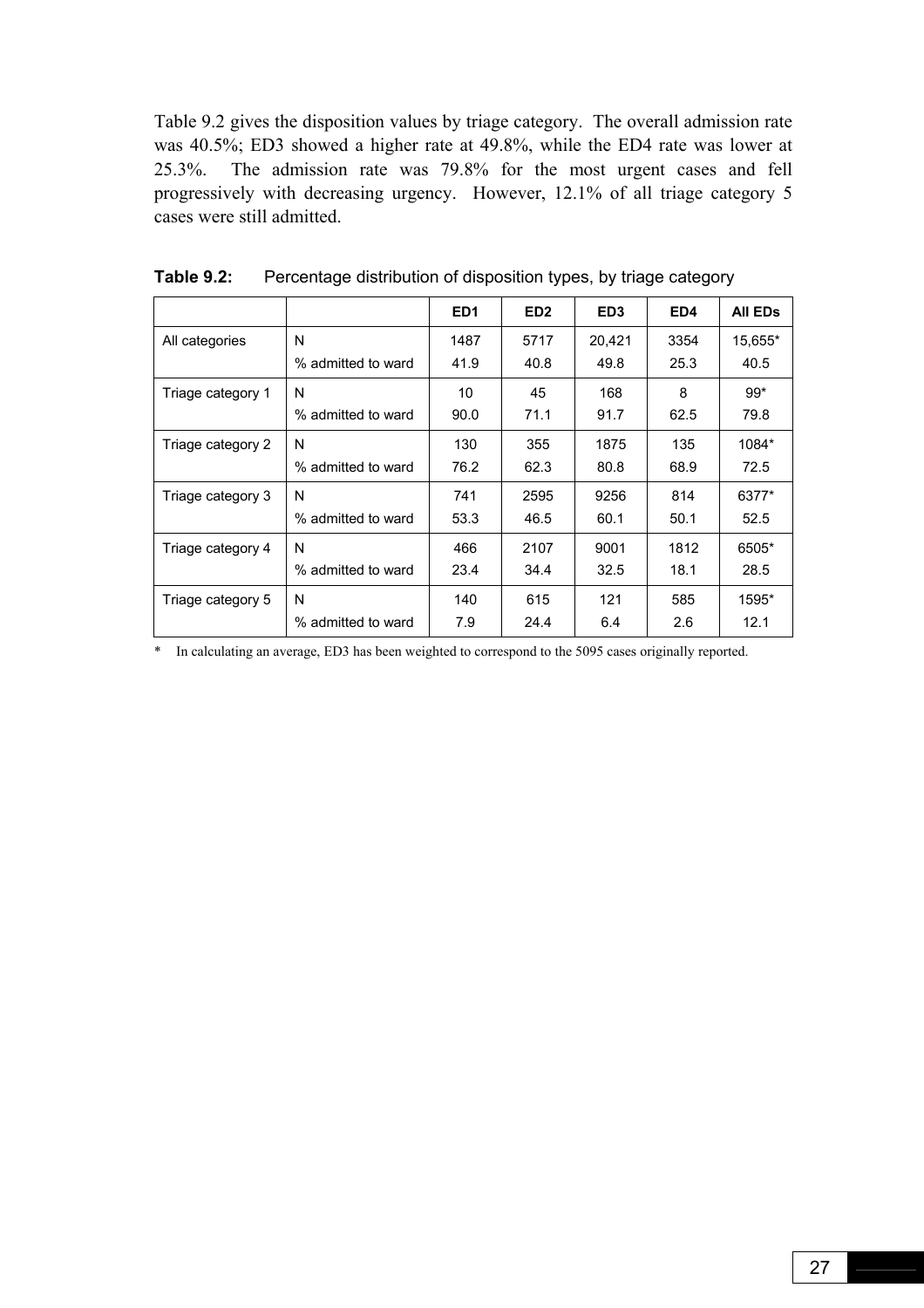Table 9.2 gives the disposition values by triage category. The overall admission rate was 40.5%; ED3 showed a higher rate at 49.8%, while the ED4 rate was lower at 25.3%. The admission rate was 79.8% for the most urgent cases and fell progressively with decreasing urgency. However, 12.1% of all triage category 5 cases were still admitted.

**Table 9.2:** Percentage distribution of disposition types, by triage category

| | | ED1 | ED2 | ED3 | ED4 | All EDs |
|---|---|---|---|---|---|---|
| All categories | N | 1487 | 5717 | 20,421 | 3354 | 15,655* |
| | % admitted to ward | 41.9 | 40.8 | 49.8 | 25.3 | 40.5 |
| Triage category 1 | N | 10 | 45 | 168 | 8 | 99* |
| | % admitted to ward | 90.0 | 71.1 | 91.7 | 62.5 | 79.8 |
| Triage category 2 | N | 130 | 355 | 1875 | 135 | 1084* |
| | % admitted to ward | 76.2 | 62.3 | 80.8 | 68.9 | 72.5 |
| Triage category 3 | N | 741 | 2595 | 9256 | 814 | 6377* |
| | % admitted to ward | 53.3 | 46.5 | 60.1 | 50.1 | 52.5 |
| Triage category 4 | N | 466 | 2107 | 9001 | 1812 | 6505* |
| | % admitted to ward | 23.4 | 34.4 | 32.5 | 18.1 | 28.5 |
| Triage category 5 | N | 140 | 615 | 121 | 585 | 1595* |
| | % admitted to ward | 7.9 | 24.4 | 6.4 | 2.6 | 12.1 |

\* In calculating an average, ED3 has been weighted to correspond to the 5095 cases originally reported.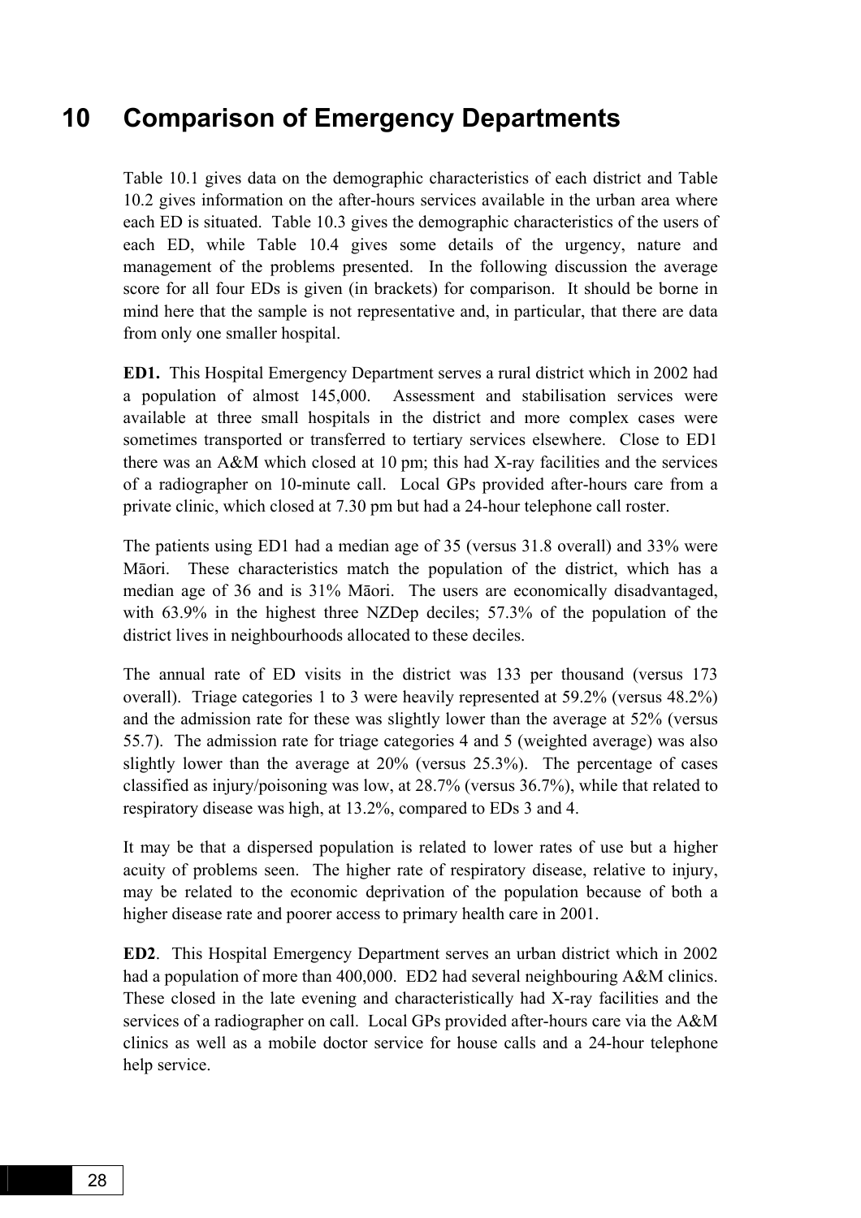# 10 Comparison of Emergency Departments

Table 10.1 gives data on the demographic characteristics of each district and Table 10.2 gives information on the after-hours services available in the urban area where each ED is situated. Table 10.3 gives the demographic characteristics of the users of each ED, while Table 10.4 gives some details of the urgency, nature and management of the problems presented. In the following discussion the average score for all four EDs is given (in brackets) for comparison. It should be borne in mind here that the sample is not representative and, in particular, that there are data from only one smaller hospital.

**ED1.** This Hospital Emergency Department serves a rural district which in 2002 had a population of almost 145,000. Assessment and stabilisation services were available at three small hospitals in the district and more complex cases were sometimes transported or transferred to tertiary services elsewhere. Close to ED1 there was an A&M which closed at 10 pm; this had X-ray facilities and the services of a radiographer on 10-minute call. Local GPs provided after-hours care from a private clinic, which closed at 7.30 pm but had a 24-hour telephone call roster.

The patients using ED1 had a median age of 35 (versus 31.8 overall) and 33% were Māori. These characteristics match the population of the district, which has a median age of 36 and is 31% Māori. The users are economically disadvantaged, with 63.9% in the highest three NZDep deciles; 57.3% of the population of the district lives in neighbourhoods allocated to these deciles.

The annual rate of ED visits in the district was 133 per thousand (versus 173 overall). Triage categories 1 to 3 were heavily represented at 59.2% (versus 48.2%) and the admission rate for these was slightly lower than the average at 52% (versus 55.7). The admission rate for triage categories 4 and 5 (weighted average) was also slightly lower than the average at 20% (versus 25.3%). The percentage of cases classified as injury/poisoning was low, at 28.7% (versus 36.7%), while that related to respiratory disease was high, at 13.2%, compared to EDs 3 and 4.

It may be that a dispersed population is related to lower rates of use but a higher acuity of problems seen. The higher rate of respiratory disease, relative to injury, may be related to the economic deprivation of the population because of both a higher disease rate and poorer access to primary health care in 2001.

**ED2**. This Hospital Emergency Department serves an urban district which in 2002 had a population of more than 400,000. ED2 had several neighbouring A&M clinics. These closed in the late evening and characteristically had X-ray facilities and the services of a radiographer on call. Local GPs provided after-hours care via the A&M clinics as well as a mobile doctor service for house calls and a 24-hour telephone help service.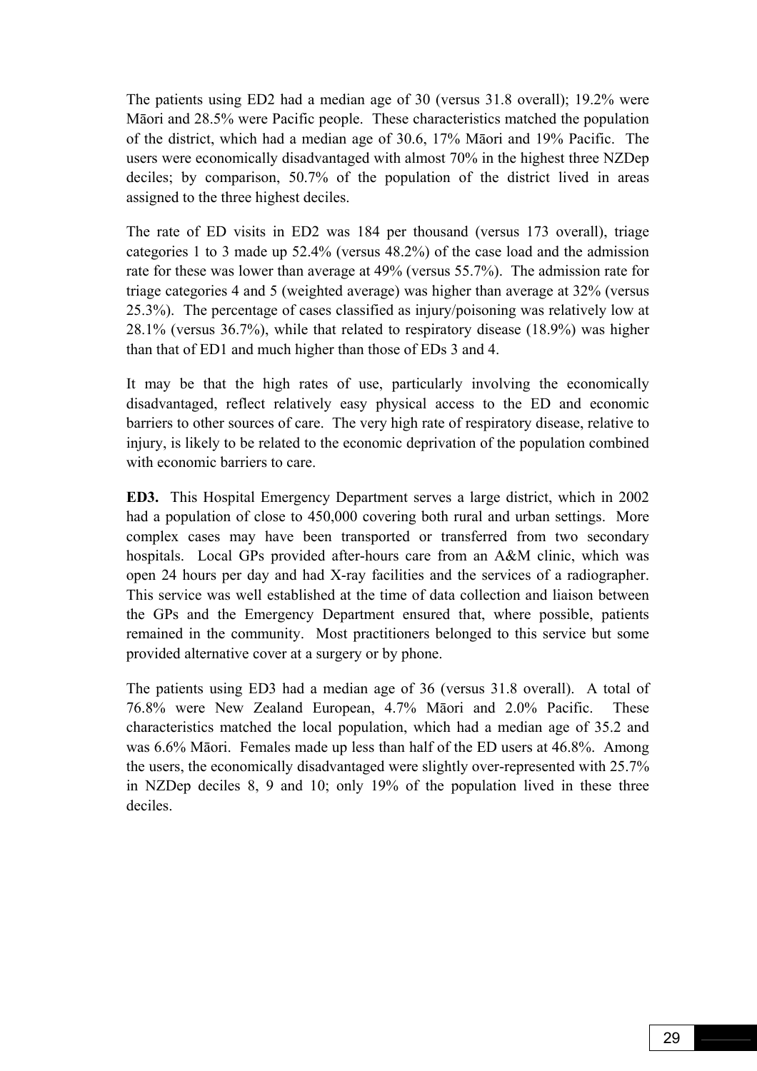The patients using ED2 had a median age of 30 (versus 31.8 overall); 19.2% were Māori and 28.5% were Pacific people. These characteristics matched the population of the district, which had a median age of 30.6, 17% Māori and 19% Pacific. The users were economically disadvantaged with almost 70% in the highest three NZDep deciles; by comparison, 50.7% of the population of the district lived in areas assigned to the three highest deciles.

The rate of ED visits in ED2 was 184 per thousand (versus 173 overall), triage categories 1 to 3 made up 52.4% (versus 48.2%) of the case load and the admission rate for these was lower than average at 49% (versus 55.7%). The admission rate for triage categories 4 and 5 (weighted average) was higher than average at 32% (versus 25.3%). The percentage of cases classified as injury/poisoning was relatively low at 28.1% (versus 36.7%), while that related to respiratory disease (18.9%) was higher than that of ED1 and much higher than those of EDs 3 and 4.

It may be that the high rates of use, particularly involving the economically disadvantaged, reflect relatively easy physical access to the ED and economic barriers to other sources of care. The very high rate of respiratory disease, relative to injury, is likely to be related to the economic deprivation of the population combined with economic barriers to care.

**ED3.** This Hospital Emergency Department serves a large district, which in 2002 had a population of close to 450,000 covering both rural and urban settings. More complex cases may have been transported or transferred from two secondary hospitals. Local GPs provided after-hours care from an A&M clinic, which was open 24 hours per day and had X-ray facilities and the services of a radiographer. This service was well established at the time of data collection and liaison between the GPs and the Emergency Department ensured that, where possible, patients remained in the community. Most practitioners belonged to this service but some provided alternative cover at a surgery or by phone.

The patients using ED3 had a median age of 36 (versus 31.8 overall). A total of 76.8% were New Zealand European, 4.7% Māori and 2.0% Pacific. These characteristics matched the local population, which had a median age of 35.2 and was 6.6% Māori. Females made up less than half of the ED users at 46.8%. Among the users, the economically disadvantaged were slightly over-represented with 25.7% in NZDep deciles 8, 9 and 10; only 19% of the population lived in these three deciles.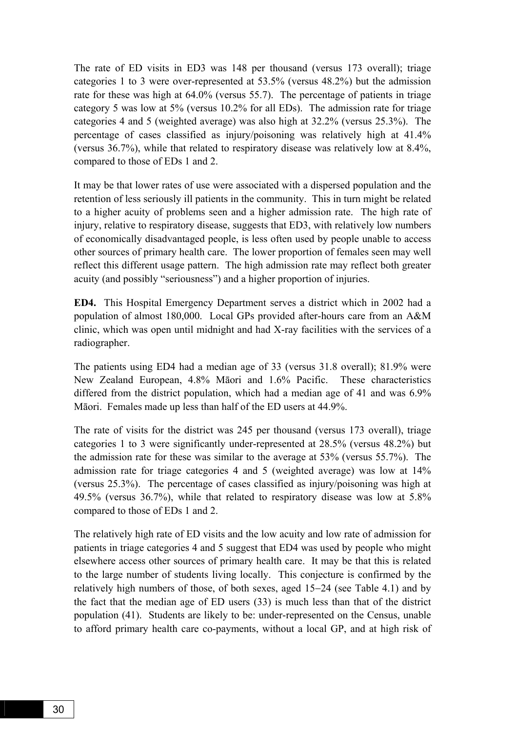The rate of ED visits in ED3 was 148 per thousand (versus 173 overall); triage categories 1 to 3 were over-represented at 53.5% (versus 48.2%) but the admission rate for these was high at 64.0% (versus 55.7). The percentage of patients in triage category 5 was low at 5% (versus 10.2% for all EDs). The admission rate for triage categories 4 and 5 (weighted average) was also high at 32.2% (versus 25.3%). The percentage of cases classified as injury/poisoning was relatively high at 41.4% (versus 36.7%), while that related to respiratory disease was relatively low at 8.4%, compared to those of EDs 1 and 2.

It may be that lower rates of use were associated with a dispersed population and the retention of less seriously ill patients in the community. This in turn might be related to a higher acuity of problems seen and a higher admission rate. The high rate of injury, relative to respiratory disease, suggests that ED3, with relatively low numbers of economically disadvantaged people, is less often used by people unable to access other sources of primary health care. The lower proportion of females seen may well reflect this different usage pattern. The high admission rate may reflect both greater acuity (and possibly "seriousness") and a higher proportion of injuries.

**ED4.** This Hospital Emergency Department serves a district which in 2002 had a population of almost 180,000. Local GPs provided after-hours care from an A&M clinic, which was open until midnight and had X-ray facilities with the services of a radiographer.

The patients using ED4 had a median age of 33 (versus 31.8 overall); 81.9% were New Zealand European, 4.8% Māori and 1.6% Pacific. These characteristics differed from the district population, which had a median age of 41 and was 6.9% Māori. Females made up less than half of the ED users at 44.9%.

The rate of visits for the district was 245 per thousand (versus 173 overall), triage categories 1 to 3 were significantly under-represented at 28.5% (versus 48.2%) but the admission rate for these was similar to the average at 53% (versus 55.7%). The admission rate for triage categories 4 and 5 (weighted average) was low at 14% (versus 25.3%). The percentage of cases classified as injury/poisoning was high at 49.5% (versus 36.7%), while that related to respiratory disease was low at 5.8% compared to those of EDs 1 and 2.

The relatively high rate of ED visits and the low acuity and low rate of admission for patients in triage categories 4 and 5 suggest that ED4 was used by people who might elsewhere access other sources of primary health care. It may be that this is related to the large number of students living locally. This conjecture is confirmed by the relatively high numbers of those, of both sexes, aged 15–24 (see Table 4.1) and by the fact that the median age of ED users (33) is much less than that of the district population (41). Students are likely to be: under-represented on the Census, unable to afford primary health care co-payments, without a local GP, and at high risk of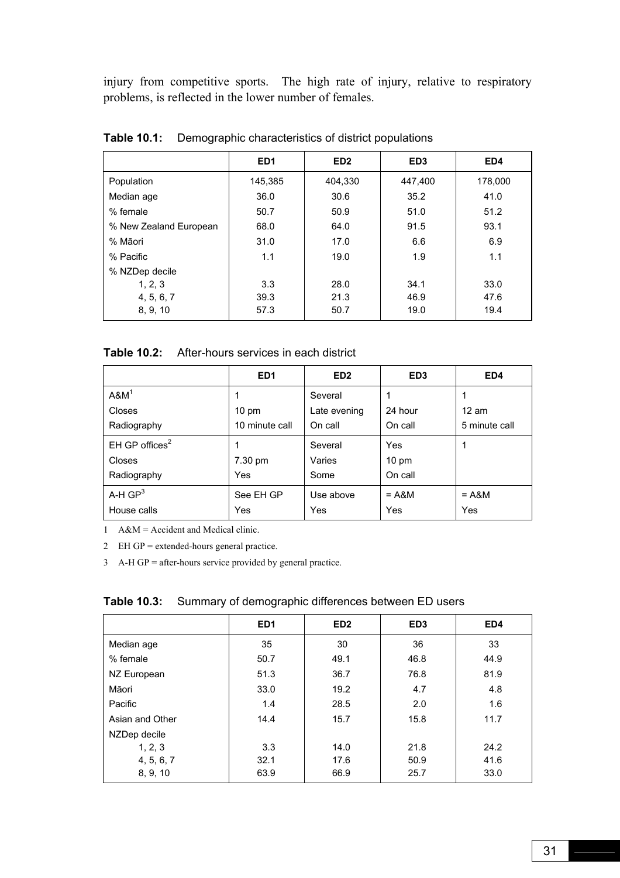injury from competitive sports. The high rate of injury, relative to respiratory problems, is reflected in the lower number of females.

**Table 10.1:** Demographic characteristics of district populations

| | ED1 | ED2 | ED3 | ED4 |
|---|---|---|---|---|
| Population | 145,385 | 404,330 | 447,400 | 178,000 |
| Median age | 36.0 | 30.6 | 35.2 | 41.0 |
| % female | 50.7 | 50.9 | 51.0 | 51.2 |
| % New Zealand European | 68.0 | 64.0 | 91.5 | 93.1 |
| % Māori | 31.0 | 17.0 | 6.6 | 6.9 |
| % Pacific | 1.1 | 19.0 | 1.9 | 1.1 |
| % NZDep decile | | | | |
| 1, 2, 3 | 3.3 | 28.0 | 34.1 | 33.0 |
| 4, 5, 6, 7 | 39.3 | 21.3 | 46.9 | 47.6 |
| 8, 9, 10 | 57.3 | 50.7 | 19.0 | 19.4 |

**Table 10.2:** After-hours services in each district

| | ED1 | ED2 | ED3 | ED4 |
|---|---|---|---|---|
| A&M[1] | 1 | Several | 1 | 1 |
| Closes | 10 pm | Late evening | 24 hour | 12 am |
| Radiography | 10 minute call | On call | On call | 5 minute call |
| EH GP offices[2] | 1 | Several | Yes | 1 |
| Closes | 7.30 pm | Varies | 10 pm | |
| Radiography | Yes | Some | On call | |
| A-H GP[3] | See EH GP | Use above | = A&M | = A&M |
| House calls | Yes | Yes | Yes | Yes |

1 A&M = Accident and Medical clinic.

2 EH GP = extended-hours general practice.

3 A-H GP = after-hours service provided by general practice.

**Table 10.3:** Summary of demographic differences between ED users

| | ED1 | ED2 | ED3 | ED4 |
|---|---|---|---|---|
| Median age | 35 | 30 | 36 | 33 |
| % female | 50.7 | 49.1 | 46.8 | 44.9 |
| NZ European | 51.3 | 36.7 | 76.8 | 81.9 |
| Māori | 33.0 | 19.2 | 4.7 | 4.8 |
| Pacific | 1.4 | 28.5 | 2.0 | 1.6 |
| Asian and Other | 14.4 | 15.7 | 15.8 | 11.7 |
| NZDep decile | | | | |
| 1, 2, 3 | 3.3 | 14.0 | 21.8 | 24.2 |
| 4, 5, 6, 7 | 32.1 | 17.6 | 50.9 | 41.6 |
| 8, 9, 10 | 63.9 | 66.9 | 25.7 | 33.0 |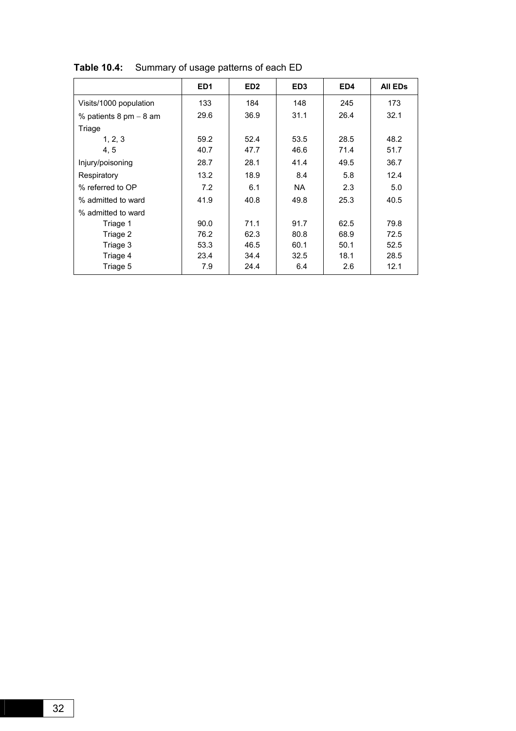**Table 10.4:** Summary of usage patterns of each ED

| | ED1 | ED2 | ED3 | ED4 | All EDs |
|---|---|---|---|---|---|
| Visits/1000 population | 133 | 184 | 148 | 245 | 173 |
| % patients 8 pm – 8 am | 29.6 | 36.9 | 31.1 | 26.4 | 32.1 |
| Triage | | | | | |
| 1, 2, 3 | 59.2 | 52.4 | 53.5 | 28.5 | 48.2 |
| 4, 5 | 40.7 | 47.7 | 46.6 | 71.4 | 51.7 |
| Injury/poisoning | 28.7 | 28.1 | 41.4 | 49.5 | 36.7 |
| Respiratory | 13.2 | 18.9 | 8.4 | 5.8 | 12.4 |
| % referred to OP | 7.2 | 6.1 | NA | 2.3 | 5.0 |
| % admitted to ward | 41.9 | 40.8 | 49.8 | 25.3 | 40.5 |
| % admitted to ward | | | | | |
| Triage 1 | 90.0 | 71.1 | 91.7 | 62.5 | 79.8 |
| Triage 2 | 76.2 | 62.3 | 80.8 | 68.9 | 72.5 |
| Triage 3 | 53.3 | 46.5 | 60.1 | 50.1 | 52.5 |
| Triage 4 | 23.4 | 34.4 | 32.5 | 18.1 | 28.5 |
| Triage 5 | 7.9 | 24.4 | 6.4 | 2.6 | 12.1 |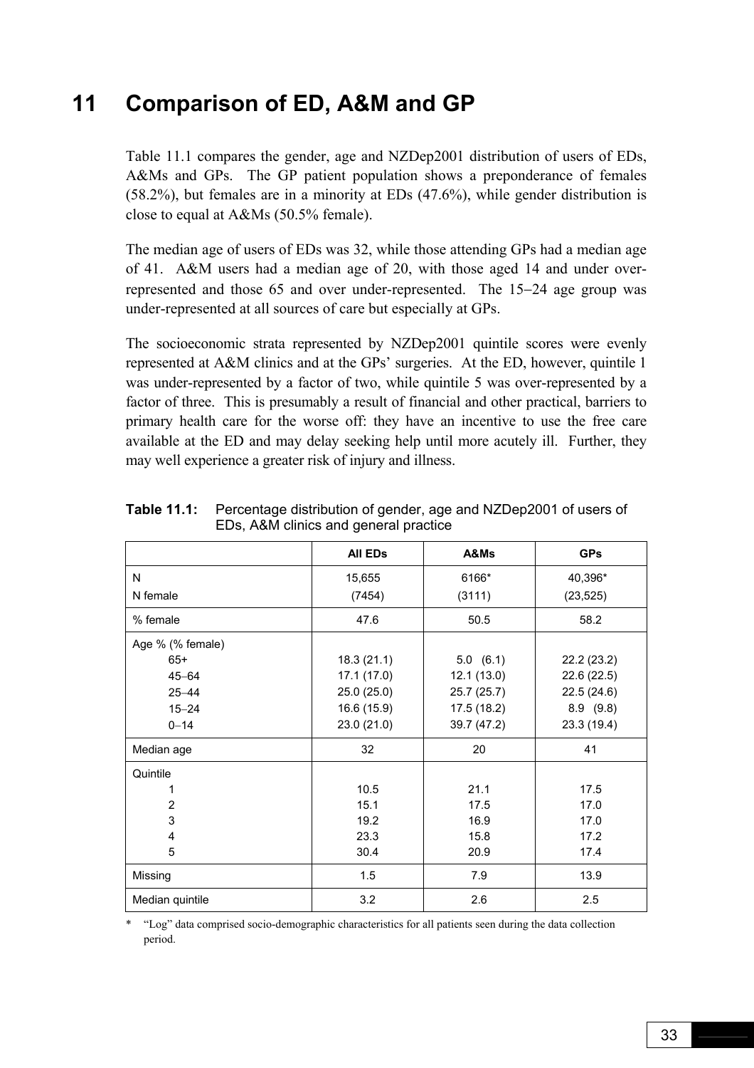# 11 Comparison of ED, A&M and GP

Table 11.1 compares the gender, age and NZDep2001 distribution of users of EDs, A&Ms and GPs. The GP patient population shows a preponderance of females (58.2%), but females are in a minority at EDs (47.6%), while gender distribution is close to equal at A&Ms (50.5% female).

The median age of users of EDs was 32, while those attending GPs had a median age of 41. A&M users had a median age of 20, with those aged 14 and under over-represented and those 65 and over under-represented. The 15–24 age group was under-represented at all sources of care but especially at GPs.

The socioeconomic strata represented by NZDep2001 quintile scores were evenly represented at A&M clinics and at the GPs' surgeries. At the ED, however, quintile 1 was under-represented by a factor of two, while quintile 5 was over-represented by a factor of three. This is presumably a result of financial and other practical, barriers to primary health care for the worse off: they have an incentive to use the free care available at the ED and may delay seeking help until more acutely ill. Further, they may well experience a greater risk of injury and illness.

**Table 11.1:** Percentage distribution of gender, age and NZDep2001 of users of EDs, A&M clinics and general practice

| | All EDs | A&Ms | GPs |
|---|---|---|---|
| N | 15,655 | 6166* | 40,396* |
| N female | (7454) | (3111) | (23,525) |
| % female | 47.6 | 50.5 | 58.2 |
| Age % (% female) | | | |
| 65+ | 18.3 (21.1) | 5.0 (6.1) | 22.2 (23.2) |
| 45–64 | 17.1 (17.0) | 12.1 (13.0) | 22.6 (22.5) |
| 25–44 | 25.0 (25.0) | 25.7 (25.7) | 22.5 (24.6) |
| 15–24 | 16.6 (15.9) | 17.5 (18.2) | 8.9 (9.8) |
| 0–14 | 23.0 (21.0) | 39.7 (47.2) | 23.3 (19.4) |
| Median age | 32 | 20 | 41 |
| Quintile | | | |
| 1 | 10.5 | 21.1 | 17.5 |
| 2 | 15.1 | 17.5 | 17.0 |
| 3 | 19.2 | 16.9 | 17.0 |
| 4 | 23.3 | 15.8 | 17.2 |
| 5 | 30.4 | 20.9 | 17.4 |
| Missing | 1.5 | 7.9 | 13.9 |
| Median quintile | 3.2 | 2.6 | 2.5 |

\* "Log" data comprised socio-demographic characteristics for all patients seen during the data collection period.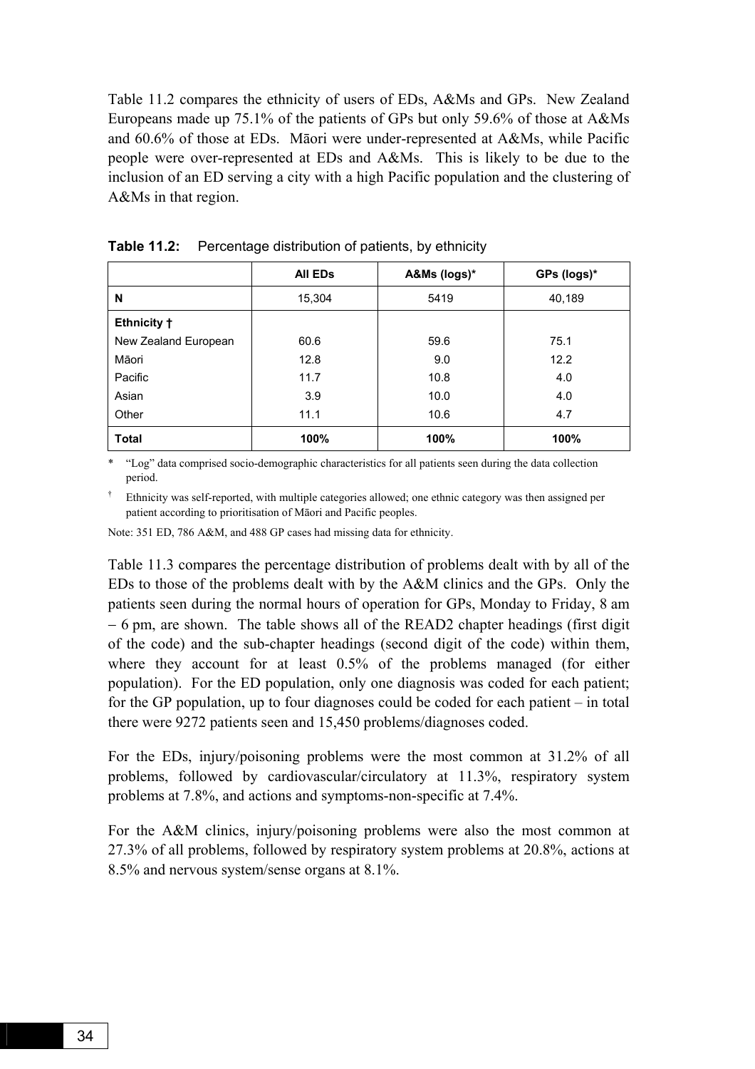Table 11.2 compares the ethnicity of users of EDs, A&Ms and GPs. New Zealand Europeans made up 75.1% of the patients of GPs but only 59.6% of those at A&Ms and 60.6% of those at EDs. Māori were under-represented at A&Ms, while Pacific people were over-represented at EDs and A&Ms. This is likely to be due to the inclusion of an ED serving a city with a high Pacific population and the clustering of A&Ms in that region.

**Table 11.2:** Percentage distribution of patients, by ethnicity

| | All EDs | A&Ms (logs)* | GPs (logs)* |
|---|---|---|---|
| **N** | 15,304 | 5419 | 40,189 |
| **Ethnicity †** | | | |
| New Zealand European | 60.6 | 59.6 | 75.1 |
| Māori | 12.8 | 9.0 | 12.2 |
| Pacific | 11.7 | 10.8 | 4.0 |
| Asian | 3.9 | 10.0 | 4.0 |
| Other | 11.1 | 10.6 | 4.7 |
| **Total** | **100%** | **100%** | **100%** |

\* "Log" data comprised socio-demographic characteristics for all patients seen during the data collection period.

† Ethnicity was self-reported, with multiple categories allowed; one ethnic category was then assigned per patient according to prioritisation of Māori and Pacific peoples.

Note: 351 ED, 786 A&M, and 488 GP cases had missing data for ethnicity.

Table 11.3 compares the percentage distribution of problems dealt with by all of the EDs to those of the problems dealt with by the A&M clinics and the GPs. Only the patients seen during the normal hours of operation for GPs, Monday to Friday, 8 am – 6 pm, are shown. The table shows all of the READ2 chapter headings (first digit of the code) and the sub-chapter headings (second digit of the code) within them, where they account for at least 0.5% of the problems managed (for either population). For the ED population, only one diagnosis was coded for each patient; for the GP population, up to four diagnoses could be coded for each patient – in total there were 9272 patients seen and 15,450 problems/diagnoses coded.

For the EDs, injury/poisoning problems were the most common at 31.2% of all problems, followed by cardiovascular/circulatory at 11.3%, respiratory system problems at 7.8%, and actions and symptoms-non-specific at 7.4%.

For the A&M clinics, injury/poisoning problems were also the most common at 27.3% of all problems, followed by respiratory system problems at 20.8%, actions at 8.5% and nervous system/sense organs at 8.1%.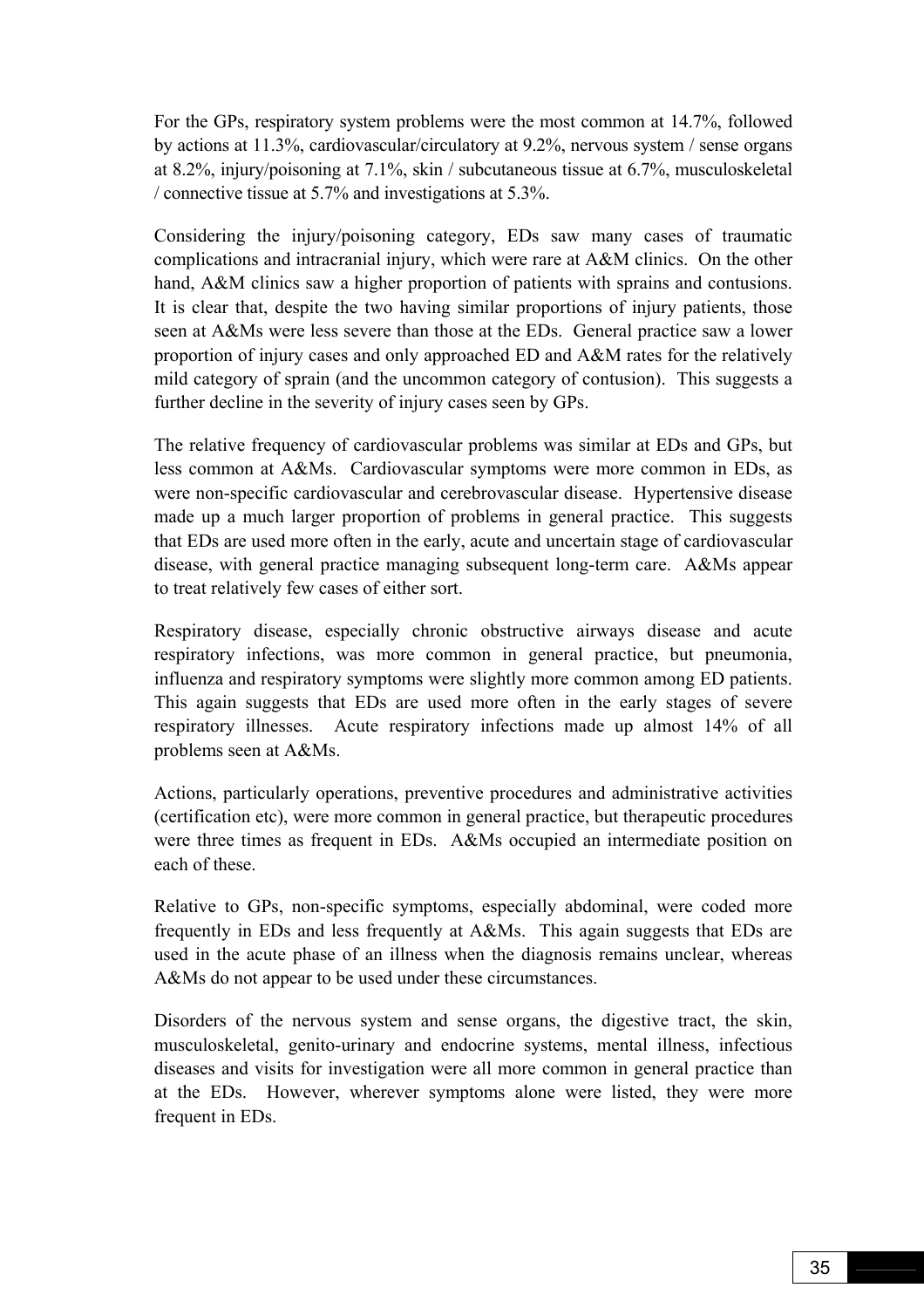For the GPs, respiratory system problems were the most common at 14.7%, followed by actions at 11.3%, cardiovascular/circulatory at 9.2%, nervous system / sense organs at 8.2%, injury/poisoning at 7.1%, skin / subcutaneous tissue at 6.7%, musculoskeletal / connective tissue at 5.7% and investigations at 5.3%.

Considering the injury/poisoning category, EDs saw many cases of traumatic complications and intracranial injury, which were rare at A&M clinics. On the other hand, A&M clinics saw a higher proportion of patients with sprains and contusions. It is clear that, despite the two having similar proportions of injury patients, those seen at A&Ms were less severe than those at the EDs. General practice saw a lower proportion of injury cases and only approached ED and A&M rates for the relatively mild category of sprain (and the uncommon category of contusion). This suggests a further decline in the severity of injury cases seen by GPs.

The relative frequency of cardiovascular problems was similar at EDs and GPs, but less common at A&Ms. Cardiovascular symptoms were more common in EDs, as were non-specific cardiovascular and cerebrovascular disease. Hypertensive disease made up a much larger proportion of problems in general practice. This suggests that EDs are used more often in the early, acute and uncertain stage of cardiovascular disease, with general practice managing subsequent long-term care. A&Ms appear to treat relatively few cases of either sort.

Respiratory disease, especially chronic obstructive airways disease and acute respiratory infections, was more common in general practice, but pneumonia, influenza and respiratory symptoms were slightly more common among ED patients. This again suggests that EDs are used more often in the early stages of severe respiratory illnesses. Acute respiratory infections made up almost 14% of all problems seen at A&Ms.

Actions, particularly operations, preventive procedures and administrative activities (certification etc), were more common in general practice, but therapeutic procedures were three times as frequent in EDs. A&Ms occupied an intermediate position on each of these.

Relative to GPs, non-specific symptoms, especially abdominal, were coded more frequently in EDs and less frequently at A&Ms. This again suggests that EDs are used in the acute phase of an illness when the diagnosis remains unclear, whereas A&Ms do not appear to be used under these circumstances.

Disorders of the nervous system and sense organs, the digestive tract, the skin, musculoskeletal, genito-urinary and endocrine systems, mental illness, infectious diseases and visits for investigation were all more common in general practice than at the EDs. However, wherever symptoms alone were listed, they were more frequent in EDs.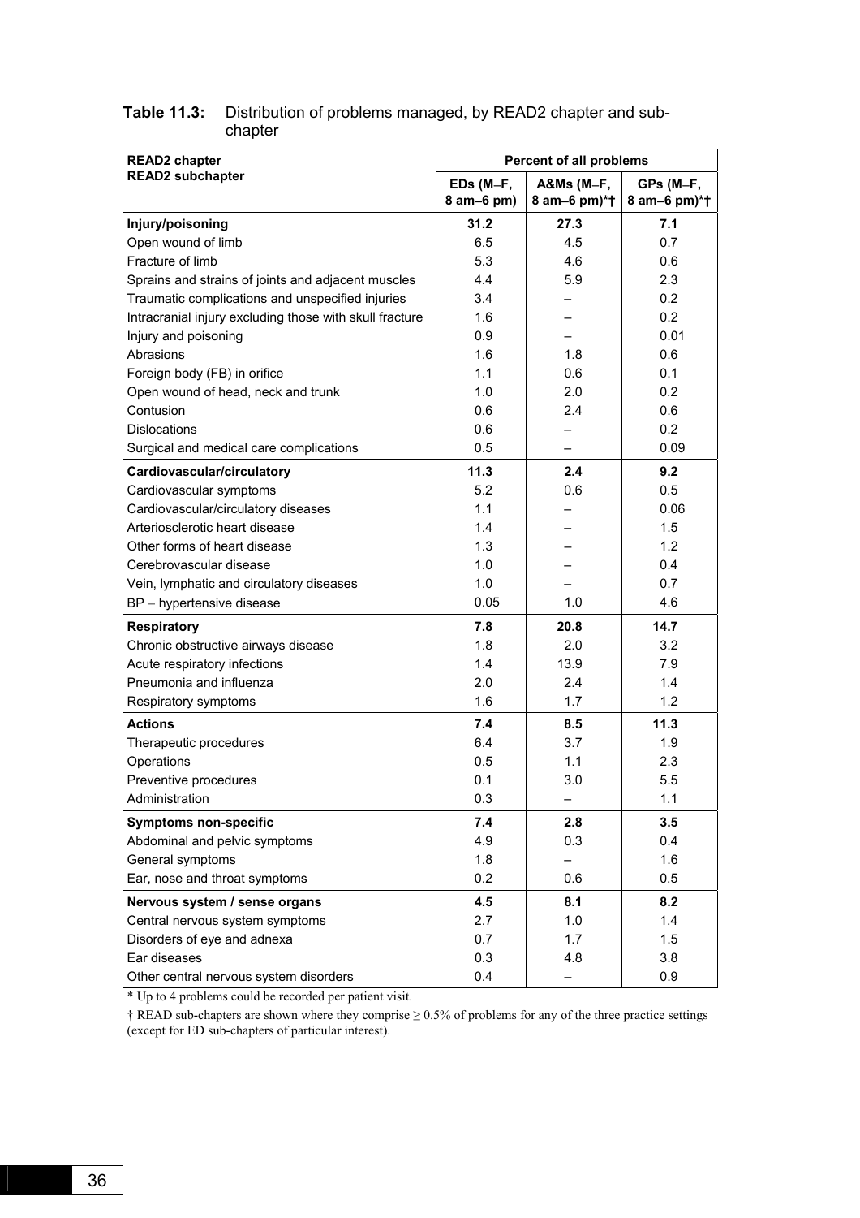**Table 11.3:** Distribution of problems managed, by READ2 chapter and sub-chapter

| READ2 chapter<br>READ2 subchapter | Percent of all problems | | |
|---|---|---|---|
| | EDs (M–F, 8 am–6 pm) | A&Ms (M–F, 8 am–6 pm)*† | GPs (M–F, 8 am–6 pm)*† |
| **Injury/poisoning** | **31.2** | **27.3** | **7.1** |
| Open wound of limb | 6.5 | 4.5 | 0.7 |
| Fracture of limb | 5.3 | 4.6 | 0.6 |
| Sprains and strains of joints and adjacent muscles | 4.4 | 5.9 | 2.3 |
| Traumatic complications and unspecified injuries | 3.4 | – | 0.2 |
| Intracranial injury excluding those with skull fracture | 1.6 | – | 0.2 |
| Injury and poisoning | 0.9 | – | 0.01 |
| Abrasions | 1.6 | 1.8 | 0.6 |
| Foreign body (FB) in orifice | 1.1 | 0.6 | 0.1 |
| Open wound of head, neck and trunk | 1.0 | 2.0 | 0.2 |
| Contusion | 0.6 | 2.4 | 0.6 |
| Dislocations | 0.6 | – | 0.2 |
| Surgical and medical care complications | 0.5 | – | 0.09 |
| **Cardiovascular/circulatory** | **11.3** | **2.4** | **9.2** |
| Cardiovascular symptoms | 5.2 | 0.6 | 0.5 |
| Cardiovascular/circulatory diseases | 1.1 | – | 0.06 |
| Arteriosclerotic heart disease | 1.4 | – | 1.5 |
| Other forms of heart disease | 1.3 | – | 1.2 |
| Cerebrovascular disease | 1.0 | – | 0.4 |
| Vein, lymphatic and circulatory diseases | 1.0 | – | 0.7 |
| BP – hypertensive disease | 0.05 | 1.0 | 4.6 |
| **Respiratory** | **7.8** | **20.8** | **14.7** |
| Chronic obstructive airways disease | 1.8 | 2.0 | 3.2 |
| Acute respiratory infections | 1.4 | 13.9 | 7.9 |
| Pneumonia and influenza | 2.0 | 2.4 | 1.4 |
| Respiratory symptoms | 1.6 | 1.7 | 1.2 |
| **Actions** | **7.4** | **8.5** | **11.3** |
| Therapeutic procedures | 6.4 | 3.7 | 1.9 |
| Operations | 0.5 | 1.1 | 2.3 |
| Preventive procedures | 0.1 | 3.0 | 5.5 |
| Administration | 0.3 | – | 1.1 |
| **Symptoms non-specific** | **7.4** | **2.8** | **3.5** |
| Abdominal and pelvic symptoms | 4.9 | 0.3 | 0.4 |
| General symptoms | 1.8 | – | 1.6 |
| Ear, nose and throat symptoms | 0.2 | 0.6 | 0.5 |
| **Nervous system / sense organs** | **4.5** | **8.1** | **8.2** |
| Central nervous system symptoms | 2.7 | 1.0 | 1.4 |
| Disorders of eye and adnexa | 0.7 | 1.7 | 1.5 |
| Ear diseases | 0.3 | 4.8 | 3.8 |
| Other central nervous system disorders | 0.4 | – | 0.9 |

\* Up to 4 problems could be recorded per patient visit.

† READ sub-chapters are shown where they comprise ≥ 0.5% of problems for any of the three practice settings (except for ED sub-chapters of particular interest).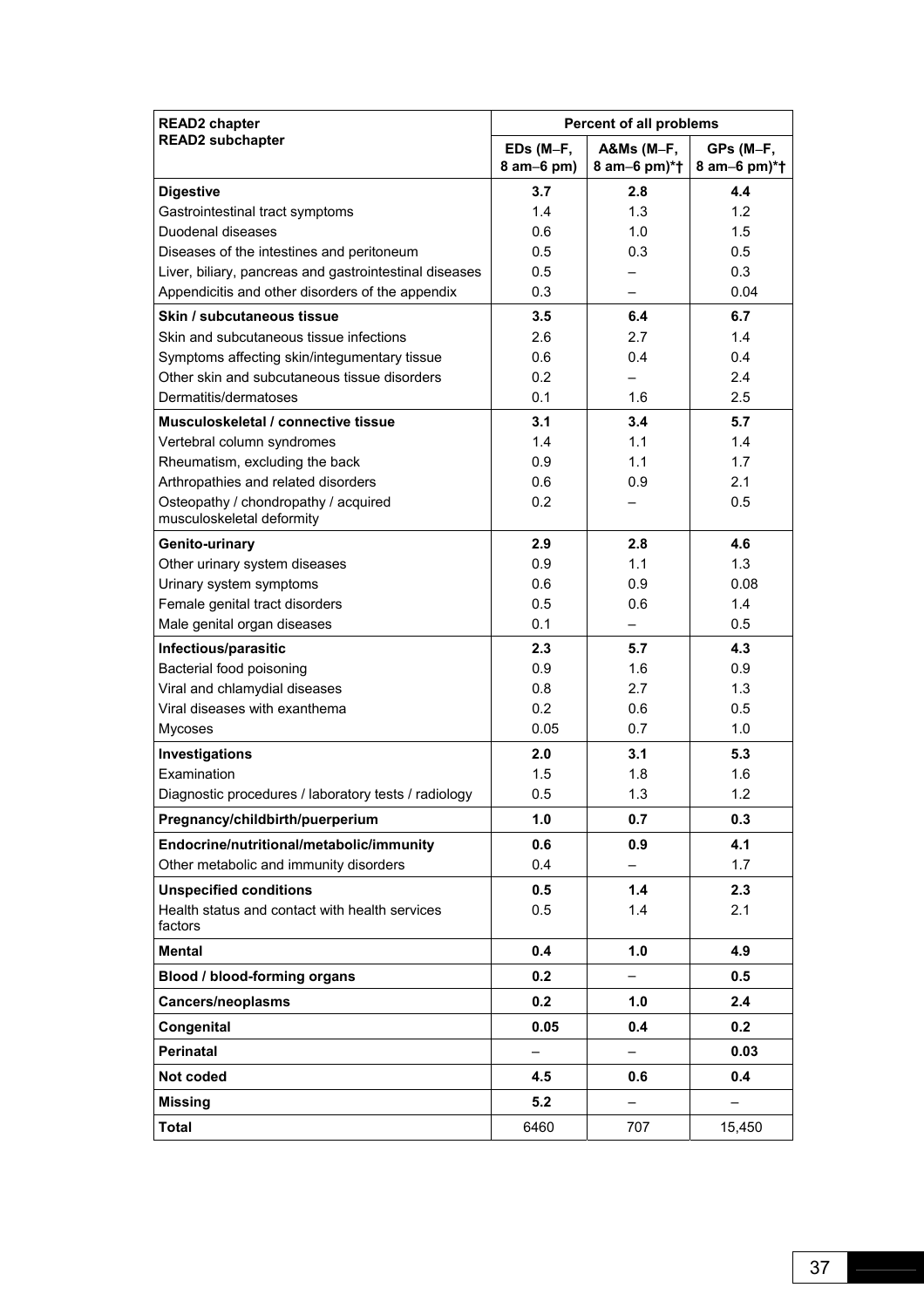| READ2 chapter<br>READ2 subchapter | Percent of all problems | | |
|---|---|---|---|
| | EDs (M–F, 8 am–6 pm) | A&Ms (M–F, 8 am–6 pm)*† | GPs (M–F, 8 am–6 pm)*† |
| **Digestive** | **3.7** | **2.8** | **4.4** |
| Gastrointestinal tract symptoms | 1.4 | 1.3 | 1.2 |
| Duodenal diseases | 0.6 | 1.0 | 1.5 |
| Diseases of the intestines and peritoneum | 0.5 | 0.3 | 0.5 |
| Liver, biliary, pancreas and gastrointestinal diseases | 0.5 | – | 0.3 |
| Appendicitis and other disorders of the appendix | 0.3 | – | 0.04 |
| **Skin / subcutaneous tissue** | **3.5** | **6.4** | **6.7** |
| Skin and subcutaneous tissue infections | 2.6 | 2.7 | 1.4 |
| Symptoms affecting skin/integumentary tissue | 0.6 | 0.4 | 0.4 |
| Other skin and subcutaneous tissue disorders | 0.2 | – | 2.4 |
| Dermatitis/dermatoses | 0.1 | 1.6 | 2.5 |
| **Musculoskeletal / connective tissue** | **3.1** | **3.4** | **5.7** |
| Vertebral column syndromes | 1.4 | 1.1 | 1.4 |
| Rheumatism, excluding the back | 0.9 | 1.1 | 1.7 |
| Arthropathies and related disorders | 0.6 | 0.9 | 2.1 |
| Osteopathy / chondropathy / acquired musculoskeletal deformity | 0.2 | – | 0.5 |
| **Genito-urinary** | **2.9** | **2.8** | **4.6** |
| Other urinary system diseases | 0.9 | 1.1 | 1.3 |
| Urinary system symptoms | 0.6 | 0.9 | 0.08 |
| Female genital tract disorders | 0.5 | 0.6 | 1.4 |
| Male genital organ diseases | 0.1 | – | 0.5 |
| **Infectious/parasitic** | **2.3** | **5.7** | **4.3** |
| Bacterial food poisoning | 0.9 | 1.6 | 0.9 |
| Viral and chlamydial diseases | 0.8 | 2.7 | 1.3 |
| Viral diseases with exanthema | 0.2 | 0.6 | 0.5 |
| Mycoses | 0.05 | 0.7 | 1.0 |
| **Investigations** | **2.0** | **3.1** | **5.3** |
| Examination | 1.5 | 1.8 | 1.6 |
| Diagnostic procedures / laboratory tests / radiology | 0.5 | 1.3 | 1.2 |
| **Pregnancy/childbirth/puerperium** | **1.0** | **0.7** | **0.3** |
| **Endocrine/nutritional/metabolic/immunity** | **0.6** | **0.9** | **4.1** |
| Other metabolic and immunity disorders | 0.4 | – | 1.7 |
| **Unspecified conditions** | **0.5** | **1.4** | **2.3** |
| Health status and contact with health services factors | 0.5 | 1.4 | 2.1 |
| **Mental** | **0.4** | **1.0** | **4.9** |
| **Blood / blood-forming organs** | **0.2** | – | **0.5** |
| **Cancers/neoplasms** | **0.2** | **1.0** | **2.4** |
| **Congenital** | **0.05** | **0.4** | **0.2** |
| **Perinatal** | – | – | **0.03** |
| **Not coded** | **4.5** | **0.6** | **0.4** |
| **Missing** | **5.2** | – | – |
| **Total** | 6460 | 707 | 15,450 |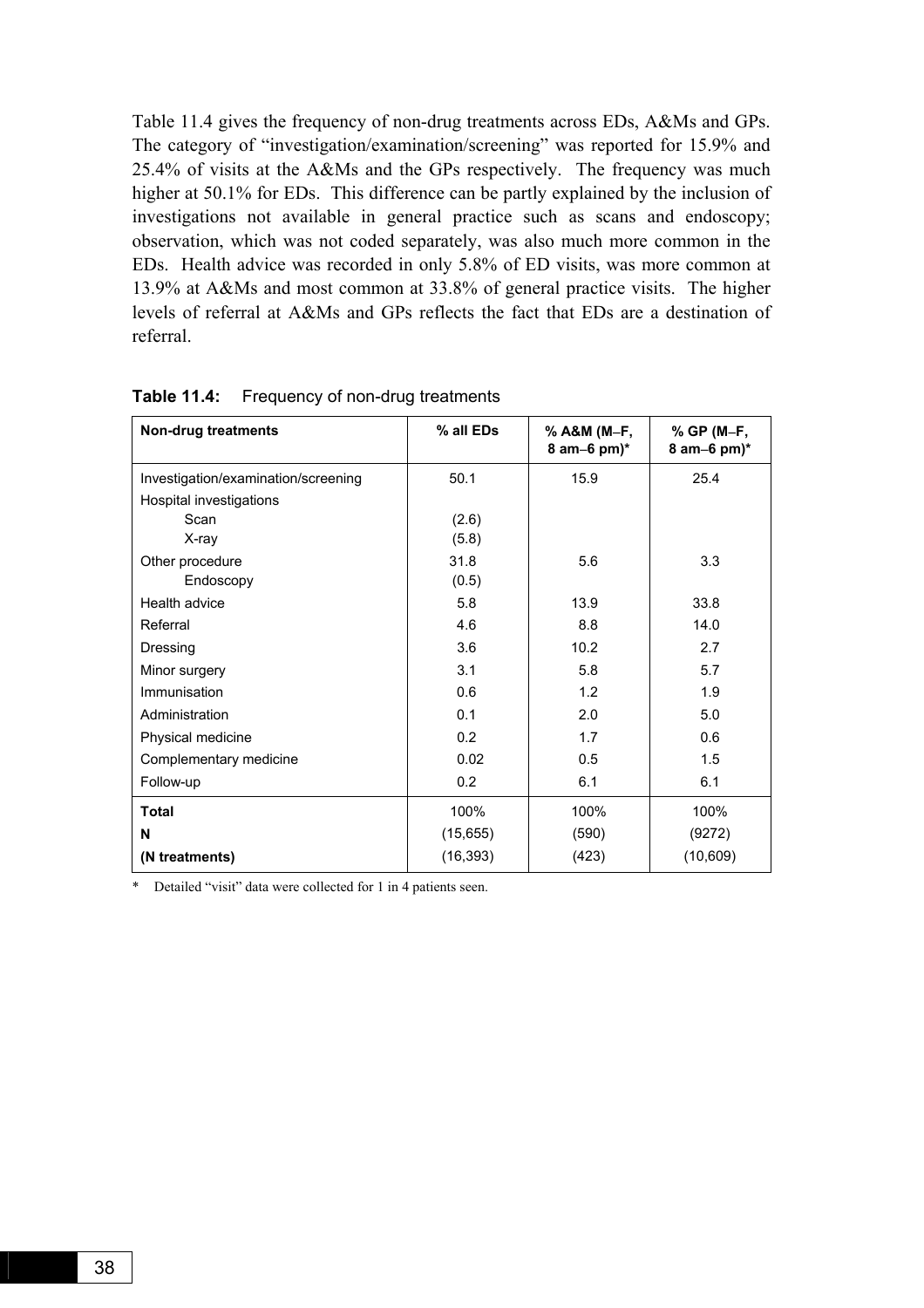Table 11.4 gives the frequency of non-drug treatments across EDs, A&Ms and GPs. The category of "investigation/examination/screening" was reported for 15.9% and 25.4% of visits at the A&Ms and the GPs respectively. The frequency was much higher at 50.1% for EDs. This difference can be partly explained by the inclusion of investigations not available in general practice such as scans and endoscopy; observation, which was not coded separately, was also much more common in the EDs. Health advice was recorded in only 5.8% of ED visits, was more common at 13.9% at A&Ms and most common at 33.8% of general practice visits. The higher levels of referral at A&Ms and GPs reflects the fact that EDs are a destination of referral.

**Table 11.4:** Frequency of non-drug treatments

| Non-drug treatments | % all EDs | % A&M (M–F, 8 am–6 pm)* | % GP (M–F, 8 am–6 pm)* |
|---|---|---|---|
| Investigation/examination/screening | 50.1 | 15.9 | 25.4 |
| Hospital investigations | | | |
| Scan | (2.6) | | |
| X-ray | (5.8) | | |
| Other procedure | 31.8 | 5.6 | 3.3 |
| Endoscopy | (0.5) | | |
| Health advice | 5.8 | 13.9 | 33.8 |
| Referral | 4.6 | 8.8 | 14.0 |
| Dressing | 3.6 | 10.2 | 2.7 |
| Minor surgery | 3.1 | 5.8 | 5.7 |
| Immunisation | 0.6 | 1.2 | 1.9 |
| Administration | 0.1 | 2.0 | 5.0 |
| Physical medicine | 0.2 | 1.7 | 0.6 |
| Complementary medicine | 0.02 | 0.5 | 1.5 |
| Follow-up | 0.2 | 6.1 | 6.1 |
| **Total** | 100% | 100% | 100% |
| **N** | (15,655) | (590) | (9272) |
| **(N treatments)** | (16,393) | (423) | (10,609) |

\* Detailed "visit" data were collected for 1 in 4 patients seen.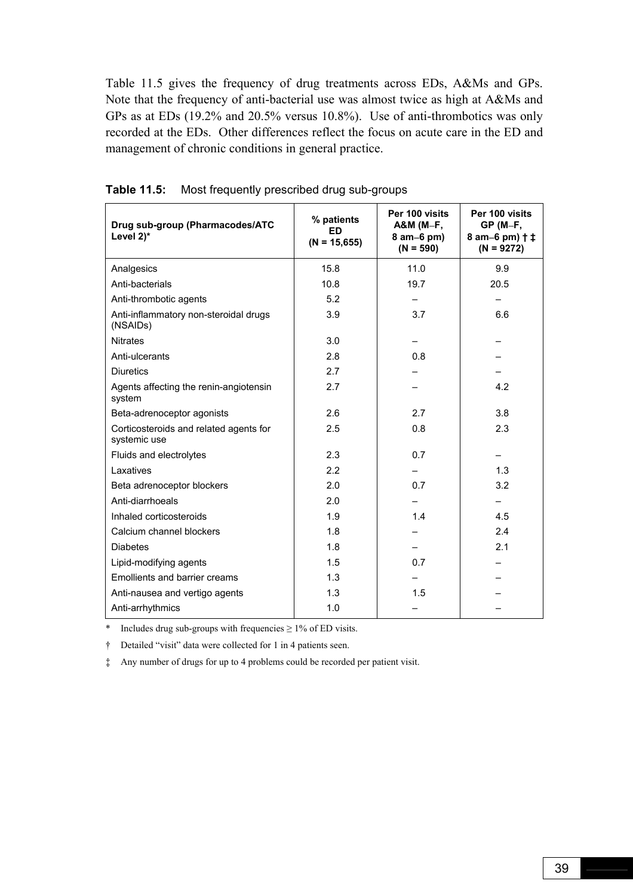Table 11.5 gives the frequency of drug treatments across EDs, A&Ms and GPs. Note that the frequency of anti-bacterial use was almost twice as high at A&Ms and GPs as at EDs (19.2% and 20.5% versus 10.8%). Use of anti-thrombotics was only recorded at the EDs. Other differences reflect the focus on acute care in the ED and management of chronic conditions in general practice.

**Table 11.5:** Most frequently prescribed drug sub-groups

| Drug sub-group (Pharmacodes/ATC Level 2)* | % patients ED (N = 15,655) | Per 100 visits A&M (M–F, 8 am–6 pm) (N = 590) | Per 100 visits GP (M–F, 8 am–6 pm) † ‡ (N = 9272) |
|---|---|---|---|
| Analgesics | 15.8 | 11.0 | 9.9 |
| Anti-bacterials | 10.8 | 19.7 | 20.5 |
| Anti-thrombotic agents | 5.2 | – | – |
| Anti-inflammatory non-steroidal drugs (NSAIDs) | 3.9 | 3.7 | 6.6 |
| Nitrates | 3.0 | – | – |
| Anti-ulcerants | 2.8 | 0.8 | – |
| Diuretics | 2.7 | – | – |
| Agents affecting the renin-angiotensin system | 2.7 | – | 4.2 |
| Beta-adrenoceptor agonists | 2.6 | 2.7 | 3.8 |
| Corticosteroids and related agents for systemic use | 2.5 | 0.8 | 2.3 |
| Fluids and electrolytes | 2.3 | 0.7 | – |
| Laxatives | 2.2 | – | 1.3 |
| Beta adrenoceptor blockers | 2.0 | 0.7 | 3.2 |
| Anti-diarrhoeals | 2.0 | – | – |
| Inhaled corticosteroids | 1.9 | 1.4 | 4.5 |
| Calcium channel blockers | 1.8 | – | 2.4 |
| Diabetes | 1.8 | – | 2.1 |
| Lipid-modifying agents | 1.5 | 0.7 | – |
| Emollients and barrier creams | 1.3 | – | – |
| Anti-nausea and vertigo agents | 1.3 | 1.5 | – |
| Anti-arrhythmics | 1.0 | – | – |

\* Includes drug sub-groups with frequencies ≥ 1% of ED visits.

† Detailed "visit" data were collected for 1 in 4 patients seen.

‡ Any number of drugs for up to 4 problems could be recorded per patient visit.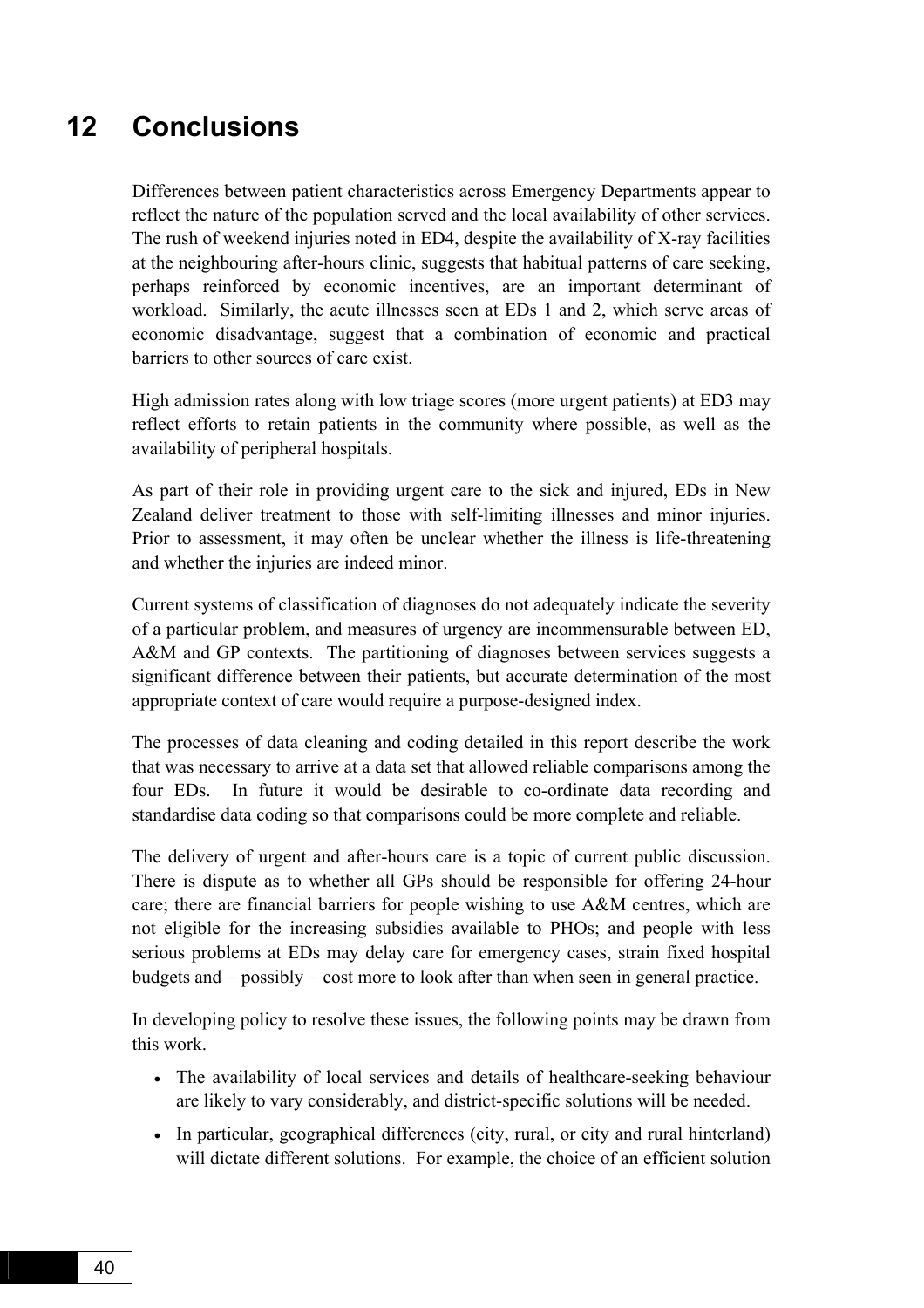# 12 Conclusions

Differences between patient characteristics across Emergency Departments appear to reflect the nature of the population served and the local availability of other services. The rush of weekend injuries noted in ED4, despite the availability of X-ray facilities at the neighbouring after-hours clinic, suggests that habitual patterns of care seeking, perhaps reinforced by economic incentives, are an important determinant of workload. Similarly, the acute illnesses seen at EDs 1 and 2, which serve areas of economic disadvantage, suggest that a combination of economic and practical barriers to other sources of care exist.

High admission rates along with low triage scores (more urgent patients) at ED3 may reflect efforts to retain patients in the community where possible, as well as the availability of peripheral hospitals.

As part of their role in providing urgent care to the sick and injured, EDs in New Zealand deliver treatment to those with self-limiting illnesses and minor injuries. Prior to assessment, it may often be unclear whether the illness is life-threatening and whether the injuries are indeed minor.

Current systems of classification of diagnoses do not adequately indicate the severity of a particular problem, and measures of urgency are incommensurable between ED, A&M and GP contexts. The partitioning of diagnoses between services suggests a significant difference between their patients, but accurate determination of the most appropriate context of care would require a purpose-designed index.

The processes of data cleaning and coding detailed in this report describe the work that was necessary to arrive at a data set that allowed reliable comparisons among the four EDs. In future it would be desirable to co-ordinate data recording and standardise data coding so that comparisons could be more complete and reliable.

The delivery of urgent and after-hours care is a topic of current public discussion. There is dispute as to whether all GPs should be responsible for offering 24-hour care; there are financial barriers for people wishing to use A&M centres, which are not eligible for the increasing subsidies available to PHOs; and people with less serious problems at EDs may delay care for emergency cases, strain fixed hospital budgets and – possibly – cost more to look after than when seen in general practice.

In developing policy to resolve these issues, the following points may be drawn from this work.

- The availability of local services and details of healthcare-seeking behaviour are likely to vary considerably, and district-specific solutions will be needed.
- In particular, geographical differences (city, rural, or city and rural hinterland) will dictate different solutions. For example, the choice of an efficient solution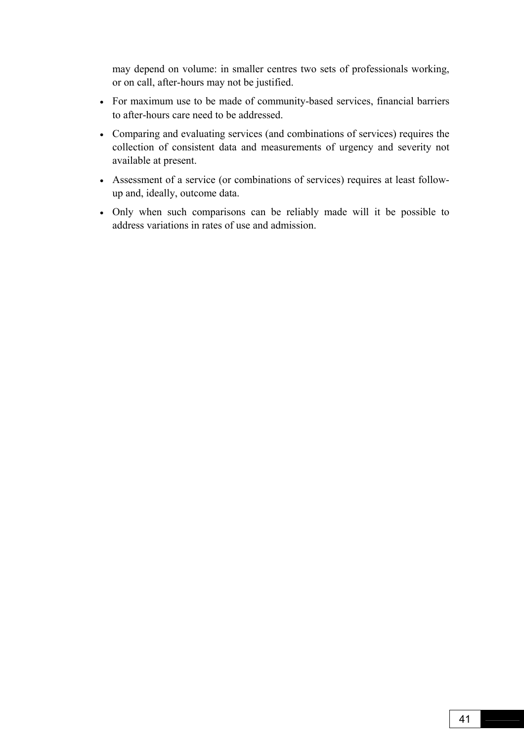may depend on volume: in smaller centres two sets of professionals working, or on call, after-hours may not be justified.

- For maximum use to be made of community-based services, financial barriers to after-hours care need to be addressed.
- Comparing and evaluating services (and combinations of services) requires the collection of consistent data and measurements of urgency and severity not available at present.
- Assessment of a service (or combinations of services) requires at least follow-up and, ideally, outcome data.
- Only when such comparisons can be reliably made will it be possible to address variations in rates of use and admission.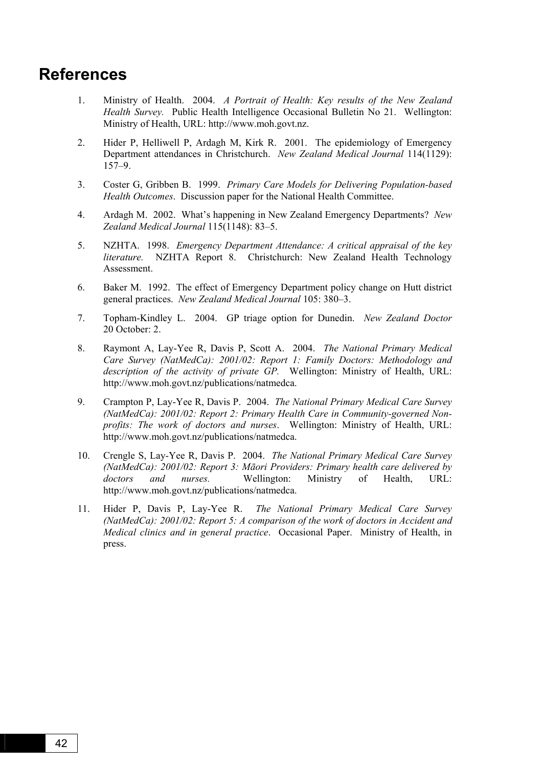# References

1. Ministry of Health. 2004. *A Portrait of Health: Key results of the New Zealand Health Survey.* Public Health Intelligence Occasional Bulletin No 21. Wellington: Ministry of Health, URL: http://www.moh.govt.nz.

2. Hider P, Helliwell P, Ardagh M, Kirk R. 2001. The epidemiology of Emergency Department attendances in Christchurch. *New Zealand Medical Journal* 114(1129): 157–9.

3. Coster G, Gribben B. 1999. *Primary Care Models for Delivering Population-based Health Outcomes*. Discussion paper for the National Health Committee.

4. Ardagh M. 2002. What's happening in New Zealand Emergency Departments? *New Zealand Medical Journal* 115(1148): 83–5.

5. NZHTA. 1998. *Emergency Department Attendance: A critical appraisal of the key literature.* NZHTA Report 8. Christchurch: New Zealand Health Technology Assessment.

6. Baker M. 1992. The effect of Emergency Department policy change on Hutt district general practices. *New Zealand Medical Journal* 105: 380–3.

7. Topham-Kindley L. 2004. GP triage option for Dunedin. *New Zealand Doctor* 20 October: 2.

8. Raymont A, Lay-Yee R, Davis P, Scott A. 2004. *The National Primary Medical Care Survey (NatMedCa): 2001/02: Report 1: Family Doctors: Methodology and description of the activity of private GP.* Wellington: Ministry of Health, URL: http://www.moh.govt.nz/publications/natmedca.

9. Crampton P, Lay-Yee R, Davis P. 2004. *The National Primary Medical Care Survey (NatMedCa): 2001/02: Report 2: Primary Health Care in Community-governed Non-profits: The work of doctors and nurses*. Wellington: Ministry of Health, URL: http://www.moh.govt.nz/publications/natmedca.

10. Crengle S, Lay-Yee R, Davis P. 2004. *The National Primary Medical Care Survey (NatMedCa): 2001/02: Report 3: Māori Providers: Primary health care delivered by doctors and nurses.* Wellington: Ministry of Health, URL: http://www.moh.govt.nz/publications/natmedca.

11. Hider P, Davis P, Lay-Yee R. *The National Primary Medical Care Survey (NatMedCa): 2001/02: Report 5: A comparison of the work of doctors in Accident and Medical clinics and in general practice*. Occasional Paper. Ministry of Health, in press.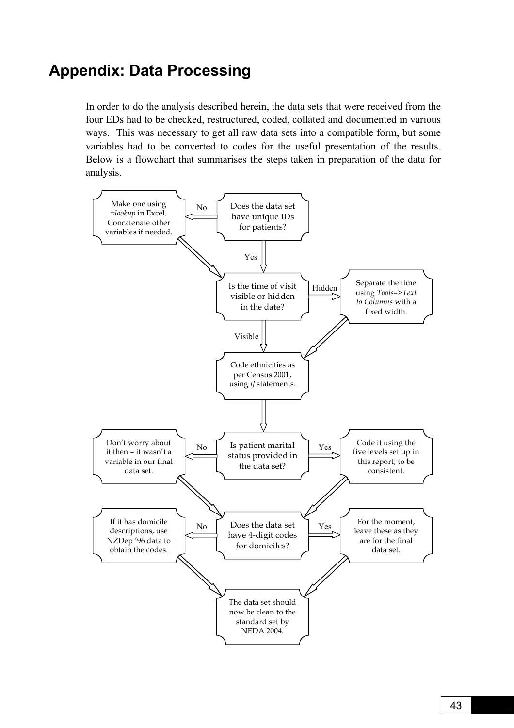# Appendix: Data Processing

In order to do the analysis described herein, the data sets that were received from the four EDs had to be checked, restructured, coded, collated and documented in various ways. This was necessary to get all raw data sets into a compatible form, but some variables had to be converted to codes for the useful presentation of the results. Below is a flowchart that summarises the steps taken in preparation of the data for analysis.

Does the data set have unique IDs for patients?

- No → Make one using *vlookup* in Excel. Concatenate other variables if needed.
- Yes

Is the time of visit visible or hidden in the date?

- Hidden → Separate the time using *Tools–>Text to Columns* with a fixed width.
- Visible

Code ethnicities as per Census 2001, using *if* statements.

Is patient marital status provided in the data set?

- No → Don't worry about it then – it wasn't a variable in our final data set.
- Yes → Code it using the five levels set up in this report, to be consistent.

Does the data set have 4-digit codes for domiciles?

- No → If it has domicile descriptions, use NZDep '96 data to obtain the codes.
- Yes → For the moment, leave these as they are for the final data set.

The data set should now be clean to the standard set by NEDA 2004.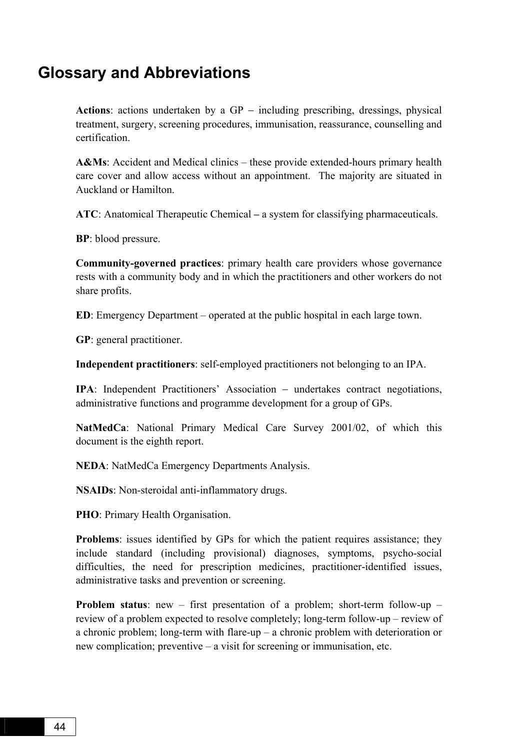# Glossary and Abbreviations

**Actions**: actions undertaken by a GP – including prescribing, dressings, physical treatment, surgery, screening procedures, immunisation, reassurance, counselling and certification.

**A&Ms**: Accident and Medical clinics – these provide extended-hours primary health care cover and allow access without an appointment. The majority are situated in Auckland or Hamilton.

**ATC**: Anatomical Therapeutic Chemical – a system for classifying pharmaceuticals.

**BP**: blood pressure.

**Community-governed practices**: primary health care providers whose governance rests with a community body and in which the practitioners and other workers do not share profits.

**ED**: Emergency Department – operated at the public hospital in each large town.

**GP**: general practitioner.

**Independent practitioners**: self-employed practitioners not belonging to an IPA.

**IPA**: Independent Practitioners' Association – undertakes contract negotiations, administrative functions and programme development for a group of GPs.

**NatMedCa**: National Primary Medical Care Survey 2001/02, of which this document is the eighth report.

**NEDA**: NatMedCa Emergency Departments Analysis.

**NSAIDs**: Non-steroidal anti-inflammatory drugs.

**PHO**: Primary Health Organisation.

**Problems**: issues identified by GPs for which the patient requires assistance; they include standard (including provisional) diagnoses, symptoms, psycho-social difficulties, the need for prescription medicines, practitioner-identified issues, administrative tasks and prevention or screening.

**Problem status**: new – first presentation of a problem; short-term follow-up – review of a problem expected to resolve completely; long-term follow-up – review of a chronic problem; long-term with flare-up – a chronic problem with deterioration or new complication; preventive – a visit for screening or immunisation, etc.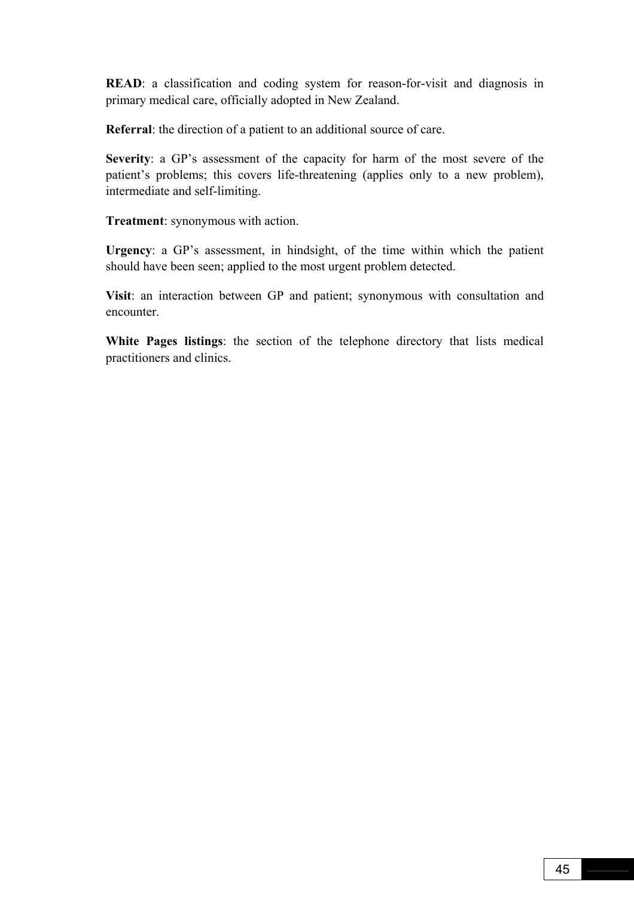**READ**: a classification and coding system for reason-for-visit and diagnosis in primary medical care, officially adopted in New Zealand.

**Referral**: the direction of a patient to an additional source of care.

**Severity**: a GP's assessment of the capacity for harm of the most severe of the patient's problems; this covers life-threatening (applies only to a new problem), intermediate and self-limiting.

**Treatment**: synonymous with action.

**Urgency**: a GP's assessment, in hindsight, of the time within which the patient should have been seen; applied to the most urgent problem detected.

**Visit**: an interaction between GP and patient; synonymous with consultation and encounter.

**White Pages listings**: the section of the telephone directory that lists medical practitioners and clinics.